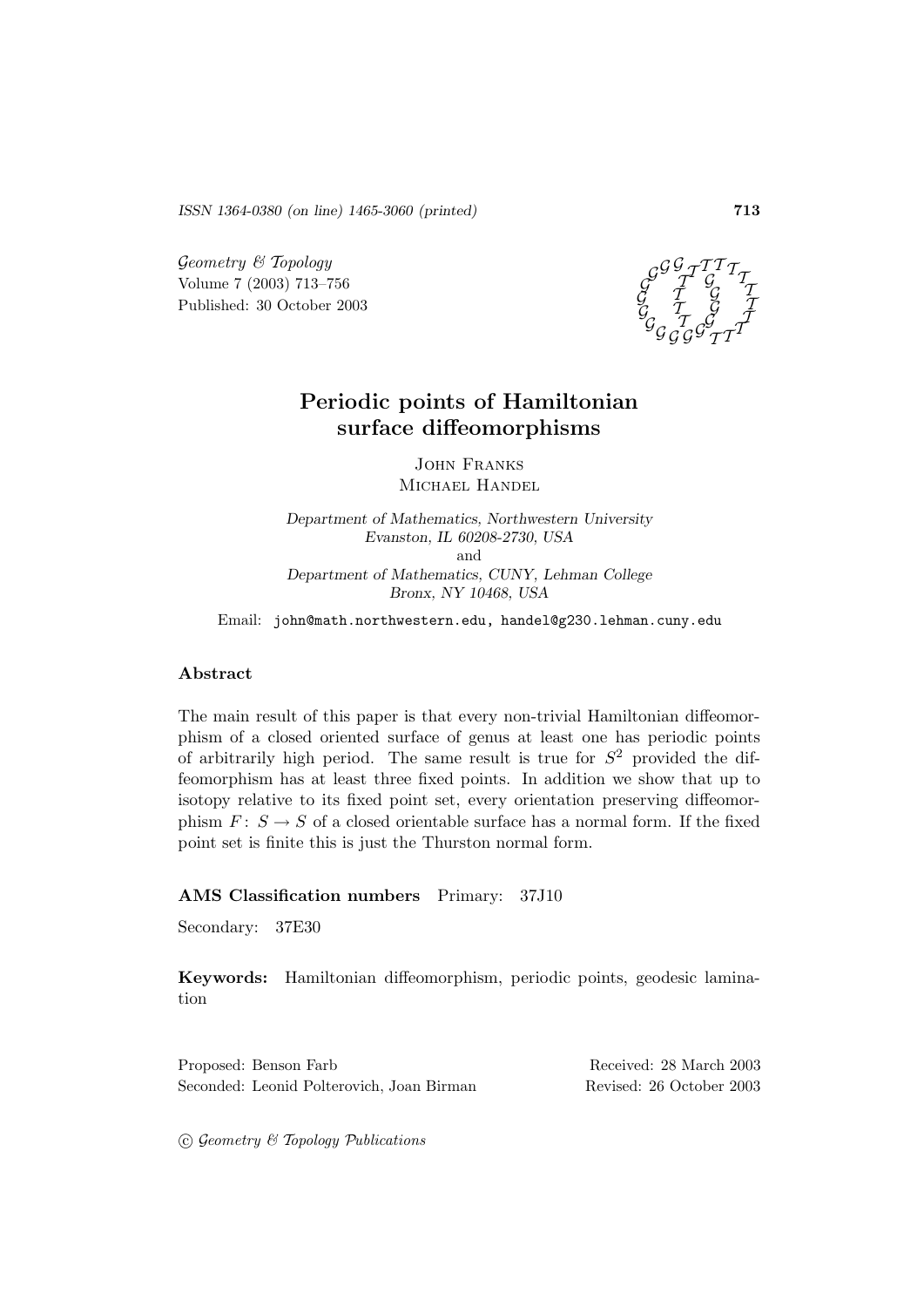# Periodic points of Hamiltonian surface diffeomorphisms

John Franks
Michael Handel

*Department of Mathematics, Northwestern University*
*Evanston, IL 60208-2730, USA*
and
*Department of Mathematics, CUNY, Lehman College*
*Bronx, NY 10468, USA*

Email: john@math.northwestern.edu, handel@g230.lehman.cuny.edu

## Abstract

The main result of this paper is that every non-trivial Hamiltonian diffeomorphism of a closed oriented surface of genus at least one has periodic points of arbitrarily high period. The same result is true for $S^2$ provided the diffeomorphism has at least three fixed points. In addition we show that up to isotopy relative to its fixed point set, every orientation preserving diffeomorphism $F\colon S \to S$ of a closed orientable surface has a normal form. If the fixed point set is finite this is just the Thurston normal form.

**AMS Classification numbers** Primary: 37J10

Secondary: 37E30

**Keywords:** Hamiltonian diffeomorphism, periodic points, geodesic lamination

Proposed: Benson Farb
Seconded: Leonid Polterovich, Joan Birman

Received: 28 March 2003
Revised: 26 October 2003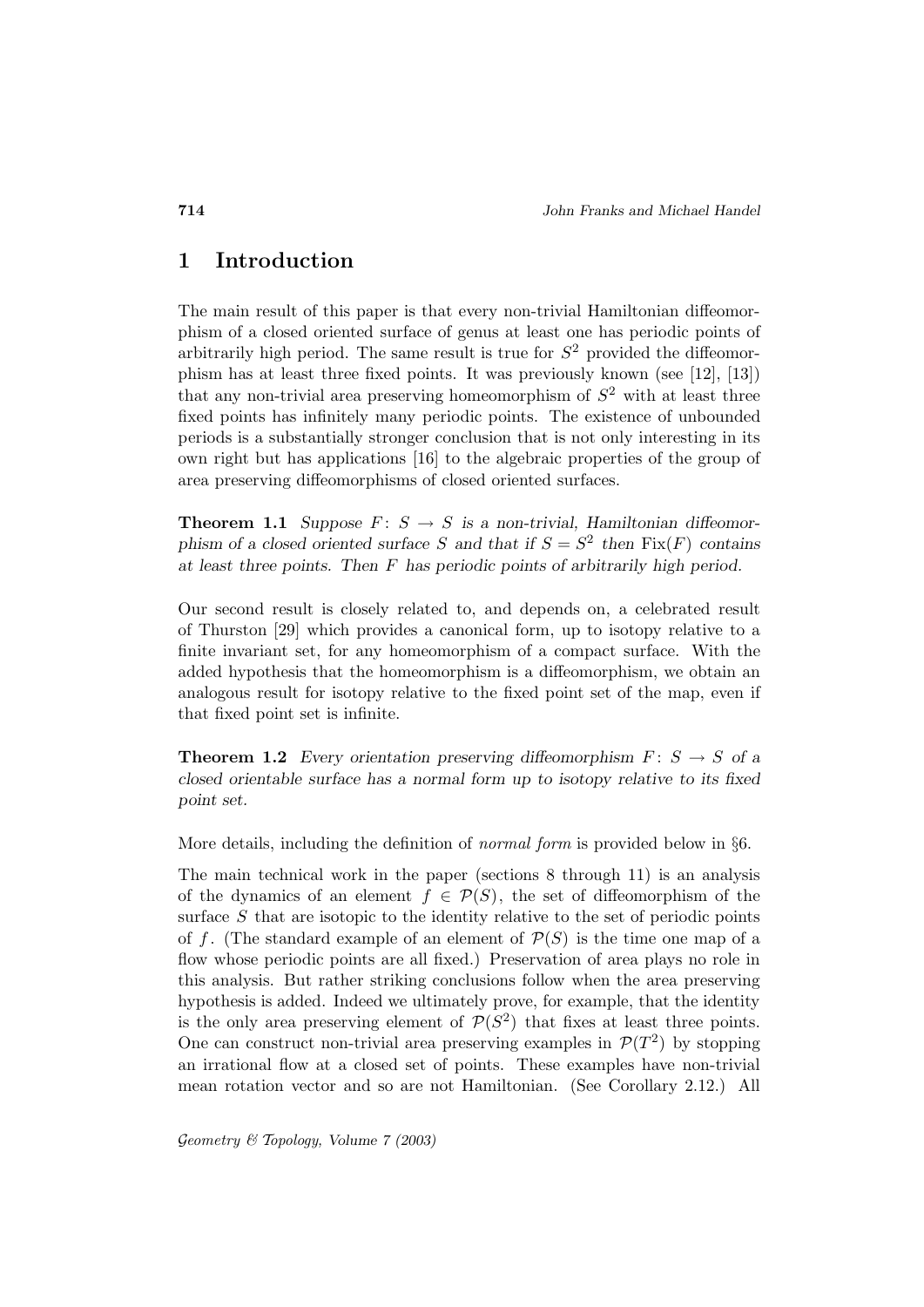# 1 Introduction

The main result of this paper is that every non-trivial Hamiltonian diffeomorphism of a closed oriented surface of genus at least one has periodic points of arbitrarily high period. The same result is true for $S^2$ provided the diffeomorphism has at least three fixed points. It was previously known (see [12], [13]) that any non-trivial area preserving homeomorphism of $S^2$ with at least three fixed points has infinitely many periodic points. The existence of unbounded periods is a substantially stronger conclusion that is not only interesting in its own right but has applications [16] to the algebraic properties of the group of area preserving diffeomorphisms of closed oriented surfaces.

**Theorem 1.1** *Suppose $F\colon S \to S$ is a non-trivial, Hamiltonian diffeomorphism of a closed oriented surface $S$ and that if $S = S^2$ then $\mathrm{Fix}(F)$ contains at least three points. Then $F$ has periodic points of arbitrarily high period.*

Our second result is closely related to, and depends on, a celebrated result of Thurston [29] which provides a canonical form, up to isotopy relative to a finite invariant set, for any homeomorphism of a compact surface. With the added hypothesis that the homeomorphism is a diffeomorphism, we obtain an analogous result for isotopy relative to the fixed point set of the map, even if that fixed point set is infinite.

**Theorem 1.2** *Every orientation preserving diffeomorphism $F\colon S \to S$ of a closed orientable surface has a normal form up to isotopy relative to its fixed point set.*

More details, including the definition of *normal form* is provided below in §6.

The main technical work in the paper (sections 8 through 11) is an analysis of the dynamics of an element $f \in \mathcal{P}(S)$, the set of diffeomorphism of the surface $S$ that are isotopic to the identity relative to the set of periodic points of $f$. (The standard example of an element of $\mathcal{P}(S)$ is the time one map of a flow whose periodic points are all fixed.) Preservation of area plays no role in this analysis. But rather striking conclusions follow when the area preserving hypothesis is added. Indeed we ultimately prove, for example, that the identity is the only area preserving element of $\mathcal{P}(S^2)$ that fixes at least three points. One can construct non-trivial area preserving examples in $\mathcal{P}(T^2)$ by stopping an irrational flow at a closed set of points. These examples have non-trivial mean rotation vector and so are not Hamiltonian. (See Corollary 2.12.) All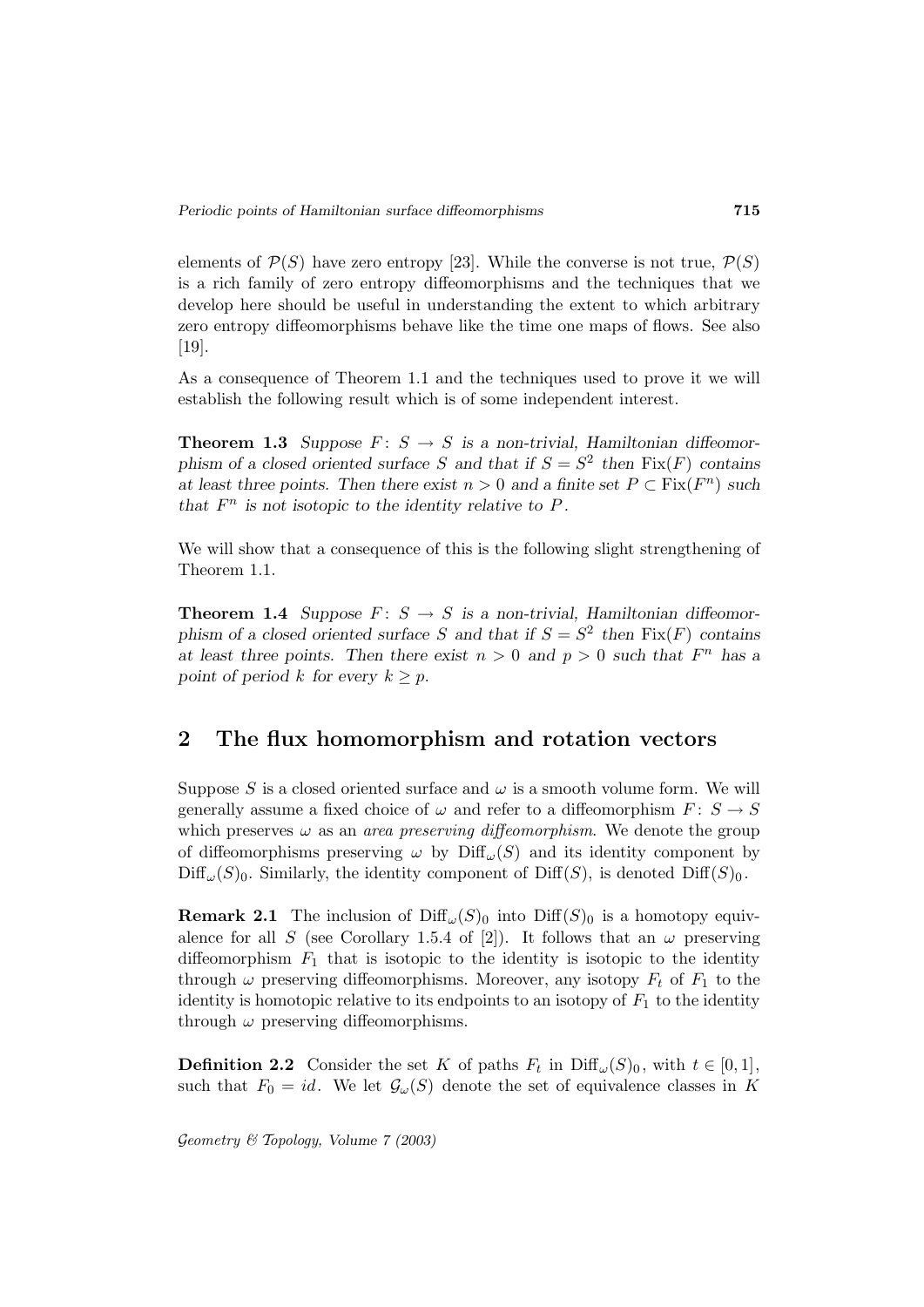elements of $\mathcal{P}(S)$ have zero entropy [23]. While the converse is not true, $\mathcal{P}(S)$ is a rich family of zero entropy diffeomorphisms and the techniques that we develop here should be useful in understanding the extent to which arbitrary zero entropy diffeomorphisms behave like the time one maps of flows. See also [19].

As a consequence of Theorem 1.1 and the techniques used to prove it we will establish the following result which is of some independent interest.

**Theorem 1.3** *Suppose $F\colon S \to S$ is a non-trivial, Hamiltonian diffeomorphism of a closed oriented surface $S$ and that if $S = S^2$ then $\mathrm{Fix}(F)$ contains at least three points. Then there exist $n > 0$ and a finite set $P \subset \mathrm{Fix}(F^n)$ such that $F^n$ is not isotopic to the identity relative to $P$.*

We will show that a consequence of this is the following slight strengthening of Theorem 1.1.

**Theorem 1.4** *Suppose $F\colon S \to S$ is a non-trivial, Hamiltonian diffeomorphism of a closed oriented surface $S$ and that if $S = S^2$ then $\mathrm{Fix}(F)$ contains at least three points. Then there exist $n > 0$ and $p > 0$ such that $F^n$ has a point of period $k$ for every $k \geq p$.*

## 2 The flux homomorphism and rotation vectors

Suppose $S$ is a closed oriented surface and $\omega$ is a smooth volume form. We will generally assume a fixed choice of $\omega$ and refer to a diffeomorphism $F\colon S \to S$ which preserves $\omega$ as an *area preserving diffeomorphism*. We denote the group of diffeomorphisms preserving $\omega$ by $\mathrm{Diff}_\omega(S)$ and its identity component by $\mathrm{Diff}_\omega(S)_0$. Similarly, the identity component of $\mathrm{Diff}(S)$, is denoted $\mathrm{Diff}(S)_0$.

**Remark 2.1** The inclusion of $\mathrm{Diff}_\omega(S)_0$ into $\mathrm{Diff}(S)_0$ is a homotopy equivalence for all $S$ (see Corollary 1.5.4 of [2]). It follows that an $\omega$ preserving diffeomorphism $F_1$ that is isotopic to the identity is isotopic to the identity through $\omega$ preserving diffeomorphisms. Moreover, any isotopy $F_t$ of $F_1$ to the identity is homotopic relative to its endpoints to an isotopy of $F_1$ to the identity through $\omega$ preserving diffeomorphisms.

**Definition 2.2** Consider the set $K$ of paths $F_t$ in $\mathrm{Diff}_\omega(S)_0$, with $t \in [0,1]$, such that $F_0 = id$. We let $\mathcal{G}_\omega(S)$ denote the set of equivalence classes in $K$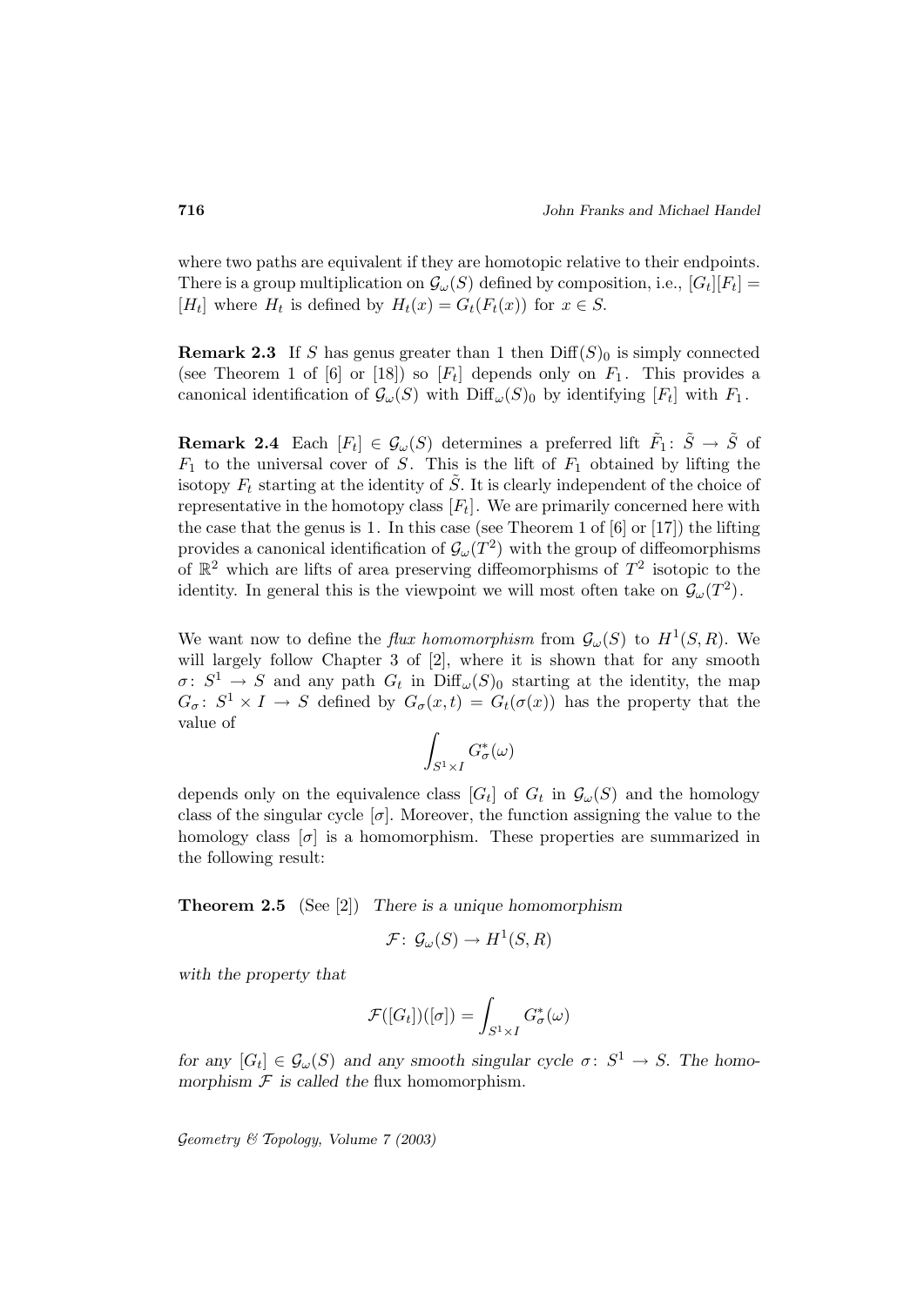where two paths are equivalent if they are homotopic relative to their endpoints. There is a group multiplication on $\mathcal{G}_\omega(S)$ defined by composition, i.e., $[G_t][F_t] = [H_t]$ where $H_t$ is defined by $H_t(x) = G_t(F_t(x))$ for $x \in S$.

**Remark 2.3** If $S$ has genus greater than 1 then $\mathrm{Diff}(S)_0$ is simply connected (see Theorem 1 of [6] or [18]) so $[F_t]$ depends only on $F_1$. This provides a canonical identification of $\mathcal{G}_\omega(S)$ with $\mathrm{Diff}_\omega(S)_0$ by identifying $[F_t]$ with $F_1$.

**Remark 2.4** Each $[F_t] \in \mathcal{G}_\omega(S)$ determines a preferred lift $\tilde{F}_1 \colon \tilde{S} \to \tilde{S}$ of $F_1$ to the universal cover of $S$. This is the lift of $F_1$ obtained by lifting the isotopy $F_t$ starting at the identity of $\tilde{S}$. It is clearly independent of the choice of representative in the homotopy class $[F_t]$. We are primarily concerned here with the case that the genus is 1. In this case (see Theorem 1 of [6] or [17]) the lifting provides a canonical identification of $\mathcal{G}_\omega(T^2)$ with the group of diffeomorphisms of $\mathbb{R}^2$ which are lifts of area preserving diffeomorphisms of $T^2$ isotopic to the identity. In general this is the viewpoint we will most often take on $\mathcal{G}_\omega(T^2)$.

We want now to define the *flux homomorphism* from $\mathcal{G}_\omega(S)$ to $H^1(S, R)$. We will largely follow Chapter 3 of [2], where it is shown that for any smooth $\sigma \colon S^1 \to S$ and any path $G_t$ in $\mathrm{Diff}_\omega(S)_0$ starting at the identity, the map $G_\sigma \colon S^1 \times I \to S$ defined by $G_\sigma(x,t) = G_t(\sigma(x))$ has the property that the value of

$$\int_{S^1 \times I} G_\sigma^*(\omega)$$

depends only on the equivalence class $[G_t]$ of $G_t$ in $\mathcal{G}_\omega(S)$ and the homology class of the singular cycle $[\sigma]$. Moreover, the function assigning the value to the homology class $[\sigma]$ is a homomorphism. These properties are summarized in the following result:

**Theorem 2.5** (See [2]) *There is a unique homomorphism*

$$\mathcal{F} \colon \mathcal{G}_\omega(S) \to H^1(S, R)$$

*with the property that*

$$\mathcal{F}([G_t])([\sigma]) = \int_{S^1 \times I} G_\sigma^*(\omega)$$

*for any $[G_t] \in \mathcal{G}_\omega(S)$ and any smooth singular cycle $\sigma \colon S^1 \to S$. The homomorphism $\mathcal{F}$ is called the* flux homomorphism.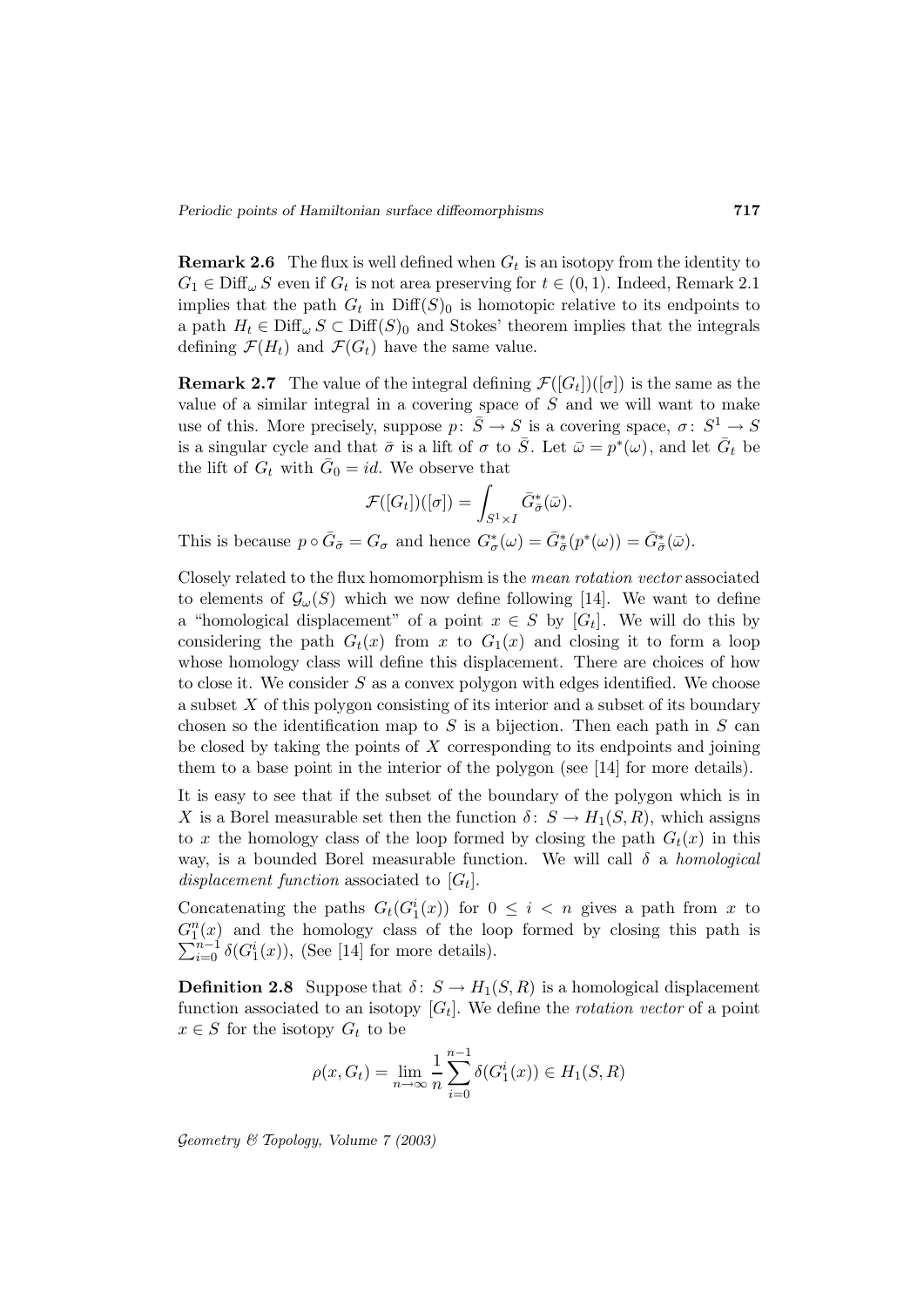**Remark 2.6** The flux is well defined when $G_t$ is an isotopy from the identity to $G_1 \in \mathrm{Diff}_\omega S$ even if $G_t$ is not area preserving for $t \in (0,1)$. Indeed, Remark 2.1 implies that the path $G_t$ in $\mathrm{Diff}(S)_0$ is homotopic relative to its endpoints to a path $H_t \in \mathrm{Diff}_\omega S \subset \mathrm{Diff}(S)_0$ and Stokes' theorem implies that the integrals defining $\mathcal{F}(H_t)$ and $\mathcal{F}(G_t)$ have the same value.

**Remark 2.7** The value of the integral defining $\mathcal{F}([G_t])([\sigma])$ is the same as the value of a similar integral in a covering space of $S$ and we will want to make use of this. More precisely, suppose $p\colon \bar{S} \to S$ is a covering space, $\sigma\colon S^1 \to S$ is a singular cycle and that $\bar{\sigma}$ is a lift of $\sigma$ to $\bar{S}$. Let $\bar{\omega} = p^*(\omega)$, and let $\bar{G}_t$ be the lift of $G_t$ with $\bar{G}_0 = id$. We observe that

$$\mathcal{F}([G_t])([\sigma]) = \int_{S^1 \times I} \bar{G}_{\bar{\sigma}}^*(\bar{\omega}).$$

This is because $p \circ \bar{G}_{\bar{\sigma}} = G_\sigma$ and hence $G_\sigma^*(\omega) = \bar{G}_{\bar{\sigma}}^*(p^*(\omega)) = \bar{G}_{\bar{\sigma}}^*(\bar{\omega})$.

Closely related to the flux homomorphism is the *mean rotation vector* associated to elements of $\mathcal{G}_\omega(S)$ which we now define following [14]. We want to define a "homological displacement" of a point $x \in S$ by $[G_t]$. We will do this by considering the path $G_t(x)$ from $x$ to $G_1(x)$ and closing it to form a loop whose homology class will define this displacement. There are choices of how to close it. We consider $S$ as a convex polygon with edges identified. We choose a subset $X$ of this polygon consisting of its interior and a subset of its boundary chosen so the identification map to $S$ is a bijection. Then each path in $S$ can be closed by taking the points of $X$ corresponding to its endpoints and joining them to a base point in the interior of the polygon (see [14] for more details).

It is easy to see that if the subset of the boundary of the polygon which is in $X$ is a Borel measurable set then the function $\delta\colon S \to H_1(S,R)$, which assigns to $x$ the homology class of the loop formed by closing the path $G_t(x)$ in this way, is a bounded Borel measurable function. We will call $\delta$ a *homological displacement function* associated to $[G_t]$.

Concatenating the paths $G_t(G_1^i(x))$ for $0 \leq i < n$ gives a path from $x$ to $G_1^n(x)$ and the homology class of the loop formed by closing this path is $\sum_{i=0}^{n-1} \delta(G_1^i(x))$, (See [14] for more details).

**Definition 2.8** Suppose that $\delta\colon S \to H_1(S,R)$ is a homological displacement function associated to an isotopy $[G_t]$. We define the *rotation vector* of a point $x \in S$ for the isotopy $G_t$ to be

$$\rho(x, G_t) = \lim_{n \to \infty} \frac{1}{n} \sum_{i=0}^{n-1} \delta(G_1^i(x)) \in H_1(S,R)$$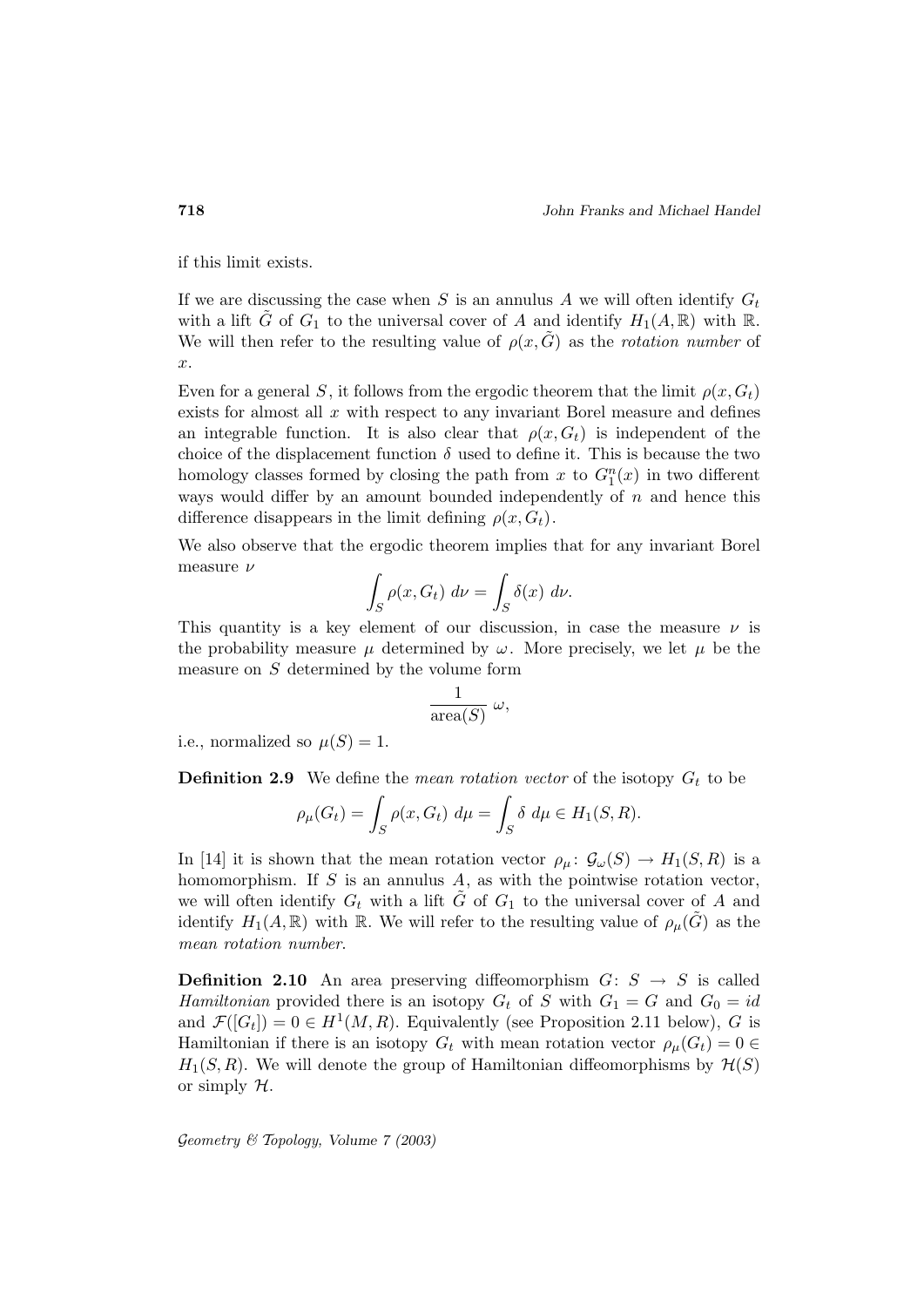if this limit exists.

If we are discussing the case when $S$ is an annulus $A$ we will often identify $G_t$ with a lift $\tilde{G}$ of $G_1$ to the universal cover of $A$ and identify $H_1(A, \mathbb{R})$ with $\mathbb{R}$. We will then refer to the resulting value of $\rho(x, \tilde{G})$ as the *rotation number* of $x$.

Even for a general $S$, it follows from the ergodic theorem that the limit $\rho(x, G_t)$ exists for almost all $x$ with respect to any invariant Borel measure and defines an integrable function. It is also clear that $\rho(x, G_t)$ is independent of the choice of the displacement function $\delta$ used to define it. This is because the two homology classes formed by closing the path from $x$ to $G_1^n(x)$ in two different ways would differ by an amount bounded independently of $n$ and hence this difference disappears in the limit defining $\rho(x, G_t)$.

We also observe that the ergodic theorem implies that for any invariant Borel measure $\nu$

$$\int_S \rho(x, G_t)\ d\nu = \int_S \delta(x)\ d\nu.$$

This quantity is a key element of our discussion, in case the measure $\nu$ is the probability measure $\mu$ determined by $\omega$. More precisely, we let $\mu$ be the measure on $S$ determined by the volume form

$$\frac{1}{\text{area}(S)}\ \omega,$$

i.e., normalized so $\mu(S) = 1$.

**Definition 2.9** We define the *mean rotation vector* of the isotopy $G_t$ to be

$$\rho_\mu(G_t) = \int_S \rho(x, G_t)\ d\mu = \int_S \delta\ d\mu \in H_1(S, R).$$

In [14] it is shown that the mean rotation vector $\rho_\mu \colon \mathcal{G}_\omega(S) \to H_1(S, R)$ is a homomorphism. If $S$ is an annulus $A$, as with the pointwise rotation vector, we will often identify $G_t$ with a lift $\tilde{G}$ of $G_1$ to the universal cover of $A$ and identify $H_1(A, \mathbb{R})$ with $\mathbb{R}$. We will refer to the resulting value of $\rho_\mu(\tilde{G})$ as the *mean rotation number*.

**Definition 2.10** An area preserving diffeomorphism $G \colon S \to S$ is called *Hamiltonian* provided there is an isotopy $G_t$ of $S$ with $G_1 = G$ and $G_0 = id$ and $\mathcal{F}([G_t]) = 0 \in H^1(M, R)$. Equivalently (see Proposition 2.11 below), $G$ is Hamiltonian if there is an isotopy $G_t$ with mean rotation vector $\rho_\mu(G_t) = 0 \in H_1(S, R)$. We will denote the group of Hamiltonian diffeomorphisms by $\mathcal{H}(S)$ or simply $\mathcal{H}$.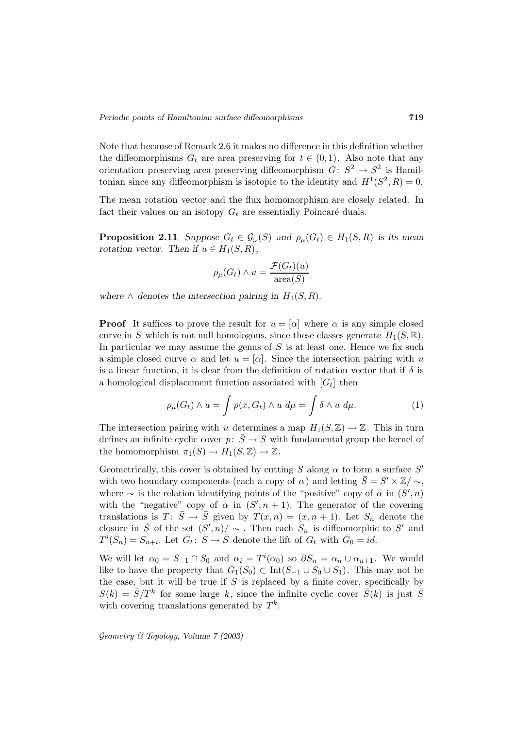Note that because of Remark 2.6 it makes no difference in this definition whether the diffeomorphisms $G_t$ are area preserving for $t \in (0,1)$. Also note that any orientation preserving area preserving diffeomorphism $G\colon S^2 \to S^2$ is Hamiltonian since any diffeomorphism is isotopic to the identity and $H^1(S^2, R) = 0$.

The mean rotation vector and the flux homomorphism are closely related. In fact their values on an isotopy $G_t$ are essentially Poincaré duals.

**Proposition 2.11** *Suppose $G_t \in \mathcal{G}_\omega(S)$ and $\rho_\mu(G_t) \in H_1(S, R)$ is its mean rotation vector. Then if $u \in H_1(S, R)$,*

$$\rho_\mu(G_t) \wedge u = \frac{\mathcal{F}(G_t)(u)}{\operatorname{area}(S)}$$

*where $\wedge$ denotes the intersection pairing in $H_1(S, R)$.*

**Proof** It suffices to prove the result for $u = [\alpha]$ where $\alpha$ is any simple closed curve in $S$ which is not null homologous, since these classes generate $H_1(S, \mathbb{R})$. In particular we may assume the genus of $S$ is at least one. Hence we fix such a simple closed curve $\alpha$ and let $u = [\alpha]$. Since the intersection pairing with $u$ is a linear function, it is clear from the definition of rotation vector that if $\delta$ is a homological displacement function associated with $[G_t]$ then

$$\rho_\mu(G_t) \wedge u = \int \rho(x, G_t) \wedge u \; d\mu = \int \delta \wedge u \; d\mu. \tag{1}$$

The intersection pairing with $u$ determines a map $H_1(S, \mathbb{Z}) \to \mathbb{Z}$. This in turn defines an infinite cyclic cover $p\colon \bar{S} \to S$ with fundamental group the kernel of the homomorphism $\pi_1(S) \to H_1(S, \mathbb{Z}) \to \mathbb{Z}$.

Geometrically, this cover is obtained by cutting $S$ along $\alpha$ to form a surface $S'$ with two boundary components (each a copy of $\alpha$) and letting $\bar{S} = S' \times \mathbb{Z}/\sim$, where $\sim$ is the relation identifying points of the "positive" copy of $\alpha$ in $(S', n)$ with the "negative" copy of $\alpha$ in $(S', n+1)$. The generator of the covering translations is $T\colon \bar{S} \to \bar{S}$ given by $T(x, n) = (x, n+1)$. Let $S_n$ denote the closure in $\bar{S}$ of the set $(S', n)/\sim$. Then each $S_n$ is diffeomorphic to $S'$ and $T^i(\bar{S}_n) = S_{n+i}$. Let $\bar{G}_t\colon \bar{S} \to \bar{S}$ denote the lift of $G_t$ with $\bar{G}_0 = id$.

We will let $\alpha_0 = S_{-1} \cap S_0$ and $\alpha_i = T^i(\alpha_0)$ so $\partial S_n = \alpha_n \cup \alpha_{n+1}$. We would like to have the property that $\bar{G}_1(S_0) \subset \operatorname{Int}(S_{-1} \cup S_0 \cup S_1)$. This may not be the case, but it will be true if $S$ is replaced by a finite cover, specifically by $S(k) = \bar{S}/T^k$ for some large $k$, since the infinite cyclic cover $\bar{S}(k)$ is just $\bar{S}$ with covering translations generated by $T^k$.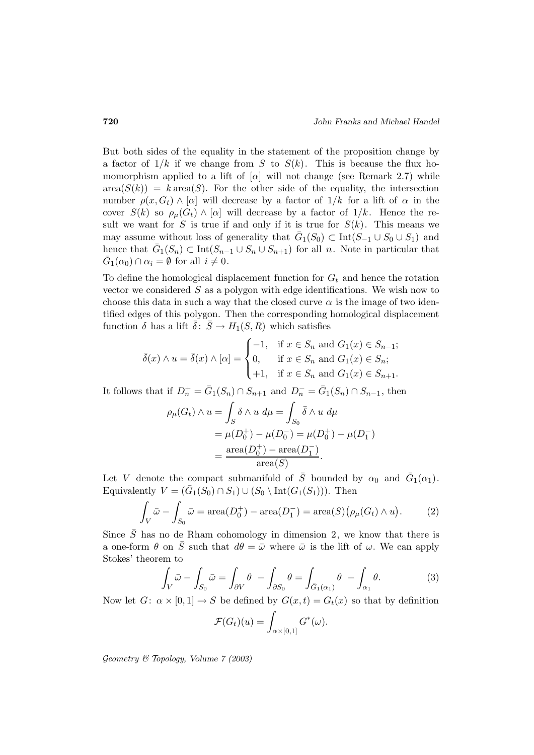But both sides of the equality in the statement of the proposition change by a factor of $1/k$ if we change from $S$ to $S(k)$. This is because the flux homomorphism applied to a lift of $[\alpha]$ will not change (see Remark 2.7) while $\text{area}(S(k)) = k\,\text{area}(S)$. For the other side of the equality, the intersection number $\rho(x, G_t) \wedge [\alpha]$ will decrease by a factor of $1/k$ for a lift of $\alpha$ in the cover $S(k)$ so $\rho_\mu(G_t) \wedge [\alpha]$ will decrease by a factor of $1/k$. Hence the result we want for $S$ is true if and only if it is true for $S(k)$. This means we may assume without loss of generality that $\bar{G}_1(S_0) \subset \text{Int}(S_{-1} \cup S_0 \cup S_1)$ and hence that $\bar{G}_1(S_n) \subset \text{Int}(S_{n-1} \cup S_n \cup S_{n+1})$ for all $n$. Note in particular that $\bar{G}_1(\alpha_0) \cap \alpha_i = \emptyset$ for all $i \neq 0$.

To define the homological displacement function for $G_t$ and hence the rotation vector we considered $S$ as a polygon with edge identifications. We wish now to choose this data in such a way that the closed curve $\alpha$ is the image of two identified edges of this polygon. Then the corresponding homological displacement function $\delta$ has a lift $\bar{\delta}\colon \bar{S} \to H_1(S, R)$ which satisfies

$$\bar{\delta}(x) \wedge u = \bar{\delta}(x) \wedge [\alpha] = \begin{cases} -1, & \text{if } x \in S_n \text{ and } G_1(x) \in S_{n-1}; \\ 0, & \text{if } x \in S_n \text{ and } G_1(x) \in S_n; \\ +1, & \text{if } x \in S_n \text{ and } G_1(x) \in S_{n+1}. \end{cases}$$

It follows that if $D_n^+ = \bar{G}_1(S_n) \cap S_{n+1}$ and $D_n^- = \bar{G}_1(S_n) \cap S_{n-1}$, then

$$\begin{aligned} \rho_\mu(G_t) \wedge u &= \int_S \delta \wedge u \; d\mu = \int_{S_0} \bar{\delta} \wedge u \; d\mu \\ &= \mu(D_0^+) - \mu(D_0^-) = \mu(D_0^+) - \mu(D_1^-) \\ &= \frac{\text{area}(D_0^+) - \text{area}(D_1^-)}{\text{area}(S)}. \end{aligned}$$

Let $V$ denote the compact submanifold of $\bar{S}$ bounded by $\alpha_0$ and $\bar{G}_1(\alpha_1)$. Equivalently $V = (\bar{G}_1(S_0) \cap S_1) \cup (S_0 \setminus \text{Int}(G_1(S_1)))$. Then

$$\int_V \bar{\omega} - \int_{S_0} \bar{\omega} = \text{area}(D_0^+) - \text{area}(D_1^-) = \text{area}(S)\big(\rho_\mu(G_t) \wedge u\big). \tag{2}$$

Since $\bar{S}$ has no de Rham cohomology in dimension 2, we know that there is a one-form $\theta$ on $\bar{S}$ such that $d\theta = \bar{\omega}$ where $\bar{\omega}$ is the lift of $\omega$. We can apply Stokes' theorem to

$$\int_V \bar{\omega} - \int_{S_0} \bar{\omega} = \int_{\partial V} \theta \; - \int_{\partial S_0} \theta = \int_{\bar{G}_1(\alpha_1)} \theta \; - \int_{\alpha_1} \theta. \tag{3}$$

Now let $G\colon \alpha \times [0,1] \to S$ be defined by $G(x,t) = G_t(x)$ so that by definition

$$\mathcal{F}(G_t)(u) = \int_{\alpha \times [0,1]} G^*(\omega).$$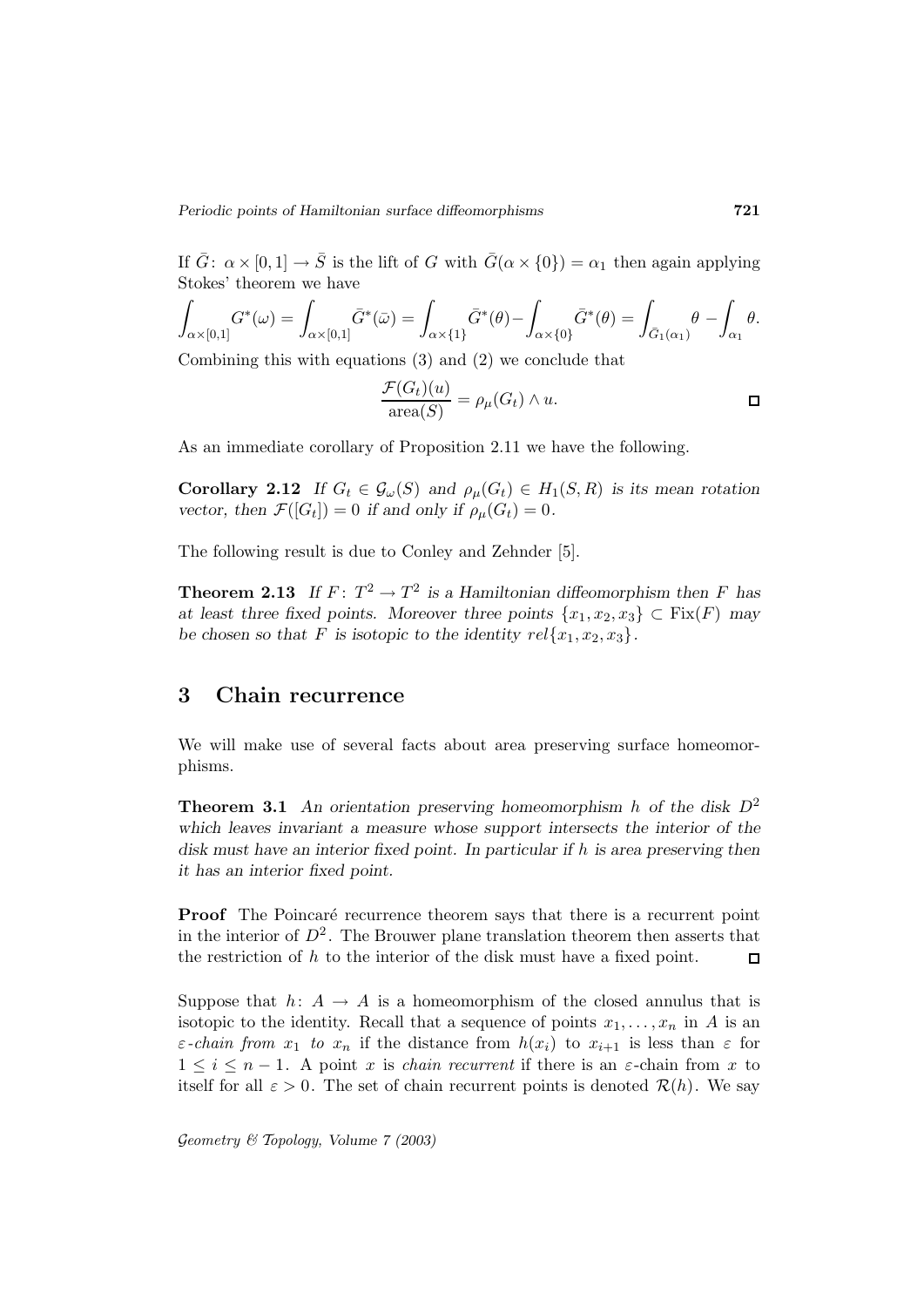If $\bar{G}\colon \alpha \times [0,1] \to \bar{S}$ is the lift of $G$ with $\bar{G}(\alpha \times \{0\}) = \alpha_1$ then again applying Stokes' theorem we have

$$\int_{\alpha\times[0,1]} G^*(\omega) = \int_{\alpha\times[0,1]} \bar{G}^*(\bar{\omega}) = \int_{\alpha\times\{1\}} \bar{G}^*(\theta) - \int_{\alpha\times\{0\}} \bar{G}^*(\theta) = \int_{\bar{G}_1(\alpha_1)} \theta - \int_{\alpha_1} \theta.$$

Combining this with equations (3) and (2) we conclude that

$$\frac{\mathcal{F}(G_t)(u)}{\operatorname{area}(S)} = \rho_\mu(G_t) \wedge u.$$

□

As an immediate corollary of Proposition 2.11 we have the following.

**Corollary 2.12** *If $G_t \in \mathcal{G}_\omega(S)$ and $\rho_\mu(G_t) \in H_1(S, R)$ is its mean rotation vector, then $\mathcal{F}([G_t]) = 0$ if and only if $\rho_\mu(G_t) = 0$.*

The following result is due to Conley and Zehnder [5].

**Theorem 2.13** *If $F\colon T^2 \to T^2$ is a Hamiltonian diffeomorphism then $F$ has at least three fixed points. Moreover three points $\{x_1, x_2, x_3\} \subset \operatorname{Fix}(F)$ may be chosen so that $F$ is isotopic to the identity $rel\{x_1, x_2, x_3\}$.*

## 3 Chain recurrence

We will make use of several facts about area preserving surface homeomorphisms.

**Theorem 3.1** *An orientation preserving homeomorphism $h$ of the disk $D^2$ which leaves invariant a measure whose support intersects the interior of the disk must have an interior fixed point. In particular if $h$ is area preserving then it has an interior fixed point.*

**Proof** The Poincaré recurrence theorem says that there is a recurrent point in the interior of $D^2$. The Brouwer plane translation theorem then asserts that the restriction of $h$ to the interior of the disk must have a fixed point. □

Suppose that $h\colon A \to A$ is a homeomorphism of the closed annulus that is isotopic to the identity. Recall that a sequence of points $x_1, \dots, x_n$ in $A$ is an *$\varepsilon$-chain from $x_1$ to $x_n$* if the distance from $h(x_i)$ to $x_{i+1}$ is less than $\varepsilon$ for $1 \le i \le n-1$. A point $x$ is *chain recurrent* if there is an $\varepsilon$-chain from $x$ to itself for all $\varepsilon > 0$. The set of chain recurrent points is denoted $\mathcal{R}(h)$. We say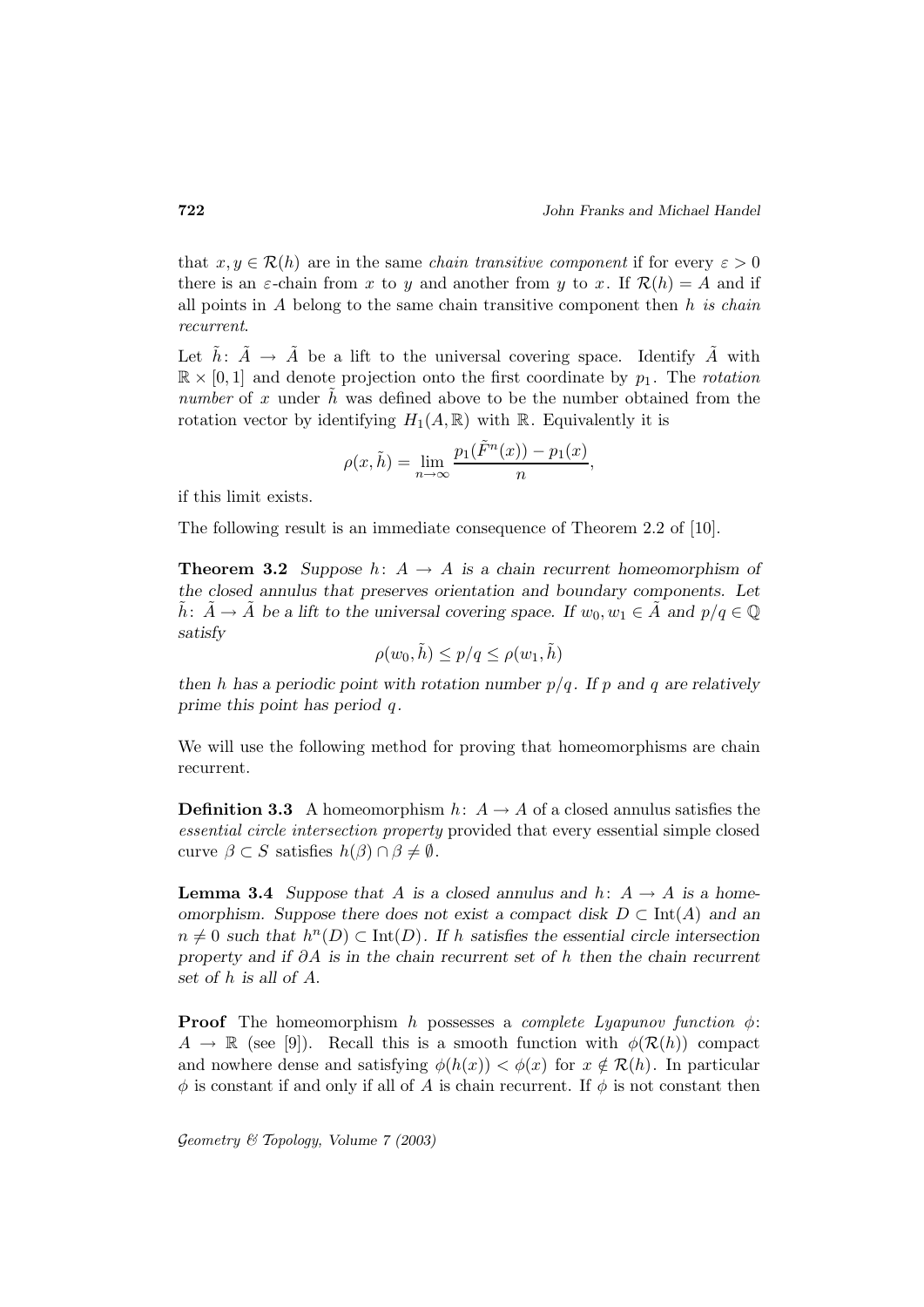that $x, y \in \mathcal{R}(h)$ are in the same *chain transitive component* if for every $\varepsilon > 0$ there is an $\varepsilon$-chain from $x$ to $y$ and another from $y$ to $x$. If $\mathcal{R}(h) = A$ and if all points in $A$ belong to the same chain transitive component then $h$ *is chain recurrent*.

Let $\tilde{h}\colon \tilde{A} \to \tilde{A}$ be a lift to the universal covering space. Identify $\tilde{A}$ with $\mathbb{R} \times [0,1]$ and denote projection onto the first coordinate by $p_1$. The *rotation number* of $x$ under $\tilde{h}$ was defined above to be the number obtained from the rotation vector by identifying $H_1(A, \mathbb{R})$ with $\mathbb{R}$. Equivalently it is

$$\rho(x, \tilde{h}) = \lim_{n \to \infty} \frac{p_1(\tilde{F}^n(x)) - p_1(x)}{n},$$

if this limit exists.

The following result is an immediate consequence of Theorem 2.2 of [10].

**Theorem 3.2** *Suppose $h\colon A \to A$ is a chain recurrent homeomorphism of the closed annulus that preserves orientation and boundary components. Let $\tilde{h}\colon \tilde{A} \to \tilde{A}$ be a lift to the universal covering space. If $w_0, w_1 \in \tilde{A}$ and $p/q \in \mathbb{Q}$ satisfy*

$$\rho(w_0, \tilde{h}) \le p/q \le \rho(w_1, \tilde{h})$$

*then $h$ has a periodic point with rotation number $p/q$. If $p$ and $q$ are relatively prime this point has period $q$.*

We will use the following method for proving that homeomorphisms are chain recurrent.

**Definition 3.3** A homeomorphism $h\colon A \to A$ of a closed annulus satisfies the *essential circle intersection property* provided that every essential simple closed curve $\beta \subset S$ satisfies $h(\beta) \cap \beta \neq \emptyset$.

**Lemma 3.4** *Suppose that $A$ is a closed annulus and $h\colon A \to A$ is a homeomorphism. Suppose there does not exist a compact disk $D \subset \operatorname{Int}(A)$ and an $n \neq 0$ such that $h^n(D) \subset \operatorname{Int}(D)$. If $h$ satisfies the essential circle intersection property and if $\partial A$ is in the chain recurrent set of $h$ then the chain recurrent set of $h$ is all of $A$.*

**Proof** The homeomorphism $h$ possesses a *complete Lyapunov function* $\phi\colon A \to \mathbb{R}$ (see [9]). Recall this is a smooth function with $\phi(\mathcal{R}(h))$ compact and nowhere dense and satisfying $\phi(h(x)) < \phi(x)$ for $x \notin \mathcal{R}(h)$. In particular $\phi$ is constant if and only if all of $A$ is chain recurrent. If $\phi$ is not constant then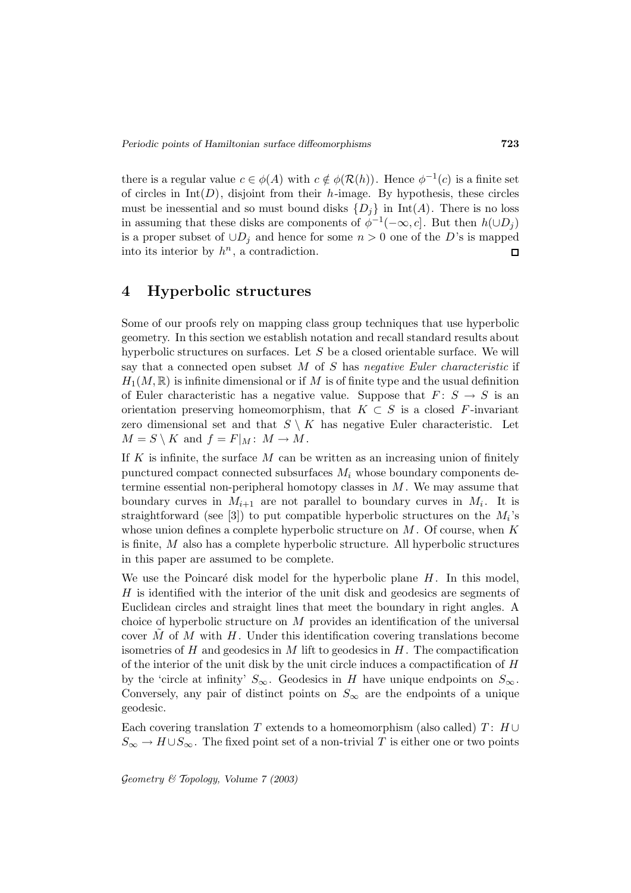there is a regular value $c \in \phi(A)$ with $c \notin \phi(\mathcal{R}(h))$. Hence $\phi^{-1}(c)$ is a finite set of circles in $\mathrm{Int}(D)$, disjoint from their $h$-image. By hypothesis, these circles must be inessential and so must bound disks $\{D_j\}$ in $\mathrm{Int}(A)$. There is no loss in assuming that these disks are components of $\phi^{-1}(-\infty, c]$. But then $h(\cup D_j)$ is a proper subset of $\cup D_j$ and hence for some $n > 0$ one of the $D$'s is mapped into its interior by $h^n$, a contradiction. $\square$

## 4 Hyperbolic structures

Some of our proofs rely on mapping class group techniques that use hyperbolic geometry. In this section we establish notation and recall standard results about hyperbolic structures on surfaces. Let $S$ be a closed orientable surface. We will say that a connected open subset $M$ of $S$ has *negative Euler characteristic* if $H_1(M, \mathbb{R})$ is infinite dimensional or if $M$ is of finite type and the usual definition of Euler characteristic has a negative value. Suppose that $F\colon S \to S$ is an orientation preserving homeomorphism, that $K \subset S$ is a closed $F$-invariant zero dimensional set and that $S \setminus K$ has negative Euler characteristic. Let $M = S \setminus K$ and $f = F|_M\colon M \to M$.

If $K$ is infinite, the surface $M$ can be written as an increasing union of finitely punctured compact connected subsurfaces $M_i$ whose boundary components determine essential non-peripheral homotopy classes in $M$. We may assume that boundary curves in $M_{i+1}$ are not parallel to boundary curves in $M_i$. It is straightforward (see [3]) to put compatible hyperbolic structures on the $M_i$'s whose union defines a complete hyperbolic structure on $M$. Of course, when $K$ is finite, $M$ also has a complete hyperbolic structure. All hyperbolic structures in this paper are assumed to be complete.

We use the Poincaré disk model for the hyperbolic plane $H$. In this model, $H$ is identified with the interior of the unit disk and geodesics are segments of Euclidean circles and straight lines that meet the boundary in right angles. A choice of hyperbolic structure on $M$ provides an identification of the universal cover $\tilde{M}$ of $M$ with $H$. Under this identification covering translations become isometries of $H$ and geodesics in $M$ lift to geodesics in $H$. The compactification of the interior of the unit disk by the unit circle induces a compactification of $H$ by the 'circle at infinity' $S_\infty$. Geodesics in $H$ have unique endpoints on $S_\infty$. Conversely, any pair of distinct points on $S_\infty$ are the endpoints of a unique geodesic.

Each covering translation $T$ extends to a homeomorphism (also called) $T\colon H \cup S_\infty \to H \cup S_\infty$. The fixed point set of a non-trivial $T$ is either one or two points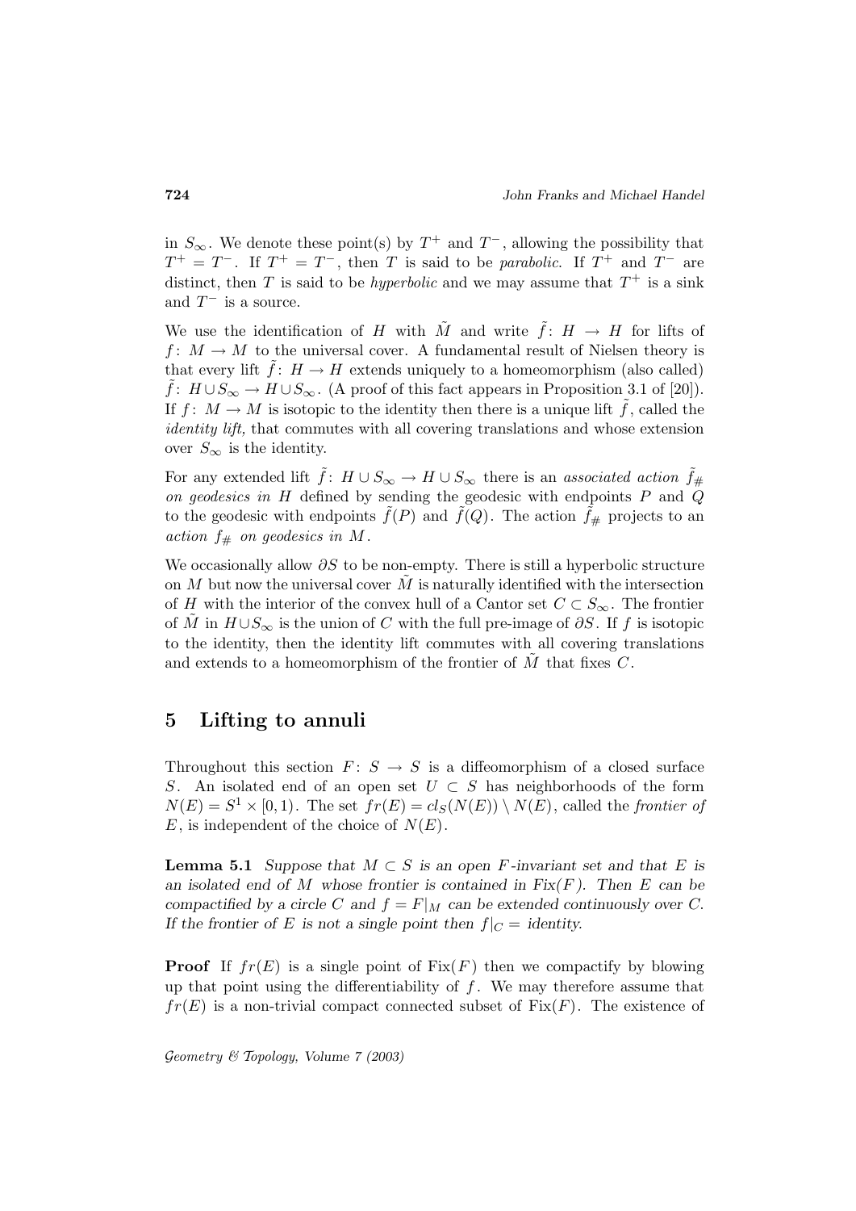in $S_\infty$. We denote these point(s) by $T^+$ and $T^-$, allowing the possibility that $T^+ = T^-$. If $T^+ = T^-$, then $T$ is said to be *parabolic*. If $T^+$ and $T^-$ are distinct, then $T$ is said to be *hyperbolic* and we may assume that $T^+$ is a sink and $T^-$ is a source.

We use the identification of $H$ with $\tilde{M}$ and write $\tilde{f}\colon H \to H$ for lifts of $f\colon M \to M$ to the universal cover. A fundamental result of Nielsen theory is that every lift $\tilde{f}\colon H \to H$ extends uniquely to a homeomorphism (also called) $\tilde{f}\colon H \cup S_\infty \to H \cup S_\infty$. (A proof of this fact appears in Proposition 3.1 of [20]). If $f\colon M \to M$ is isotopic to the identity then there is a unique lift $\tilde{f}$, called the *identity lift,* that commutes with all covering translations and whose extension over $S_\infty$ is the identity.

For any extended lift $\tilde{f}\colon H \cup S_\infty \to H \cup S_\infty$ there is an *associated action* $\tilde{f}_\#$ *on geodesics in* $H$ defined by sending the geodesic with endpoints $P$ and $Q$ to the geodesic with endpoints $\tilde{f}(P)$ and $\tilde{f}(Q)$. The action $\tilde{f}_\#$ projects to an *action* $f_\#$ *on geodesics in* $M$.

We occasionally allow $\partial S$ to be non-empty. There is still a hyperbolic structure on $M$ but now the universal cover $\tilde{M}$ is naturally identified with the intersection of $H$ with the interior of the convex hull of a Cantor set $C \subset S_\infty$. The frontier of $\tilde{M}$ in $H \cup S_\infty$ is the union of $C$ with the full pre-image of $\partial S$. If $f$ is isotopic to the identity, then the identity lift commutes with all covering translations and extends to a homeomorphism of the frontier of $\tilde{M}$ that fixes $C$.

## 5 Lifting to annuli

Throughout this section $F\colon S \to S$ is a diffeomorphism of a closed surface $S$. An isolated end of an open set $U \subset S$ has neighborhoods of the form $N(E) = S^1 \times [0, 1)$. The set $fr(E) = cl_S(N(E)) \setminus N(E)$, called the *frontier of* $E$, is independent of the choice of $N(E)$.

**Lemma 5.1** *Suppose that $M \subset S$ is an open $F$-invariant set and that $E$ is an isolated end of $M$ whose frontier is contained in Fix$(F)$. Then $E$ can be compactified by a circle $C$ and $f = F|_M$ can be extended continuously over $C$. If the frontier of $E$ is not a single point then $f|_C =$ identity.*

**Proof** If $fr(E)$ is a single point of $\mathrm{Fix}(F)$ then we compactify by blowing up that point using the differentiability of $f$. We may therefore assume that $fr(E)$ is a non-trivial compact connected subset of $\mathrm{Fix}(F)$. The existence of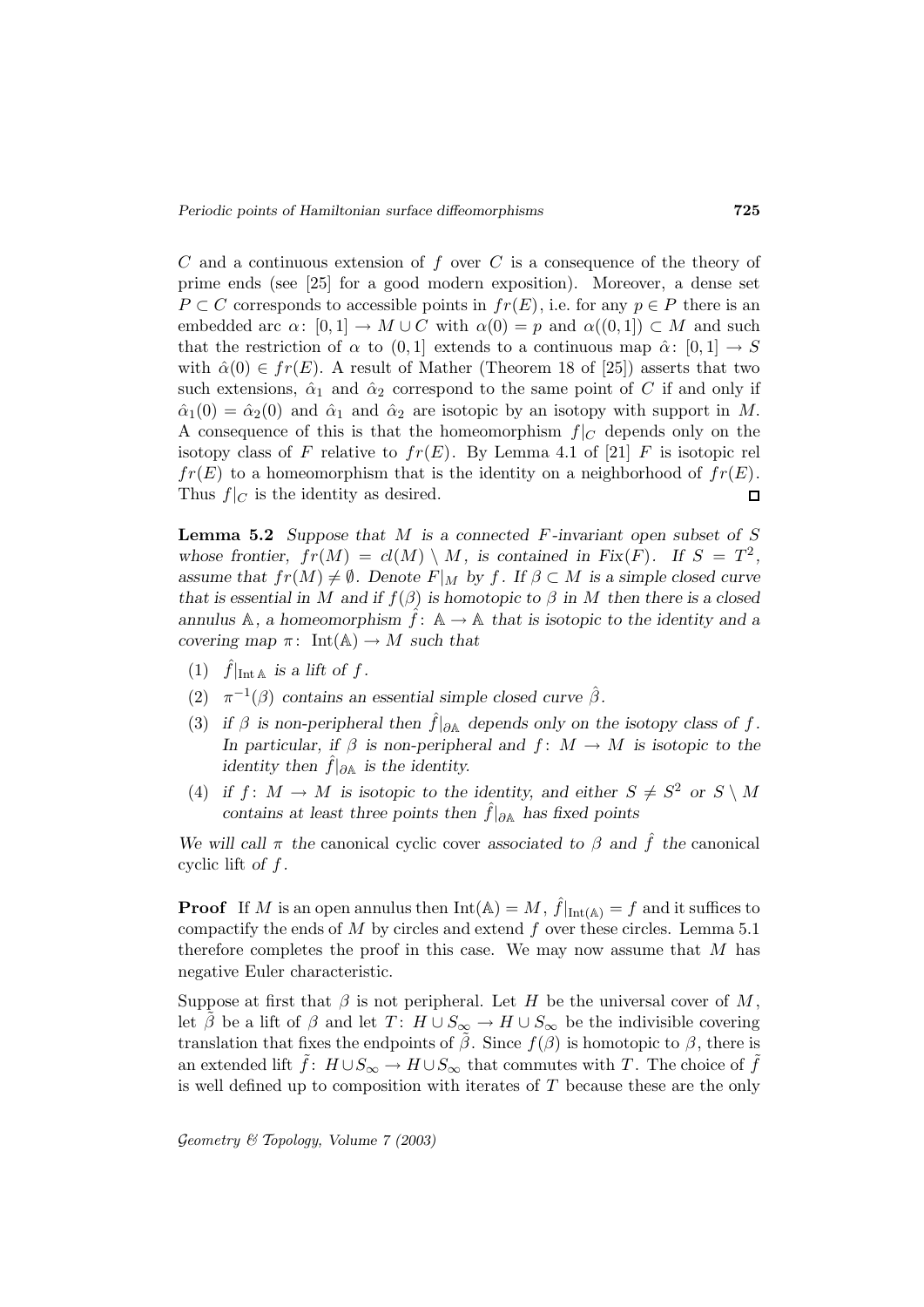$C$ and a continuous extension of $f$ over $C$ is a consequence of the theory of prime ends (see [25] for a good modern exposition). Moreover, a dense set $P \subset C$ corresponds to accessible points in $fr(E)$, i.e. for any $p \in P$ there is an embedded arc $\alpha\colon [0,1] \to M \cup C$ with $\alpha(0) = p$ and $\alpha((0,1]) \subset M$ and such that the restriction of $\alpha$ to $(0,1]$ extends to a continuous map $\hat{\alpha}\colon [0,1] \to S$ with $\hat{\alpha}(0) \in fr(E)$. A result of Mather (Theorem 18 of [25]) asserts that two such extensions, $\hat{\alpha}_1$ and $\hat{\alpha}_2$ correspond to the same point of $C$ if and only if $\hat{\alpha}_1(0) = \hat{\alpha}_2(0)$ and $\hat{\alpha}_1$ and $\hat{\alpha}_2$ are isotopic by an isotopy with support in $M$. A consequence of this is that the homeomorphism $f|_C$ depends only on the isotopy class of $F$ relative to $fr(E)$. By Lemma 4.1 of [21] $F$ is isotopic rel $fr(E)$ to a homeomorphism that is the identity on a neighborhood of $fr(E)$. Thus $f|_C$ is the identity as desired. $\square$

**Lemma 5.2** *Suppose that $M$ is a connected $F$-invariant open subset of $S$ whose frontier, $fr(M) = cl(M) \setminus M$, is contained in $\mathrm{Fix}(F)$. If $S = T^2$, assume that $fr(M) \neq \emptyset$. Denote $F|_M$ by $f$. If $\beta \subset M$ is a simple closed curve that is essential in $M$ and if $f(\beta)$ is homotopic to $\beta$ in $M$ then there is a closed annulus $\mathbb{A}$, a homeomorphism $\hat{f}\colon \mathbb{A} \to \mathbb{A}$ that is isotopic to the identity and a covering map $\pi\colon \mathrm{Int}(\mathbb{A}) \to M$ such that*

1. *$\hat{f}|_{\mathrm{Int}\,\mathbb{A}}$ is a lift of $f$.*
2. *$\pi^{-1}(\beta)$ contains an essential simple closed curve $\hat{\beta}$.*
3. *if $\beta$ is non-peripheral then $\hat{f}|_{\partial\mathbb{A}}$ depends only on the isotopy class of $f$. In particular, if $\beta$ is non-peripheral and $f\colon M \to M$ is isotopic to the identity then $\hat{f}|_{\partial\mathbb{A}}$ is the identity.*
4. *if $f\colon M \to M$ is isotopic to the identity, and either $S \neq S^2$ or $S \setminus M$ contains at least three points then $\hat{f}|_{\partial\mathbb{A}}$ has fixed points*

*We will call $\pi$* the canonical cyclic cover *associated to $\beta$ and $\hat{f}$* the canonical cyclic lift *of $f$.*

**Proof** If $M$ is an open annulus then $\mathrm{Int}(\mathbb{A}) = M$, $\hat{f}|_{\mathrm{Int}(\mathbb{A})} = f$ and it suffices to compactify the ends of $M$ by circles and extend $f$ over these circles. Lemma 5.1 therefore completes the proof in this case. We may now assume that $M$ has negative Euler characteristic.

Suppose at first that $\beta$ is not peripheral. Let $H$ be the universal cover of $M$, let $\tilde{\beta}$ be a lift of $\beta$ and let $T\colon H \cup S_\infty \to H \cup S_\infty$ be the indivisible covering translation that fixes the endpoints of $\tilde{\beta}$. Since $f(\beta)$ is homotopic to $\beta$, there is an extended lift $\tilde{f}\colon H \cup S_\infty \to H \cup S_\infty$ that commutes with $T$. The choice of $\tilde{f}$ is well defined up to composition with iterates of $T$ because these are the only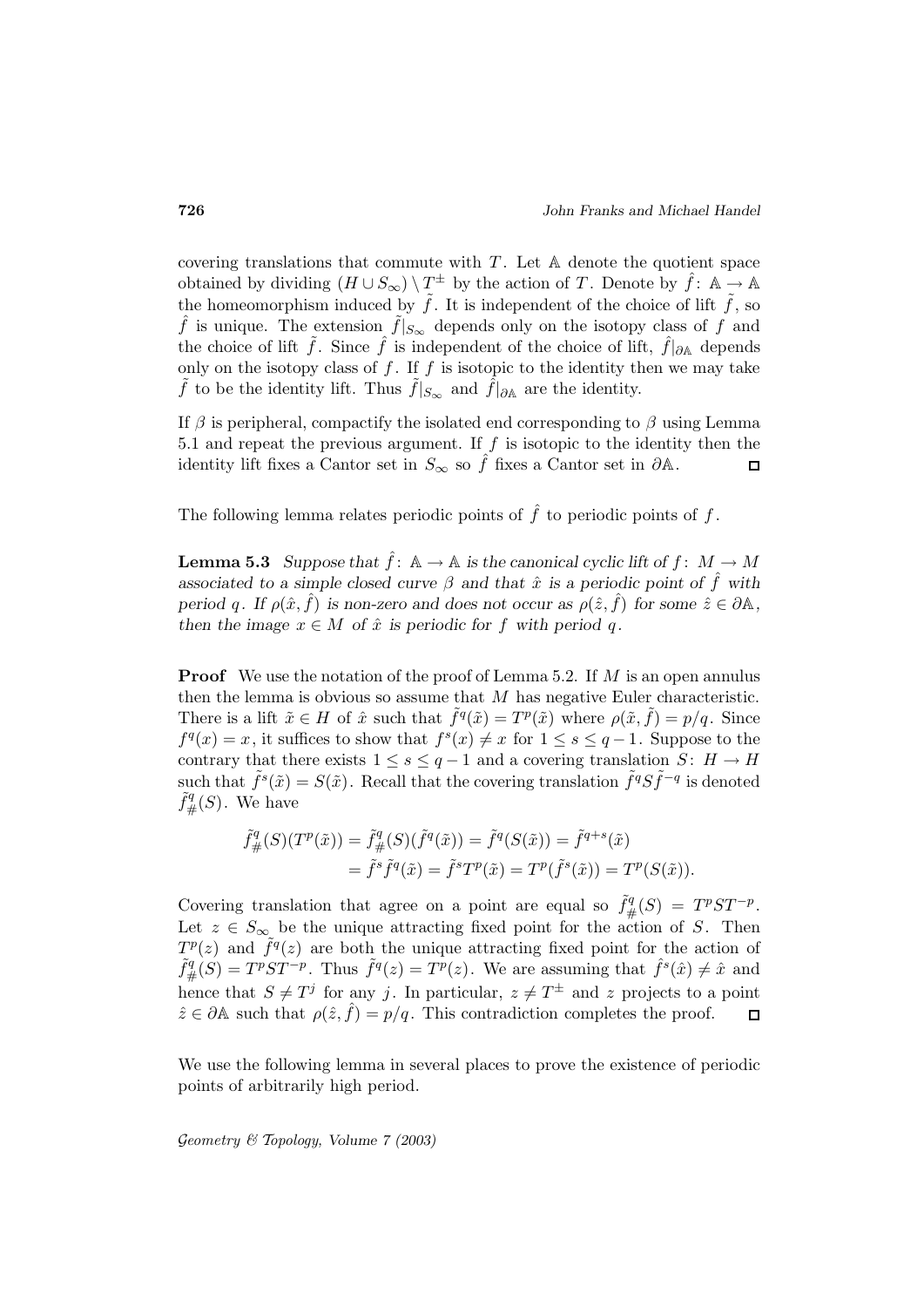covering translations that commute with $T$. Let $\mathbb{A}$ denote the quotient space obtained by dividing $(H \cup S_\infty) \setminus T^{\pm}$ by the action of $T$. Denote by $\hat{f}\colon \mathbb{A} \to \mathbb{A}$ the homeomorphism induced by $\tilde{f}$. It is independent of the choice of lift $\tilde{f}$, so $\hat{f}$ is unique. The extension $\tilde{f}|_{S_\infty}$ depends only on the isotopy class of $f$ and the choice of lift $\tilde{f}$. Since $\hat{f}$ is independent of the choice of lift, $\hat{f}|_{\partial\mathbb{A}}$ depends only on the isotopy class of $f$. If $f$ is isotopic to the identity then we may take $\tilde{f}$ to be the identity lift. Thus $\tilde{f}|_{S_\infty}$ and $\hat{f}|_{\partial\mathbb{A}}$ are the identity.

If $\beta$ is peripheral, compactify the isolated end corresponding to $\beta$ using Lemma 5.1 and repeat the previous argument. If $f$ is isotopic to the identity then the identity lift fixes a Cantor set in $S_\infty$ so $\hat{f}$ fixes a Cantor set in $\partial\mathbb{A}$. $\square$

The following lemma relates periodic points of $\hat{f}$ to periodic points of $f$.

**Lemma 5.3** *Suppose that $\hat{f}\colon \mathbb{A} \to \mathbb{A}$ is the canonical cyclic lift of $f\colon M \to M$ associated to a simple closed curve $\beta$ and that $\hat{x}$ is a periodic point of $\hat{f}$ with period $q$. If $\rho(\hat{x}, \hat{f})$ is non-zero and does not occur as $\rho(\hat{z}, \hat{f})$ for some $\hat{z} \in \partial\mathbb{A}$, then the image $x \in M$ of $\hat{x}$ is periodic for $f$ with period $q$.*

**Proof** We use the notation of the proof of Lemma 5.2. If $M$ is an open annulus then the lemma is obvious so assume that $M$ has negative Euler characteristic. There is a lift $\tilde{x} \in H$ of $\hat{x}$ such that $\tilde{f}^q(\tilde{x}) = T^p(\tilde{x})$ where $\rho(\tilde{x}, \tilde{f}) = p/q$. Since $f^q(x) = x$, it suffices to show that $f^s(x) \neq x$ for $1 \le s \le q-1$. Suppose to the contrary that there exists $1 \le s \le q-1$ and a covering translation $S\colon H \to H$ such that $\tilde{f}^s(\tilde{x}) = S(\tilde{x})$. Recall that the covering translation $\tilde{f}^q S \tilde{f}^{-q}$ is denoted $\tilde{f}^q_\#(S)$. We have

$$
\begin{aligned}
\tilde{f}^q_\#(S)(T^p(\tilde{x})) &= \tilde{f}^q_\#(S)(\tilde{f}^q(\tilde{x})) = \tilde{f}^q(S(\tilde{x})) = \tilde{f}^{q+s}(\tilde{x}) \\
&= \tilde{f}^s \tilde{f}^q(\tilde{x}) = \tilde{f}^s T^p(\tilde{x}) = T^p(\tilde{f}^s(\tilde{x})) = T^p(S(\tilde{x})).
\end{aligned}
$$

Covering translation that agree on a point are equal so $\tilde{f}^q_\#(S) = T^p S T^{-p}$. Let $z \in S_\infty$ be the unique attracting fixed point for the action of $S$. Then $T^p(z)$ and $\tilde{f}^q(z)$ are both the unique attracting fixed point for the action of $\tilde{f}^q_\#(S) = T^p S T^{-p}$. Thus $\tilde{f}^q(z) = T^p(z)$. We are assuming that $\hat{f}^s(\hat{x}) \neq \hat{x}$ and hence that $S \neq T^j$ for any $j$. In particular, $z \neq T^{\pm}$ and $z$ projects to a point $\hat{z} \in \partial\mathbb{A}$ such that $\rho(\hat{z}, \hat{f}) = p/q$. This contradiction completes the proof. $\square$

We use the following lemma in several places to prove the existence of periodic points of arbitrarily high period.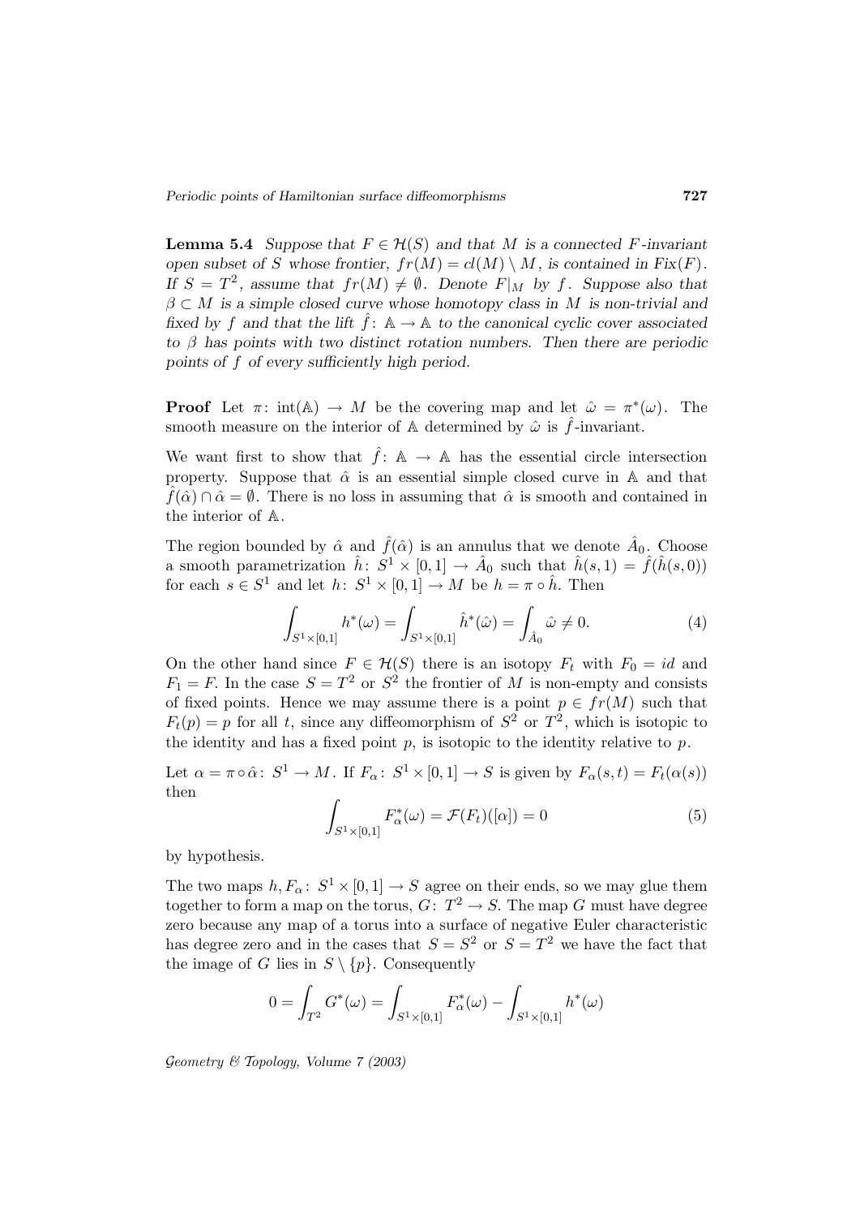**Lemma 5.4** *Suppose that $F \in \mathcal{H}(S)$ and that $M$ is a connected $F$-invariant open subset of $S$ whose frontier, $fr(M) = cl(M) \setminus M$, is contained in Fix$(F)$. If $S = T^2$, assume that $fr(M) \neq \emptyset$. Denote $F|_M$ by $f$. Suppose also that $\beta \subset M$ is a simple closed curve whose homotopy class in $M$ is non-trivial and fixed by $f$ and that the lift $\hat{f}\colon \mathbb{A} \to \mathbb{A}$ to the canonical cyclic cover associated to $\beta$ has points with two distinct rotation numbers. Then there are periodic points of $f$ of every sufficiently high period.*

**Proof** Let $\pi\colon \text{int}(\mathbb{A}) \to M$ be the covering map and let $\hat{\omega} = \pi^*(\omega)$. The smooth measure on the interior of $\mathbb{A}$ determined by $\hat{\omega}$ is $\hat{f}$-invariant.

We want first to show that $\hat{f}\colon \mathbb{A} \to \mathbb{A}$ has the essential circle intersection property. Suppose that $\hat{\alpha}$ is an essential simple closed curve in $\mathbb{A}$ and that $\hat{f}(\hat{\alpha}) \cap \hat{\alpha} = \emptyset$. There is no loss in assuming that $\hat{\alpha}$ is smooth and contained in the interior of $\mathbb{A}$.

The region bounded by $\hat{\alpha}$ and $\hat{f}(\hat{\alpha})$ is an annulus that we denote $\hat{A}_0$. Choose a smooth parametrization $\hat{h}\colon S^1 \times [0,1] \to \hat{A}_0$ such that $\hat{h}(s,1) = \hat{f}(\hat{h}(s,0))$ for each $s \in S^1$ and let $h\colon S^1 \times [0,1] \to M$ be $h = \pi \circ \hat{h}$. Then

$$\int_{S^1 \times [0,1]} h^*(\omega) = \int_{S^1 \times [0,1]} \hat{h}^*(\hat{\omega}) = \int_{\hat{A}_0} \hat{\omega} \neq 0. \tag{4}$$

On the other hand since $F \in \mathcal{H}(S)$ there is an isotopy $F_t$ with $F_0 = id$ and $F_1 = F$. In the case $S = T^2$ or $S^2$ the frontier of $M$ is non-empty and consists of fixed points. Hence we may assume there is a point $p \in fr(M)$ such that $F_t(p) = p$ for all $t$, since any diffeomorphism of $S^2$ or $T^2$, which is isotopic to the identity and has a fixed point $p$, is isotopic to the identity relative to $p$.

Let $\alpha = \pi \circ \hat{\alpha}\colon S^1 \to M$. If $F_\alpha\colon S^1 \times [0,1] \to S$ is given by $F_\alpha(s,t) = F_t(\alpha(s))$ then

$$\int_{S^1 \times [0,1]} F_\alpha^*(\omega) = \mathcal{F}(F_t)([\alpha]) = 0 \tag{5}$$

by hypothesis.

The two maps $h, F_\alpha\colon S^1 \times [0,1] \to S$ agree on their ends, so we may glue them together to form a map on the torus, $G\colon T^2 \to S$. The map $G$ must have degree zero because any map of a torus into a surface of negative Euler characteristic has degree zero and in the cases that $S = S^2$ or $S = T^2$ we have the fact that the image of $G$ lies in $S \setminus \{p\}$. Consequently

$$0 = \int_{T^2} G^*(\omega) = \int_{S^1 \times [0,1]} F_\alpha^*(\omega) - \int_{S^1 \times [0,1]} h^*(\omega)$$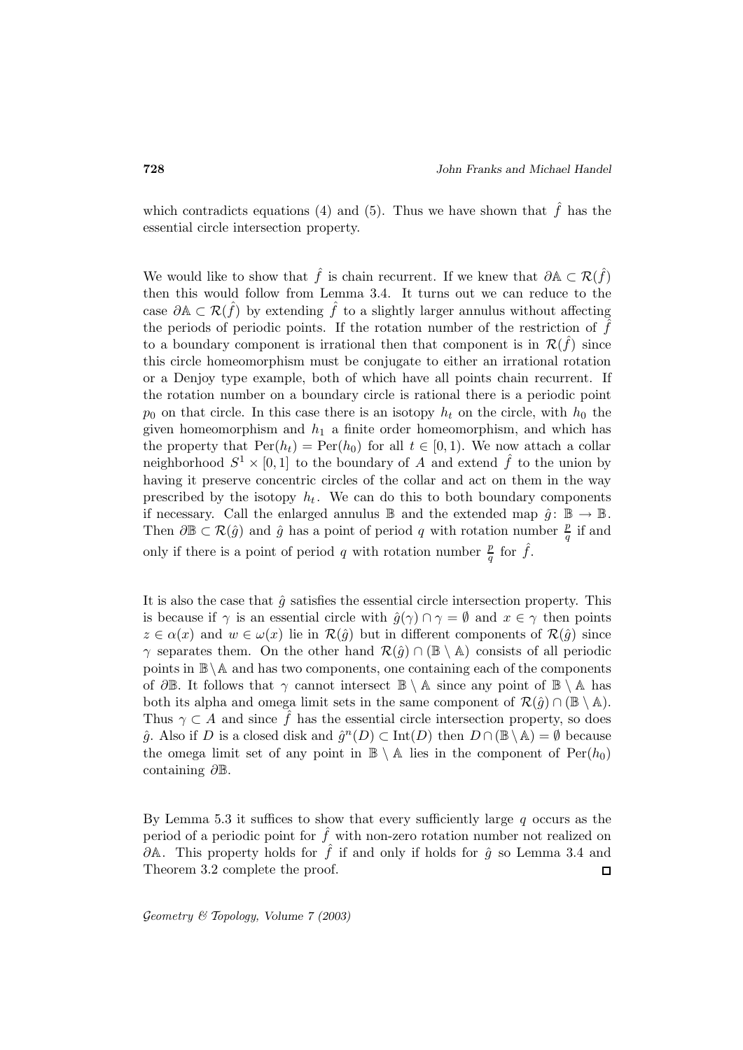which contradicts equations (4) and (5). Thus we have shown that $\hat{f}$ has the essential circle intersection property.

We would like to show that $\hat{f}$ is chain recurrent. If we knew that $\partial\mathbb{A} \subset \mathcal{R}(\hat{f})$ then this would follow from Lemma 3.4. It turns out we can reduce to the case $\partial\mathbb{A} \subset \mathcal{R}(\hat{f})$ by extending $\hat{f}$ to a slightly larger annulus without affecting the periods of periodic points. If the rotation number of the restriction of $\hat{f}$ to a boundary component is irrational then that component is in $\mathcal{R}(\hat{f})$ since this circle homeomorphism must be conjugate to either an irrational rotation or a Denjoy type example, both of which have all points chain recurrent. If the rotation number on a boundary circle is rational there is a periodic point $p_0$ on that circle. In this case there is an isotopy $h_t$ on the circle, with $h_0$ the given homeomorphism and $h_1$ a finite order homeomorphism, and which has the property that $\mathrm{Per}(h_t) = \mathrm{Per}(h_0)$ for all $t \in [0, 1)$. We now attach a collar neighborhood $S^1 \times [0, 1]$ to the boundary of $A$ and extend $\hat{f}$ to the union by having it preserve concentric circles of the collar and act on them in the way prescribed by the isotopy $h_t$. We can do this to both boundary components if necessary. Call the enlarged annulus $\mathbb{B}$ and the extended map $\hat{g}\colon \mathbb{B} \to \mathbb{B}$. Then $\partial\mathbb{B} \subset \mathcal{R}(\hat{g})$ and $\hat{g}$ has a point of period $q$ with rotation number $\frac{p}{q}$ if and only if there is a point of period $q$ with rotation number $\frac{p}{q}$ for $\hat{f}$.

It is also the case that $\hat{g}$ satisfies the essential circle intersection property. This is because if $\gamma$ is an essential circle with $\hat{g}(\gamma) \cap \gamma = \emptyset$ and $x \in \gamma$ then points $z \in \alpha(x)$ and $w \in \omega(x)$ lie in $\mathcal{R}(\hat{g})$ but in different components of $\mathcal{R}(\hat{g})$ since $\gamma$ separates them. On the other hand $\mathcal{R}(\hat{g}) \cap (\mathbb{B} \setminus \mathbb{A})$ consists of all periodic points in $\mathbb{B} \setminus \mathbb{A}$ and has two components, one containing each of the components of $\partial\mathbb{B}$. It follows that $\gamma$ cannot intersect $\mathbb{B} \setminus \mathbb{A}$ since any point of $\mathbb{B} \setminus \mathbb{A}$ has both its alpha and omega limit sets in the same component of $\mathcal{R}(\hat{g}) \cap (\mathbb{B} \setminus \mathbb{A})$. Thus $\gamma \subset A$ and since $\hat{f}$ has the essential circle intersection property, so does $\hat{g}$. Also if $D$ is a closed disk and $\hat{g}^n(D) \subset \mathrm{Int}(D)$ then $D \cap (\mathbb{B} \setminus \mathbb{A}) = \emptyset$ because the omega limit set of any point in $\mathbb{B} \setminus \mathbb{A}$ lies in the component of $\mathrm{Per}(h_0)$ containing $\partial\mathbb{B}$.

By Lemma 5.3 it suffices to show that every sufficiently large $q$ occurs as the period of a periodic point for $\hat{f}$ with non-zero rotation number not realized on $\partial\mathbb{A}$. This property holds for $\hat{f}$ if and only if holds for $\hat{g}$ so Lemma 3.4 and Theorem 3.2 complete the proof. ◻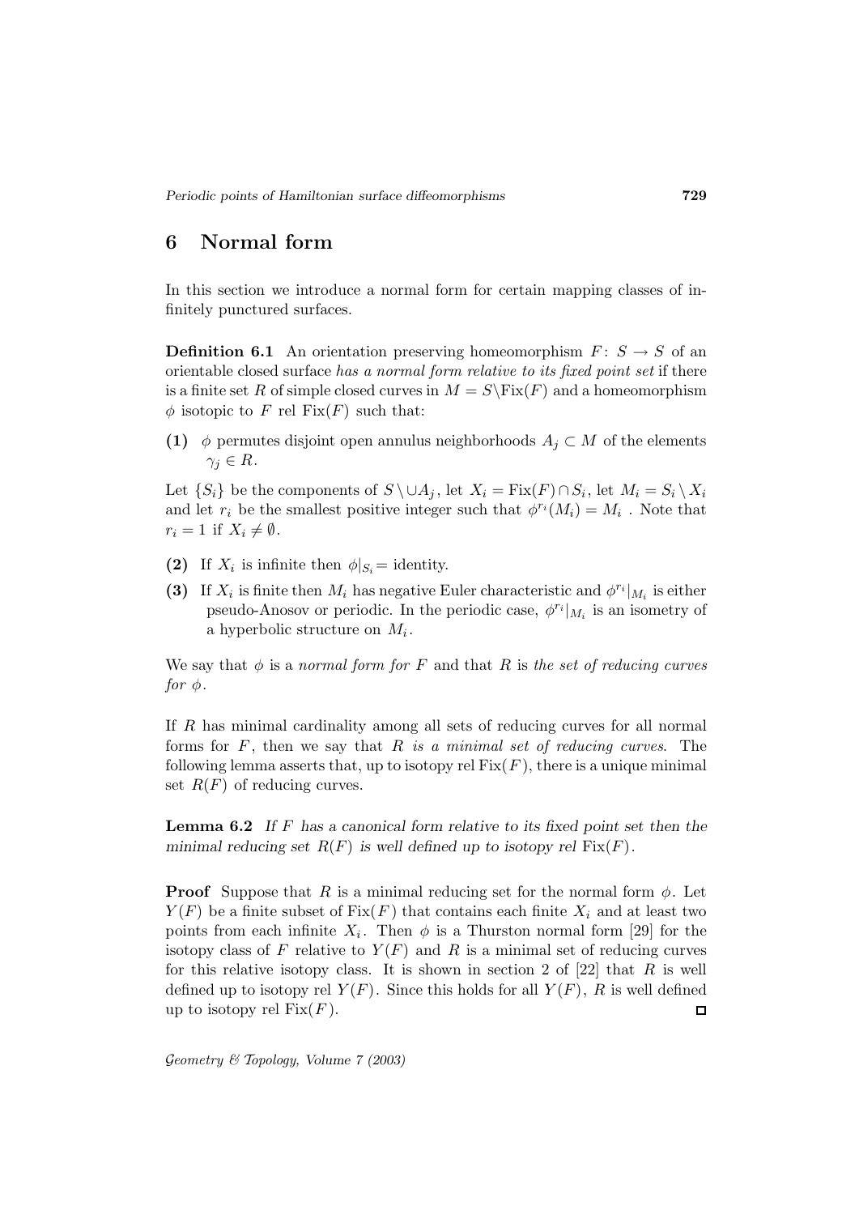## 6 Normal form

In this section we introduce a normal form for certain mapping classes of infinitely punctured surfaces.

**Definition 6.1** An orientation preserving homeomorphism $F\colon S \to S$ of an orientable closed surface *has a normal form relative to its fixed point set* if there is a finite set $R$ of simple closed curves in $M = S \setminus \mathrm{Fix}(F)$ and a homeomorphism $\phi$ isotopic to $F$ rel $\mathrm{Fix}(F)$ such that:

**(1)** $\phi$ permutes disjoint open annulus neighborhoods $A_j \subset M$ of the elements $\gamma_j \in R$.

Let $\{S_i\}$ be the components of $S \setminus \cup A_j$, let $X_i = \mathrm{Fix}(F) \cap S_i$, let $M_i = S_i \setminus X_i$ and let $r_i$ be the smallest positive integer such that $\phi^{r_i}(M_i) = M_i$. Note that $r_i = 1$ if $X_i \neq \emptyset$.

**(2)** If $X_i$ is infinite then $\phi|_{S_i} =$ identity.

**(3)** If $X_i$ is finite then $M_i$ has negative Euler characteristic and $\phi^{r_i}|_{M_i}$ is either pseudo-Anosov or periodic. In the periodic case, $\phi^{r_i}|_{M_i}$ is an isometry of a hyperbolic structure on $M_i$.

We say that $\phi$ is a *normal form for* $F$ and that $R$ is *the set of reducing curves for* $\phi$.

If $R$ has minimal cardinality among all sets of reducing curves for all normal forms for $F$, then we say that $R$ *is a minimal set of reducing curves*. The following lemma asserts that, up to isotopy rel $\mathrm{Fix}(F)$, there is a unique minimal set $R(F)$ of reducing curves.

**Lemma 6.2** *If $F$ has a canonical form relative to its fixed point set then the minimal reducing set $R(F)$ is well defined up to isotopy rel $\mathrm{Fix}(F)$.*

**Proof** Suppose that $R$ is a minimal reducing set for the normal form $\phi$. Let $Y(F)$ be a finite subset of $\mathrm{Fix}(F)$ that contains each finite $X_i$ and at least two points from each infinite $X_i$. Then $\phi$ is a Thurston normal form [29] for the isotopy class of $F$ relative to $Y(F)$ and $R$ is a minimal set of reducing curves for this relative isotopy class. It is shown in section 2 of [22] that $R$ is well defined up to isotopy rel $Y(F)$. Since this holds for all $Y(F)$, $R$ is well defined up to isotopy rel $\mathrm{Fix}(F)$. □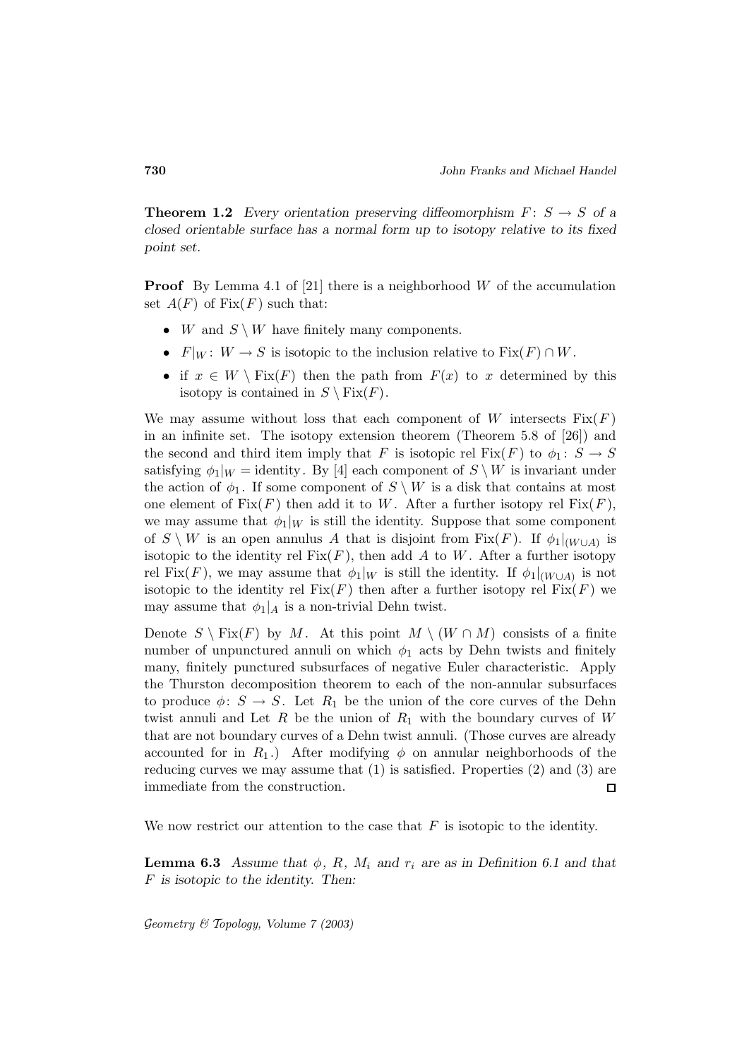**Theorem 1.2** *Every orientation preserving diffeomorphism $F\colon S \to S$ of a closed orientable surface has a normal form up to isotopy relative to its fixed point set.*

**Proof** By Lemma 4.1 of [21] there is a neighborhood $W$ of the accumulation set $A(F)$ of $\mathrm{Fix}(F)$ such that:

- $W$ and $S \setminus W$ have finitely many components.
- $F|_W\colon W \to S$ is isotopic to the inclusion relative to $\mathrm{Fix}(F) \cap W$.
- if $x \in W \setminus \mathrm{Fix}(F)$ then the path from $F(x)$ to $x$ determined by this isotopy is contained in $S \setminus \mathrm{Fix}(F)$.

We may assume without loss that each component of $W$ intersects $\mathrm{Fix}(F)$ in an infinite set. The isotopy extension theorem (Theorem 5.8 of [26]) and the second and third item imply that $F$ is isotopic rel $\mathrm{Fix}(F)$ to $\phi_1\colon S \to S$ satisfying $\phi_1|_W = \text{identity}$. By [4] each component of $S \setminus W$ is invariant under the action of $\phi_1$. If some component of $S \setminus W$ is a disk that contains at most one element of $\mathrm{Fix}(F)$ then add it to $W$. After a further isotopy rel $\mathrm{Fix}(F)$, we may assume that $\phi_1|_W$ is still the identity. Suppose that some component of $S \setminus W$ is an open annulus $A$ that is disjoint from $\mathrm{Fix}(F)$. If $\phi_1|_{(W \cup A)}$ is isotopic to the identity rel $\mathrm{Fix}(F)$, then add $A$ to $W$. After a further isotopy rel $\mathrm{Fix}(F)$, we may assume that $\phi_1|_W$ is still the identity. If $\phi_1|_{(W \cup A)}$ is not isotopic to the identity rel $\mathrm{Fix}(F)$ then after a further isotopy rel $\mathrm{Fix}(F)$ we may assume that $\phi_1|_A$ is a non-trivial Dehn twist.

Denote $S \setminus \mathrm{Fix}(F)$ by $M$. At this point $M \setminus (W \cap M)$ consists of a finite number of unpunctured annuli on which $\phi_1$ acts by Dehn twists and finitely many, finitely punctured subsurfaces of negative Euler characteristic. Apply the Thurston decomposition theorem to each of the non-annular subsurfaces to produce $\phi\colon S \to S$. Let $R_1$ be the union of the core curves of the Dehn twist annuli and Let $R$ be the union of $R_1$ with the boundary curves of $W$ that are not boundary curves of a Dehn twist annuli. (Those curves are already accounted for in $R_1$.) After modifying $\phi$ on annular neighborhoods of the reducing curves we may assume that (1) is satisfied. Properties (2) and (3) are immediate from the construction. □

We now restrict our attention to the case that $F$ is isotopic to the identity.

**Lemma 6.3** *Assume that $\phi$, $R$, $M_i$ and $r_i$ are as in Definition 6.1 and that $F$ is isotopic to the identity. Then:*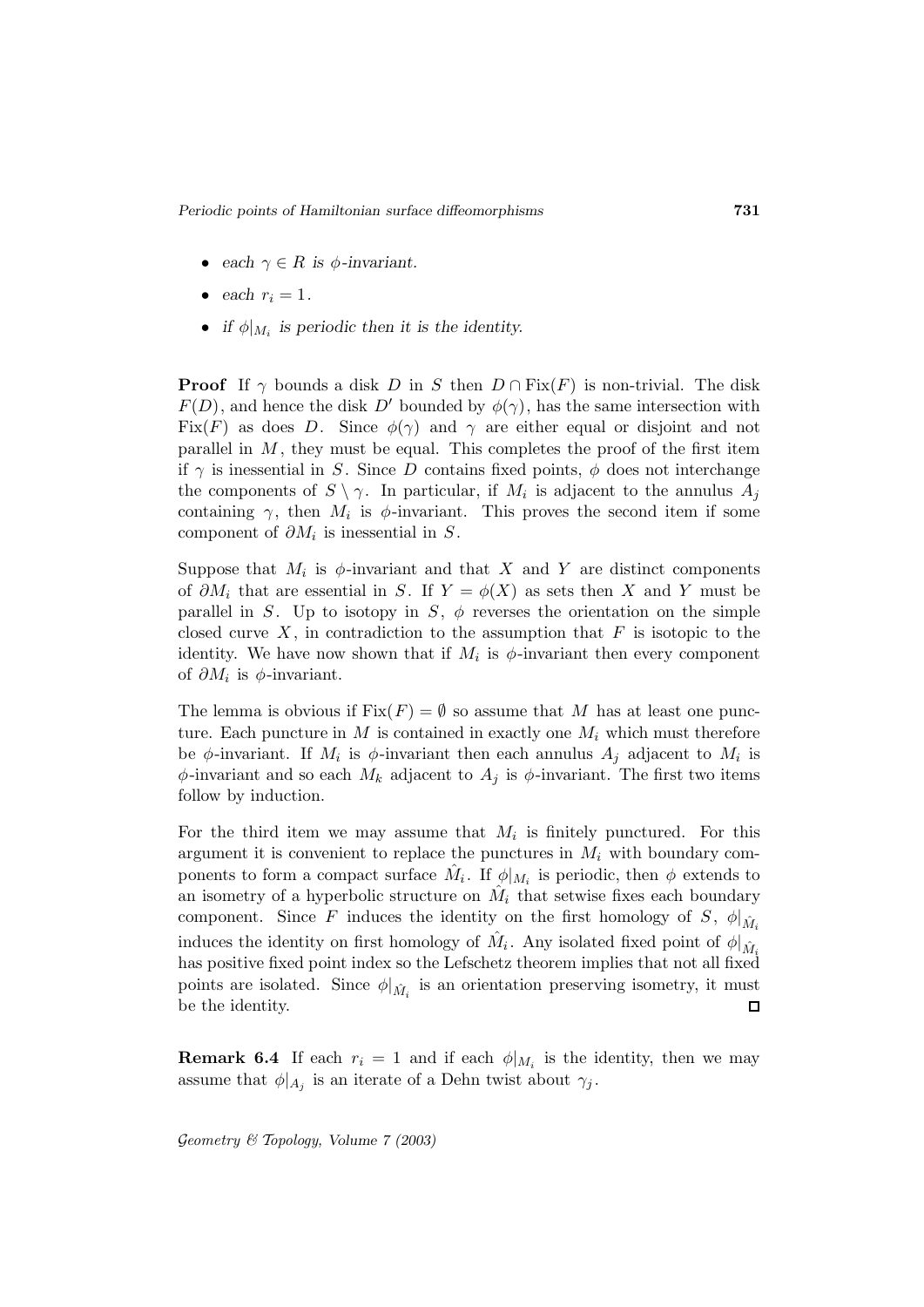- *each $\gamma \in R$ is $\phi$-invariant.*
- *each $r_i = 1$.*
- *if $\phi|_{M_i}$ is periodic then it is the identity.*

**Proof** If $\gamma$ bounds a disk $D$ in $S$ then $D \cap \mathrm{Fix}(F)$ is non-trivial. The disk $F(D)$, and hence the disk $D'$ bounded by $\phi(\gamma)$, has the same intersection with $\mathrm{Fix}(F)$ as does $D$. Since $\phi(\gamma)$ and $\gamma$ are either equal or disjoint and not parallel in $M$, they must be equal. This completes the proof of the first item if $\gamma$ is inessential in $S$. Since $D$ contains fixed points, $\phi$ does not interchange the components of $S \setminus \gamma$. In particular, if $M_i$ is adjacent to the annulus $A_j$ containing $\gamma$, then $M_i$ is $\phi$-invariant. This proves the second item if some component of $\partial M_i$ is inessential in $S$.

Suppose that $M_i$ is $\phi$-invariant and that $X$ and $Y$ are distinct components of $\partial M_i$ that are essential in $S$. If $Y = \phi(X)$ as sets then $X$ and $Y$ must be parallel in $S$. Up to isotopy in $S$, $\phi$ reverses the orientation on the simple closed curve $X$, in contradiction to the assumption that $F$ is isotopic to the identity. We have now shown that if $M_i$ is $\phi$-invariant then every component of $\partial M_i$ is $\phi$-invariant.

The lemma is obvious if $\mathrm{Fix}(F) = \emptyset$ so assume that $M$ has at least one puncture. Each puncture in $M$ is contained in exactly one $M_i$ which must therefore be $\phi$-invariant. If $M_i$ is $\phi$-invariant then each annulus $A_j$ adjacent to $M_i$ is $\phi$-invariant and so each $M_k$ adjacent to $A_j$ is $\phi$-invariant. The first two items follow by induction.

For the third item we may assume that $M_i$ is finitely punctured. For this argument it is convenient to replace the punctures in $M_i$ with boundary components to form a compact surface $\hat{M}_i$. If $\phi|_{M_i}$ is periodic, then $\phi$ extends to an isometry of a hyperbolic structure on $\hat{M}_i$ that setwise fixes each boundary component. Since $F$ induces the identity on the first homology of $S$, $\phi|_{\hat{M}_i}$ induces the identity on first homology of $\hat{M}_i$. Any isolated fixed point of $\phi|_{\hat{M}_i}$ has positive fixed point index so the Lefschetz theorem implies that not all fixed points are isolated. Since $\phi|_{\hat{M}_i}$ is an orientation preserving isometry, it must be the identity. $\square$

**Remark 6.4** If each $r_i = 1$ and if each $\phi|_{M_i}$ is the identity, then we may assume that $\phi|_{A_j}$ is an iterate of a Dehn twist about $\gamma_j$.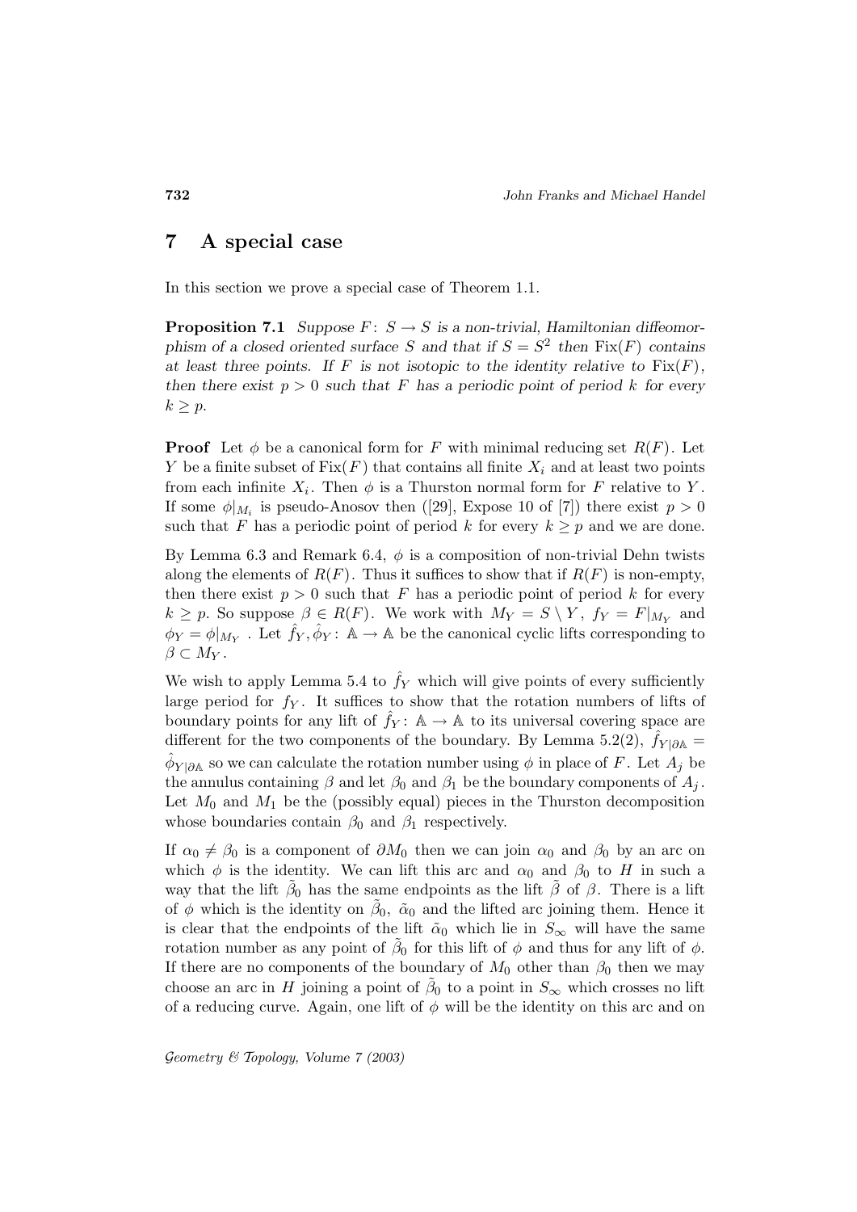# 7 A special case

In this section we prove a special case of Theorem 1.1.

**Proposition 7.1** *Suppose $F\colon S \to S$ is a non-trivial, Hamiltonian diffeomorphism of a closed oriented surface $S$ and that if $S = S^2$ then $\mathrm{Fix}(F)$ contains at least three points. If $F$ is not isotopic to the identity relative to $\mathrm{Fix}(F)$, then there exist $p > 0$ such that $F$ has a periodic point of period $k$ for every $k \geq p$.*

**Proof** Let $\phi$ be a canonical form for $F$ with minimal reducing set $R(F)$. Let $Y$ be a finite subset of $\mathrm{Fix}(F)$ that contains all finite $X_i$ and at least two points from each infinite $X_i$. Then $\phi$ is a Thurston normal form for $F$ relative to $Y$. If some $\phi|_{M_i}$ is pseudo-Anosov then ([29], Expose 10 of [7]) there exist $p > 0$ such that $F$ has a periodic point of period $k$ for every $k \geq p$ and we are done.

By Lemma 6.3 and Remark 6.4, $\phi$ is a composition of non-trivial Dehn twists along the elements of $R(F)$. Thus it suffices to show that if $R(F)$ is non-empty, then there exist $p > 0$ such that $F$ has a periodic point of period $k$ for every $k \geq p$. So suppose $\beta \in R(F)$. We work with $M_Y = S \setminus Y$, $f_Y = F|_{M_Y}$ and $\phi_Y = \phi|_{M_Y}$. Let $\hat{f}_Y, \hat{\phi}_Y\colon \mathbb{A} \to \mathbb{A}$ be the canonical cyclic lifts corresponding to $\beta \subset M_Y$.

We wish to apply Lemma 5.4 to $\hat{f}_Y$ which will give points of every sufficiently large period for $f_Y$. It suffices to show that the rotation numbers of lifts of boundary points for any lift of $\hat{f}_Y\colon \mathbb{A} \to \mathbb{A}$ to its universal covering space are different for the two components of the boundary. By Lemma 5.2(2), $\hat{f}_{Y|\partial\mathbb{A}} = \hat{\phi}_{Y|\partial\mathbb{A}}$ so we can calculate the rotation number using $\phi$ in place of $F$. Let $A_j$ be the annulus containing $\beta$ and let $\beta_0$ and $\beta_1$ be the boundary components of $A_j$. Let $M_0$ and $M_1$ be the (possibly equal) pieces in the Thurston decomposition whose boundaries contain $\beta_0$ and $\beta_1$ respectively.

If $\alpha_0 \neq \beta_0$ is a component of $\partial M_0$ then we can join $\alpha_0$ and $\beta_0$ by an arc on which $\phi$ is the identity. We can lift this arc and $\alpha_0$ and $\beta_0$ to $H$ in such a way that the lift $\tilde{\beta}_0$ has the same endpoints as the lift $\tilde{\beta}$ of $\beta$. There is a lift of $\phi$ which is the identity on $\tilde{\beta}_0$, $\tilde{\alpha}_0$ and the lifted arc joining them. Hence it is clear that the endpoints of the lift $\tilde{\alpha}_0$ which lie in $S_\infty$ will have the same rotation number as any point of $\tilde{\beta}_0$ for this lift of $\phi$ and thus for any lift of $\phi$. If there are no components of the boundary of $M_0$ other than $\beta_0$ then we may choose an arc in $H$ joining a point of $\tilde{\beta}_0$ to a point in $S_\infty$ which crosses no lift of a reducing curve. Again, one lift of $\phi$ will be the identity on this arc and on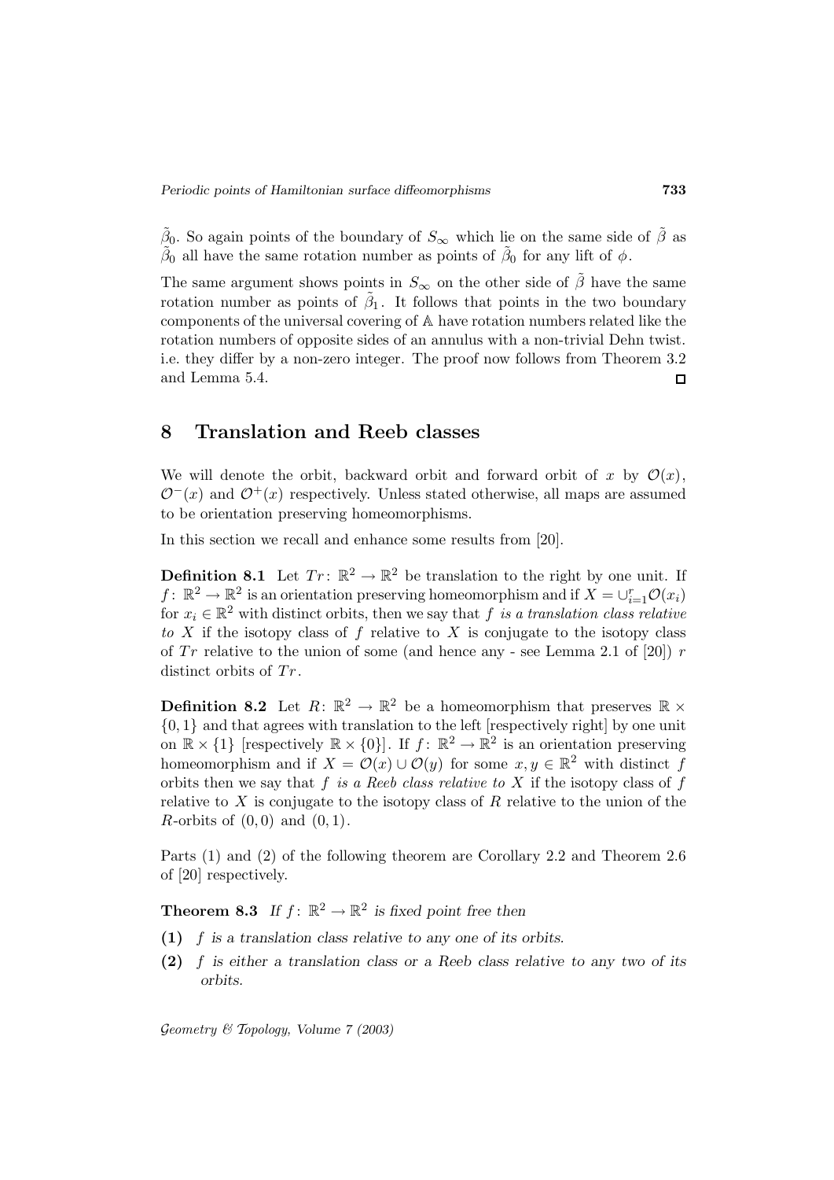$\tilde{\beta}_0$. So again points of the boundary of $S_\infty$ which lie on the same side of $\tilde{\beta}$ as $\tilde{\beta}_0$ all have the same rotation number as points of $\tilde{\beta}_0$ for any lift of $\phi$.

The same argument shows points in $S_\infty$ on the other side of $\tilde{\beta}$ have the same rotation number as points of $\tilde{\beta}_1$. It follows that points in the two boundary components of the universal covering of $\mathbb{A}$ have rotation numbers related like the rotation numbers of opposite sides of an annulus with a non-trivial Dehn twist. i.e. they differ by a non-zero integer. The proof now follows from Theorem 3.2 and Lemma 5.4. □

## 8 Translation and Reeb classes

We will denote the orbit, backward orbit and forward orbit of $x$ by $\mathcal{O}(x)$, $\mathcal{O}^-(x)$ and $\mathcal{O}^+(x)$ respectively. Unless stated otherwise, all maps are assumed to be orientation preserving homeomorphisms.

In this section we recall and enhance some results from [20].

**Definition 8.1** Let $Tr\colon \mathbb{R}^2 \to \mathbb{R}^2$ be translation to the right by one unit. If $f\colon \mathbb{R}^2 \to \mathbb{R}^2$ is an orientation preserving homeomorphism and if $X = \cup_{i=1}^r \mathcal{O}(x_i)$ for $x_i \in \mathbb{R}^2$ with distinct orbits, then we say that *$f$ is a translation class relative to $X$* if the isotopy class of $f$ relative to $X$ is conjugate to the isotopy class of $Tr$ relative to the union of some (and hence any - see Lemma 2.1 of [20]) $r$ distinct orbits of $Tr$.

**Definition 8.2** Let $R\colon \mathbb{R}^2 \to \mathbb{R}^2$ be a homeomorphism that preserves $\mathbb{R} \times \{0,1\}$ and that agrees with translation to the left [respectively right] by one unit on $\mathbb{R} \times \{1\}$ [respectively $\mathbb{R} \times \{0\}$]. If $f\colon \mathbb{R}^2 \to \mathbb{R}^2$ is an orientation preserving homeomorphism and if $X = \mathcal{O}(x) \cup \mathcal{O}(y)$ for some $x, y \in \mathbb{R}^2$ with distinct $f$ orbits then we say that *$f$ is a Reeb class relative to $X$* if the isotopy class of $f$ relative to $X$ is conjugate to the isotopy class of $R$ relative to the union of the $R$-orbits of $(0,0)$ and $(0,1)$.

Parts (1) and (2) of the following theorem are Corollary 2.2 and Theorem 2.6 of [20] respectively.

**Theorem 8.3** *If $f\colon \mathbb{R}^2 \to \mathbb{R}^2$ is fixed point free then*

**(1)** *$f$ is a translation class relative to any one of its orbits.*

**(2)** *$f$ is either a translation class or a Reeb class relative to any two of its orbits.*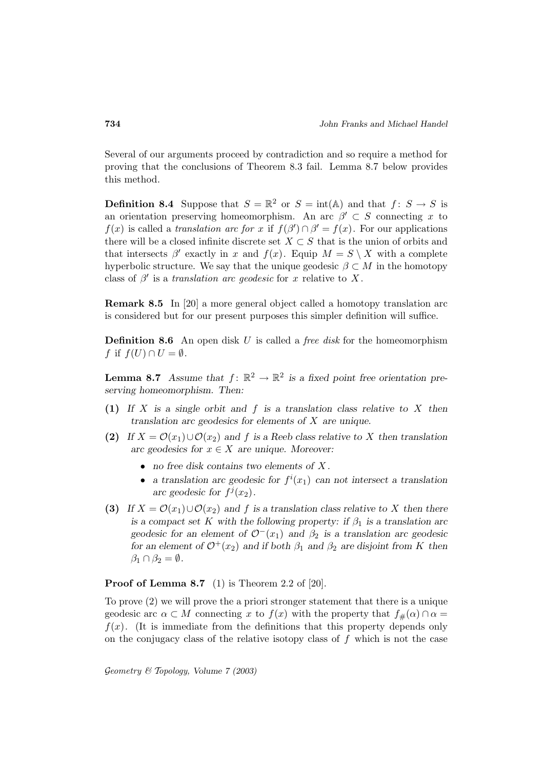Several of our arguments proceed by contradiction and so require a method for proving that the conclusions of Theorem 8.3 fail. Lemma 8.7 below provides this method.

**Definition 8.4** Suppose that $S = \mathbb{R}^2$ or $S = \mathrm{int}(\mathbb{A})$ and that $f\colon S \to S$ is an orientation preserving homeomorphism. An arc $\beta' \subset S$ connecting $x$ to $f(x)$ is called a *translation arc for* $x$ if $f(\beta') \cap \beta' = f(x)$. For our applications there will be a closed infinite discrete set $X \subset S$ that is the union of orbits and that intersects $\beta'$ exactly in $x$ and $f(x)$. Equip $M = S \setminus X$ with a complete hyperbolic structure. We say that the unique geodesic $\beta \subset M$ in the homotopy class of $\beta'$ is a *translation arc geodesic* for $x$ relative to $X$.

**Remark 8.5** In [20] a more general object called a homotopy translation arc is considered but for our present purposes this simpler definition will suffice.

**Definition 8.6** An open disk $U$ is called a *free disk* for the homeomorphism $f$ if $f(U) \cap U = \emptyset$.

**Lemma 8.7** *Assume that $f\colon \mathbb{R}^2 \to \mathbb{R}^2$ is a fixed point free orientation preserving homeomorphism. Then:*

**(1)** *If $X$ is a single orbit and $f$ is a translation class relative to $X$ then translation arc geodesics for elements of $X$ are unique.*

**(2)** *If $X = \mathcal{O}(x_1) \cup \mathcal{O}(x_2)$ and $f$ is a Reeb class relative to $X$ then translation arc geodesics for $x \in X$ are unique. Moreover:*

- *no free disk contains two elements of $X$.*
- *a translation arc geodesic for $f^i(x_1)$ can not intersect a translation arc geodesic for $f^j(x_2)$.*

**(3)** *If $X = \mathcal{O}(x_1) \cup \mathcal{O}(x_2)$ and $f$ is a translation class relative to $X$ then there is a compact set $K$ with the following property: if $\beta_1$ is a translation arc geodesic for an element of $\mathcal{O}^-(x_1)$ and $\beta_2$ is a translation arc geodesic for an element of $\mathcal{O}^+(x_2)$ and if both $\beta_1$ and $\beta_2$ are disjoint from $K$ then $\beta_1 \cap \beta_2 = \emptyset$.*

**Proof of Lemma 8.7** (1) is Theorem 2.2 of [20].

To prove (2) we will prove the a priori stronger statement that there is a unique geodesic arc $\alpha \subset M$ connecting $x$ to $f(x)$ with the property that $f_\#(\alpha) \cap \alpha = f(x)$. (It is immediate from the definitions that this property depends only on the conjugacy class of the relative isotopy class of $f$ which is not the case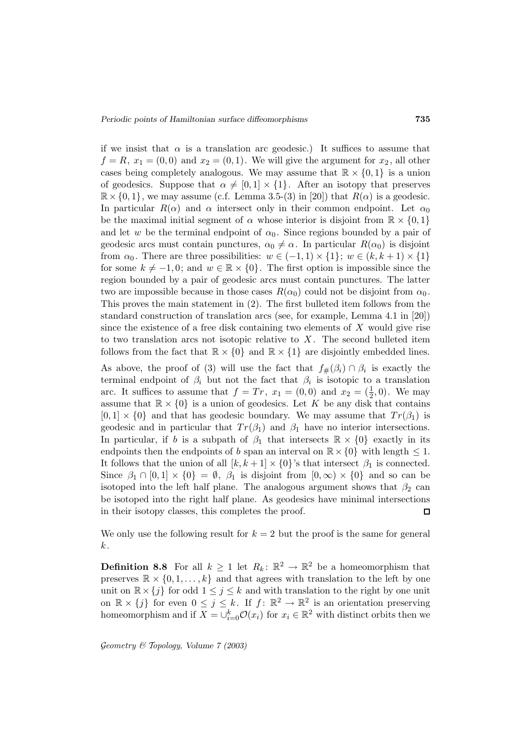if we insist that $\alpha$ is a translation arc geodesic.) It suffices to assume that $f = R$, $x_1 = (0,0)$ and $x_2 = (0,1)$. We will give the argument for $x_2$, all other cases being completely analogous. We may assume that $\mathbb{R} \times \{0,1\}$ is a union of geodesics. Suppose that $\alpha \neq [0,1] \times \{1\}$. After an isotopy that preserves $\mathbb{R} \times \{0,1\}$, we may assume (c.f. Lemma 3.5-(3) in [20]) that $R(\alpha)$ is a geodesic. In particular $R(\alpha)$ and $\alpha$ intersect only in their common endpoint. Let $\alpha_0$ be the maximal initial segment of $\alpha$ whose interior is disjoint from $\mathbb{R} \times \{0,1\}$ and let $w$ be the terminal endpoint of $\alpha_0$. Since regions bounded by a pair of geodesic arcs must contain punctures, $\alpha_0 \neq \alpha$. In particular $R(\alpha_0)$ is disjoint from $\alpha_0$. There are three possibilities: $w \in (-1,1) \times \{1\}$; $w \in (k, k+1) \times \{1\}$ for some $k \neq -1, 0$; and $w \in \mathbb{R} \times \{0\}$. The first option is impossible since the region bounded by a pair of geodesic arcs must contain punctures. The latter two are impossible because in those cases $R(\alpha_0)$ could not be disjoint from $\alpha_0$. This proves the main statement in (2). The first bulleted item follows from the standard construction of translation arcs (see, for example, Lemma 4.1 in [20]) since the existence of a free disk containing two elements of $X$ would give rise to two translation arcs not isotopic relative to $X$. The second bulleted item follows from the fact that $\mathbb{R} \times \{0\}$ and $\mathbb{R} \times \{1\}$ are disjointly embedded lines.

As above, the proof of (3) will use the fact that $f_\#(\beta_i) \cap \beta_i$ is exactly the terminal endpoint of $\beta_i$ but not the fact that $\beta_i$ is isotopic to a translation arc. It suffices to assume that $f = Tr$, $x_1 = (0,0)$ and $x_2 = (\frac{1}{2}, 0)$. We may assume that $\mathbb{R} \times \{0\}$ is a union of geodesics. Let $K$ be any disk that contains $[0,1] \times \{0\}$ and that has geodesic boundary. We may assume that $Tr(\beta_1)$ is geodesic and in particular that $Tr(\beta_1)$ and $\beta_1$ have no interior intersections. In particular, if $b$ is a subpath of $\beta_1$ that intersects $\mathbb{R} \times \{0\}$ exactly in its endpoints then the endpoints of $b$ span an interval on $\mathbb{R} \times \{0\}$ with length $\leq 1$. It follows that the union of all $[k, k+1] \times \{0\}$'s that intersect $\beta_1$ is connected. Since $\beta_1 \cap [0,1] \times \{0\} = \emptyset$, $\beta_1$ is disjoint from $[0, \infty) \times \{0\}$ and so can be isotoped into the left half plane. The analogous argument shows that $\beta_2$ can be isotoped into the right half plane. As geodesics have minimal intersections in their isotopy classes, this completes the proof. □

We only use the following result for $k = 2$ but the proof is the same for general $k$.

**Definition 8.8** For all $k \geq 1$ let $R_k\colon \mathbb{R}^2 \to \mathbb{R}^2$ be a homeomorphism that preserves $\mathbb{R} \times \{0, 1, \ldots, k\}$ and that agrees with translation to the left by one unit on $\mathbb{R} \times \{j\}$ for odd $1 \leq j \leq k$ and with translation to the right by one unit on $\mathbb{R} \times \{j\}$ for even $0 \leq j \leq k$. If $f\colon \mathbb{R}^2 \to \mathbb{R}^2$ is an orientation preserving homeomorphism and if $X = \cup_{i=0}^{k} \mathcal{O}(x_i)$ for $x_i \in \mathbb{R}^2$ with distinct orbits then we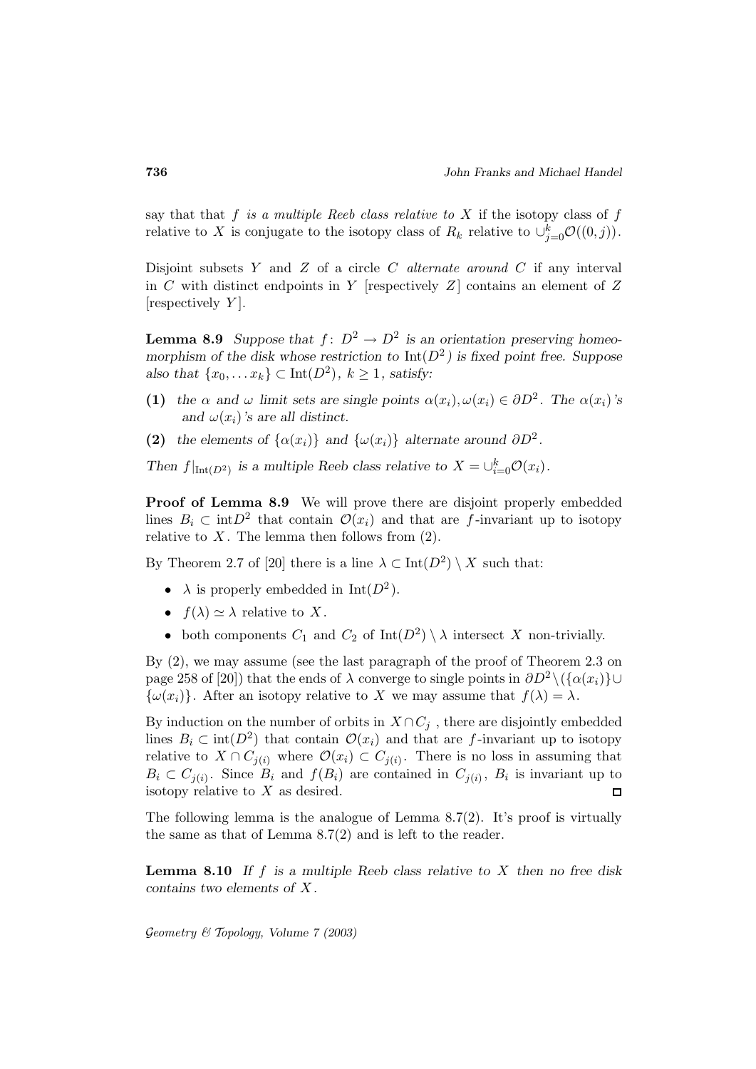say that that $f$ *is a multiple Reeb class relative to* $X$ if the isotopy class of $f$ relative to $X$ is conjugate to the isotopy class of $R_k$ relative to $\cup_{j=0}^k \mathcal{O}((0,j))$.

Disjoint subsets $Y$ and $Z$ of a circle $C$ *alternate around* $C$ if any interval in $C$ with distinct endpoints in $Y$ [respectively $Z$] contains an element of $Z$ [respectively $Y$].

**Lemma 8.9** *Suppose that $f\colon D^2 \to D^2$ is an orientation preserving homeomorphism of the disk whose restriction to $\mathrm{Int}(D^2)$ is fixed point free. Suppose also that $\{x_0, \dots x_k\} \subset \mathrm{Int}(D^2)$, $k \geq 1$, satisfy:*

**(1)** *the $\alpha$ and $\omega$ limit sets are single points $\alpha(x_i), \omega(x_i) \in \partial D^2$. The $\alpha(x_i)$'s and $\omega(x_i)$'s are all distinct.*

**(2)** *the elements of $\{\alpha(x_i)\}$ and $\{\omega(x_i)\}$ alternate around $\partial D^2$.*

*Then $f|_{\mathrm{Int}(D^2)}$ is a multiple Reeb class relative to $X = \cup_{i=0}^k \mathcal{O}(x_i)$.*

**Proof of Lemma 8.9** We will prove there are disjoint properly embedded lines $B_i \subset \mathrm{int} D^2$ that contain $\mathcal{O}(x_i)$ and that are $f$-invariant up to isotopy relative to $X$. The lemma then follows from (2).

By Theorem 2.7 of [20] there is a line $\lambda \subset \mathrm{Int}(D^2) \setminus X$ such that:

- $\lambda$ is properly embedded in $\mathrm{Int}(D^2)$.
- $f(\lambda) \simeq \lambda$ relative to $X$.
- both components $C_1$ and $C_2$ of $\mathrm{Int}(D^2) \setminus \lambda$ intersect $X$ non-trivially.

By (2), we may assume (see the last paragraph of the proof of Theorem 2.3 on page 258 of [20]) that the ends of $\lambda$ converge to single points in $\partial D^2 \setminus (\{\alpha(x_i)\} \cup \{\omega(x_i)\}$. After an isotopy relative to $X$ we may assume that $f(\lambda) = \lambda$.

By induction on the number of orbits in $X \cap C_j$ , there are disjointly embedded lines $B_i \subset \mathrm{int}(D^2)$ that contain $\mathcal{O}(x_i)$ and that are $f$-invariant up to isotopy relative to $X \cap C_{j(i)}$ where $\mathcal{O}(x_i) \subset C_{j(i)}$. There is no loss in assuming that $B_i \subset C_{j(i)}$. Since $B_i$ and $f(B_i)$ are contained in $C_{j(i)}$, $B_i$ is invariant up to isotopy relative to $X$ as desired. $\square$

The following lemma is the analogue of Lemma 8.7(2). It's proof is virtually the same as that of Lemma 8.7(2) and is left to the reader.

**Lemma 8.10** *If $f$ is a multiple Reeb class relative to $X$ then no free disk contains two elements of $X$.*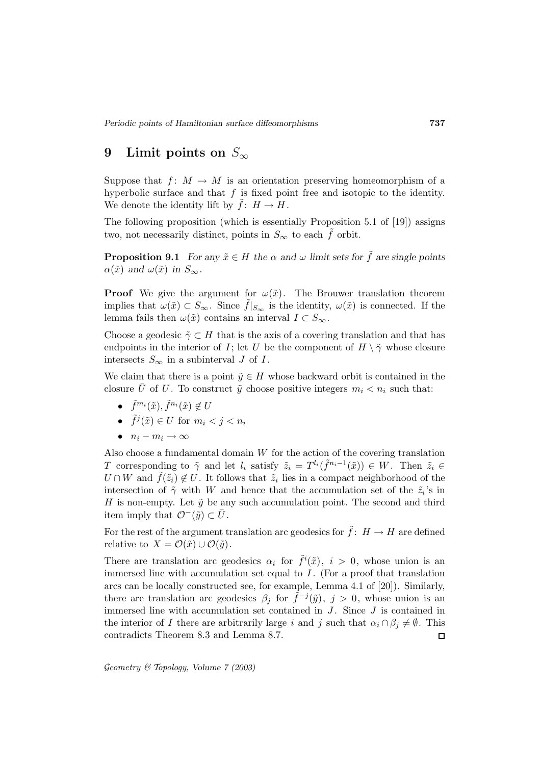## 9 Limit points on $S_\infty$

Suppose that $f\colon M \to M$ is an orientation preserving homeomorphism of a hyperbolic surface and that $f$ is fixed point free and isotopic to the identity. We denote the identity lift by $\tilde{f}\colon H \to H$.

The following proposition (which is essentially Proposition 5.1 of [19]) assigns two, not necessarily distinct, points in $S_\infty$ to each $\tilde{f}$ orbit.

**Proposition 9.1** *For any $\tilde{x} \in H$ the $\alpha$ and $\omega$ limit sets for $\tilde{f}$ are single points $\alpha(\tilde{x})$ and $\omega(\tilde{x})$ in $S_\infty$.*

**Proof** We give the argument for $\omega(\tilde{x})$. The Brouwer translation theorem implies that $\omega(\tilde{x}) \subset S_\infty$. Since $\tilde{f}|_{S_\infty}$ is the identity, $\omega(\tilde{x})$ is connected. If the lemma fails then $\omega(\tilde{x})$ contains an interval $I \subset S_\infty$.

Choose a geodesic $\tilde{\gamma} \subset H$ that is the axis of a covering translation and that has endpoints in the interior of $I$; let $U$ be the component of $H \setminus \tilde{\gamma}$ whose closure intersects $S_\infty$ in a subinterval $J$ of $I$.

We claim that there is a point $\tilde{y} \in H$ whose backward orbit is contained in the closure $\bar{U}$ of $U$. To construct $\tilde{y}$ choose positive integers $m_i < n_i$ such that:

- $\tilde{f}^{m_i}(\tilde{x}), \tilde{f}^{n_i}(\tilde{x}) \notin U$
- $\tilde{f}^j(\tilde{x}) \in U$ for $m_i < j < n_i$
- $n_i - m_i \to \infty$

Also choose a fundamental domain $W$ for the action of the covering translation $T$ corresponding to $\tilde{\gamma}$ and let $l_i$ satisfy $\tilde{z}_i = T^{l_i}(\tilde{f}^{n_i-1}(\tilde{x})) \in W$. Then $\tilde{z}_i \in U \cap W$ and $\tilde{f}(\tilde{z}_i) \notin U$. It follows that $\tilde{z}_i$ lies in a compact neighborhood of the intersection of $\tilde{\gamma}$ with $W$ and hence that the accumulation set of the $\tilde{z}_i$'s in $H$ is non-empty. Let $\tilde{y}$ be any such accumulation point. The second and third item imply that $\mathcal{O}^-(\tilde{y}) \subset \bar{U}$.

For the rest of the argument translation arc geodesics for $\tilde{f}\colon H \to H$ are defined relative to $X = \mathcal{O}(\tilde{x}) \cup \mathcal{O}(\tilde{y})$.

There are translation arc geodesics $\alpha_i$ for $\tilde{f}^i(\tilde{x})$, $i > 0$, whose union is an immersed line with accumulation set equal to $I$. (For a proof that translation arcs can be locally constructed see, for example, Lemma 4.1 of [20]). Similarly, there are translation arc geodesics $\beta_j$ for $\tilde{f}^{-j}(\tilde{y})$, $j > 0$, whose union is an immersed line with accumulation set contained in $J$. Since $J$ is contained in the interior of $I$ there are arbitrarily large $i$ and $j$ such that $\alpha_i \cap \beta_j \neq \emptyset$. This contradicts Theorem 8.3 and Lemma 8.7. $\square$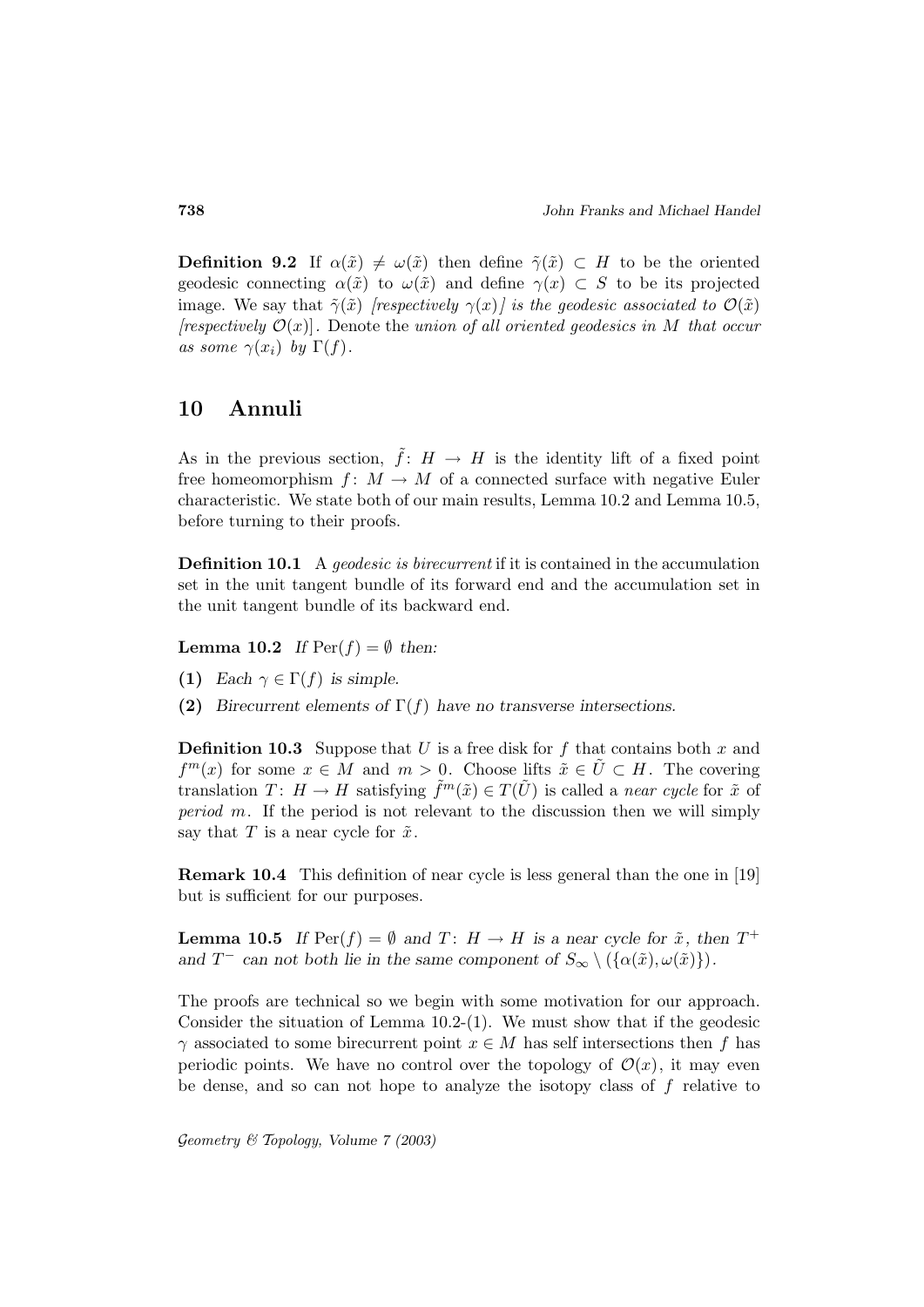**Definition 9.2** If $\alpha(\tilde{x}) \neq \omega(\tilde{x})$ then define $\tilde{\gamma}(\tilde{x}) \subset H$ to be the oriented geodesic connecting $\alpha(\tilde{x})$ to $\omega(\tilde{x})$ and define $\gamma(x) \subset S$ to be its projected image. We say that $\tilde{\gamma}(\tilde{x})$ *[respectively* $\gamma(x)$*] is the geodesic associated to* $\mathcal{O}(\tilde{x})$ *[respectively* $\mathcal{O}(x)$]. Denote the *union of all oriented geodesics in* $M$ *that occur as some* $\gamma(x_i)$ *by* $\Gamma(f)$.

## 10 Annuli

As in the previous section, $\tilde{f}\colon H \to H$ is the identity lift of a fixed point free homeomorphism $f\colon M \to M$ of a connected surface with negative Euler characteristic. We state both of our main results, Lemma 10.2 and Lemma 10.5, before turning to their proofs.

**Definition 10.1** A *geodesic is birecurrent* if it is contained in the accumulation set in the unit tangent bundle of its forward end and the accumulation set in the unit tangent bundle of its backward end.

**Lemma 10.2** *If* $\mathrm{Per}(f) = \emptyset$ *then:*

**(1)** *Each* $\gamma \in \Gamma(f)$ *is simple.*

**(2)** *Birecurrent elements of* $\Gamma(f)$ *have no transverse intersections.*

**Definition 10.3** Suppose that $U$ is a free disk for $f$ that contains both $x$ and $f^m(x)$ for some $x \in M$ and $m > 0$. Choose lifts $\tilde{x} \in \tilde{U} \subset H$. The covering translation $T\colon H \to H$ satisfying $\tilde{f}^m(\tilde{x}) \in T(\tilde{U})$ is called a *near cycle* for $\tilde{x}$ of *period* $m$. If the period is not relevant to the discussion then we will simply say that $T$ is a near cycle for $\tilde{x}$.

**Remark 10.4** This definition of near cycle is less general than the one in [19] but is sufficient for our purposes.

**Lemma 10.5** *If* $\mathrm{Per}(f) = \emptyset$ *and* $T\colon H \to H$ *is a near cycle for* $\tilde{x}$*, then* $T^+$ *and* $T^-$ *can not both lie in the same component of* $S_\infty \setminus (\{\alpha(\tilde{x}), \omega(\tilde{x})\})$.

The proofs are technical so we begin with some motivation for our approach. Consider the situation of Lemma 10.2-(1). We must show that if the geodesic $\gamma$ associated to some birecurrent point $x \in M$ has self intersections then $f$ has periodic points. We have no control over the topology of $\mathcal{O}(x)$, it may even be dense, and so can not hope to analyze the isotopy class of $f$ relative to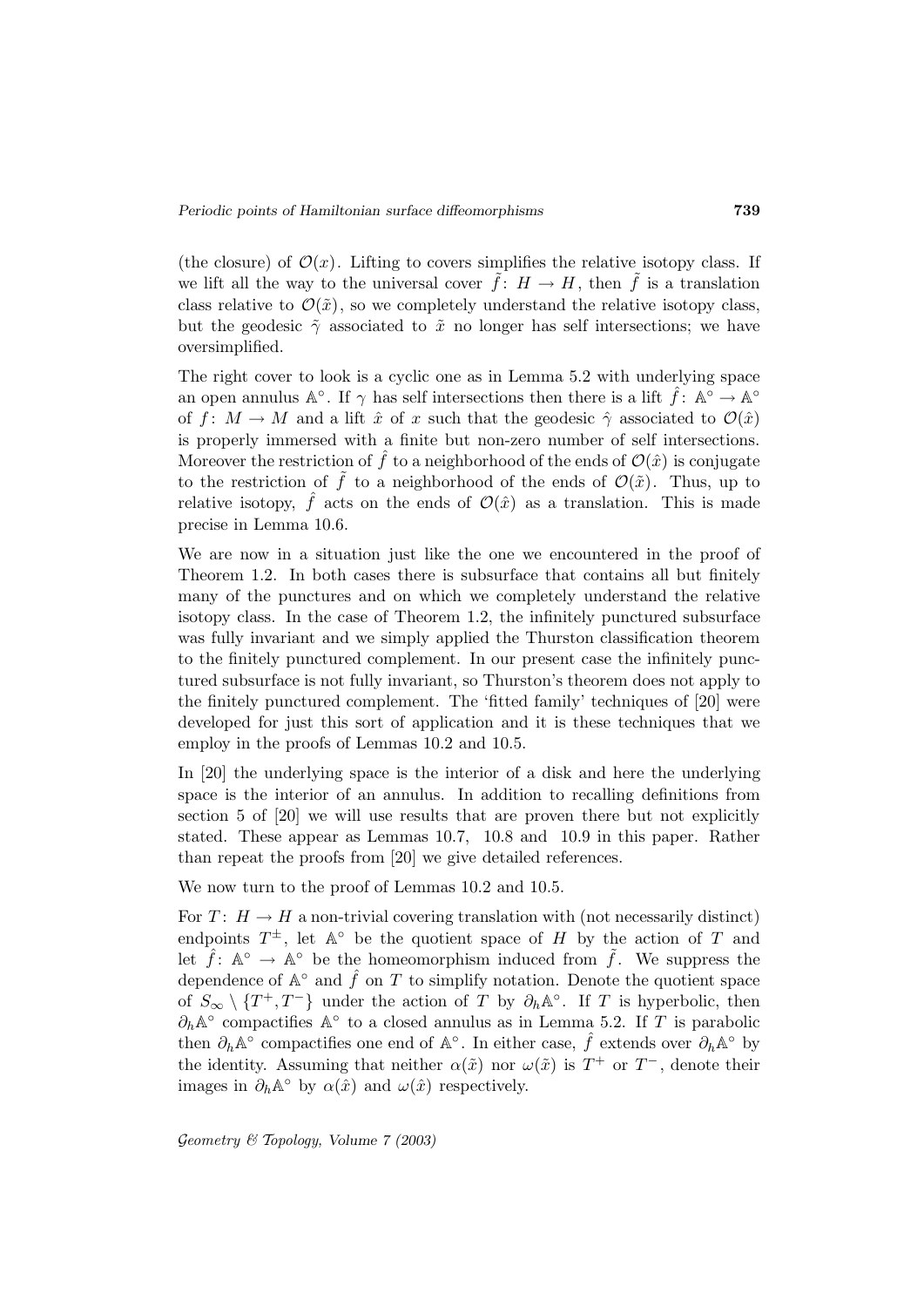(the closure) of $\mathcal{O}(x)$. Lifting to covers simplifies the relative isotopy class. If we lift all the way to the universal cover $\tilde{f}\colon H \to H$, then $\tilde{f}$ is a translation class relative to $\mathcal{O}(\tilde{x})$, so we completely understand the relative isotopy class, but the geodesic $\tilde{\gamma}$ associated to $\tilde{x}$ no longer has self intersections; we have oversimplified.

The right cover to look is a cyclic one as in Lemma 5.2 with underlying space an open annulus $\mathbb{A}^\circ$. If $\gamma$ has self intersections then there is a lift $\hat{f}\colon \mathbb{A}^\circ \to \mathbb{A}^\circ$ of $f\colon M \to M$ and a lift $\hat{x}$ of $x$ such that the geodesic $\hat{\gamma}$ associated to $\mathcal{O}(\hat{x})$ is properly immersed with a finite but non-zero number of self intersections. Moreover the restriction of $\hat{f}$ to a neighborhood of the ends of $\mathcal{O}(\hat{x})$ is conjugate to the restriction of $\tilde{f}$ to a neighborhood of the ends of $\mathcal{O}(\tilde{x})$. Thus, up to relative isotopy, $\hat{f}$ acts on the ends of $\mathcal{O}(\hat{x})$ as a translation. This is made precise in Lemma 10.6.

We are now in a situation just like the one we encountered in the proof of Theorem 1.2. In both cases there is subsurface that contains all but finitely many of the punctures and on which we completely understand the relative isotopy class. In the case of Theorem 1.2, the infinitely punctured subsurface was fully invariant and we simply applied the Thurston classification theorem to the finitely punctured complement. In our present case the infinitely punctured subsurface is not fully invariant, so Thurston's theorem does not apply to the finitely punctured complement. The 'fitted family' techniques of [20] were developed for just this sort of application and it is these techniques that we employ in the proofs of Lemmas 10.2 and 10.5.

In [20] the underlying space is the interior of a disk and here the underlying space is the interior of an annulus. In addition to recalling definitions from section 5 of [20] we will use results that are proven there but not explicitly stated. These appear as Lemmas 10.7, 10.8 and 10.9 in this paper. Rather than repeat the proofs from [20] we give detailed references.

We now turn to the proof of Lemmas 10.2 and 10.5.

For $T\colon H \to H$ a non-trivial covering translation with (not necessarily distinct) endpoints $T^{\pm}$, let $\mathbb{A}^\circ$ be the quotient space of $H$ by the action of $T$ and let $\hat{f}\colon \mathbb{A}^\circ \to \mathbb{A}^\circ$ be the homeomorphism induced from $\tilde{f}$. We suppress the dependence of $\mathbb{A}^\circ$ and $\hat{f}$ on $T$ to simplify notation. Denote the quotient space of $S_\infty \setminus \{T^+, T^-\}$ under the action of $T$ by $\partial_h \mathbb{A}^\circ$. If $T$ is hyperbolic, then $\partial_h \mathbb{A}^\circ$ compactifies $\mathbb{A}^\circ$ to a closed annulus as in Lemma 5.2. If $T$ is parabolic then $\partial_h \mathbb{A}^\circ$ compactifies one end of $\mathbb{A}^\circ$. In either case, $\hat{f}$ extends over $\partial_h \mathbb{A}^\circ$ by the identity. Assuming that neither $\alpha(\tilde{x})$ nor $\omega(\tilde{x})$ is $T^+$ or $T^-$, denote their images in $\partial_h \mathbb{A}^\circ$ by $\alpha(\hat{x})$ and $\omega(\hat{x})$ respectively.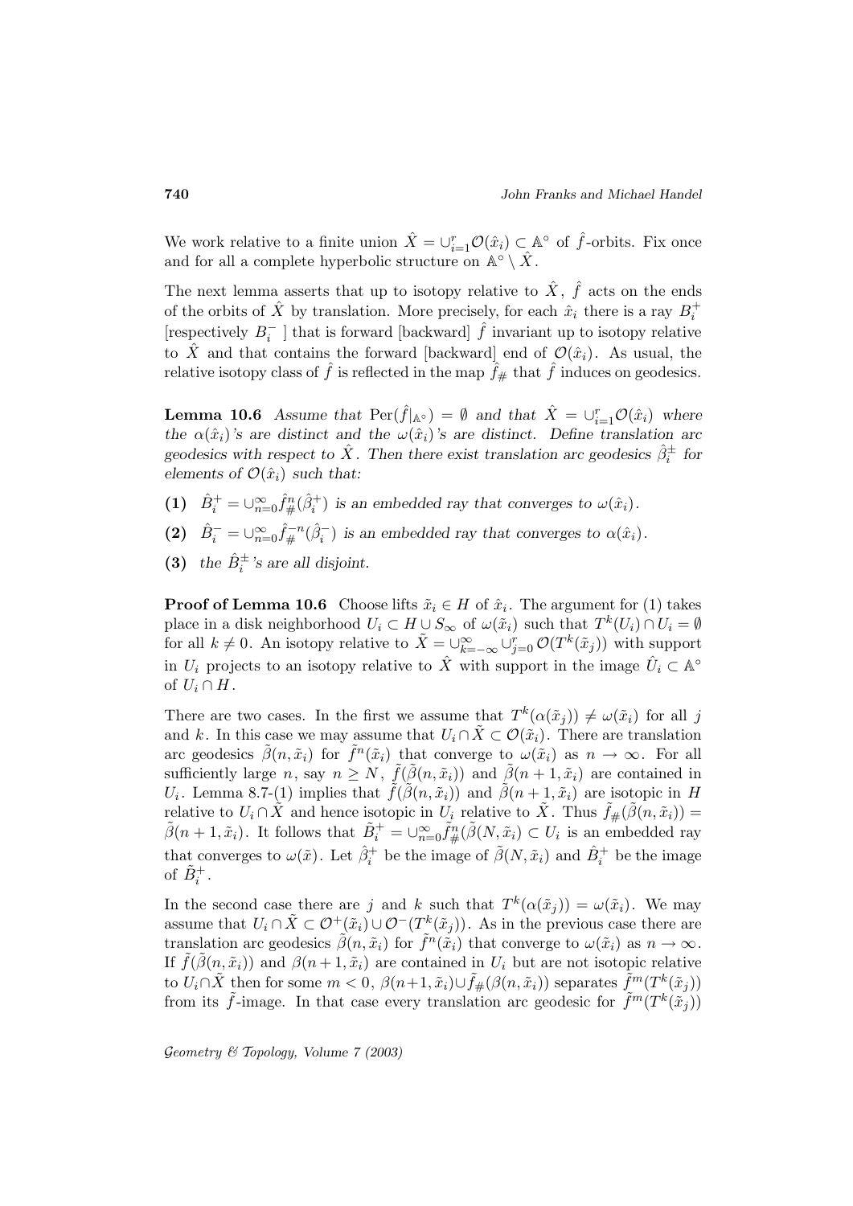We work relative to a finite union $\hat{X} = \cup_{i=1}^r \mathcal{O}(\hat{x}_i) \subset \mathbb{A}^\circ$ of $\hat{f}$-orbits. Fix once and for all a complete hyperbolic structure on $\mathbb{A}^\circ \setminus \hat{X}$.

The next lemma asserts that up to isotopy relative to $\hat{X}$, $\hat{f}$ acts on the ends of the orbits of $\hat{X}$ by translation. More precisely, for each $\hat{x}_i$ there is a ray $B_i^+$ [respectively $B_i^-$ ] that is forward [backward] $\hat{f}$ invariant up to isotopy relative to $\hat{X}$ and that contains the forward [backward] end of $\mathcal{O}(\hat{x}_i)$. As usual, the relative isotopy class of $\hat{f}$ is reflected in the map $\hat{f}_\#$ that $\hat{f}$ induces on geodesics.

**Lemma 10.6** *Assume that* $\mathrm{Per}(\hat{f}|_{\mathbb{A}^\circ}) = \emptyset$ *and that* $\hat{X} = \cup_{i=1}^r \mathcal{O}(\hat{x}_i)$ *where the* $\alpha(\hat{x}_i)$*'s are distinct and the* $\omega(\hat{x}_i)$*'s are distinct. Define translation arc geodesics with respect to* $\hat{X}$*. Then there exist translation arc geodesics* $\hat{\beta}_i^\pm$ *for elements of* $\mathcal{O}(\hat{x}_i)$ *such that:*

**(1)** $\hat{B}_i^+ = \cup_{n=0}^\infty \hat{f}_\#^n(\hat{\beta}_i^+)$ *is an embedded ray that converges to* $\omega(\hat{x}_i)$*.*

**(2)** $\hat{B}_i^- = \cup_{n=0}^\infty \hat{f}_\#^{-n}(\hat{\beta}_i^-)$ *is an embedded ray that converges to* $\alpha(\hat{x}_i)$*.*

**(3)** *the* $\hat{B}_i^\pm$*'s are all disjoint.*

**Proof of Lemma 10.6** Choose lifts $\tilde{x}_i \in H$ of $\hat{x}_i$. The argument for (1) takes place in a disk neighborhood $U_i \subset H \cup S_\infty$ of $\omega(\tilde{x}_i)$ such that $T^k(U_i) \cap U_i = \emptyset$ for all $k \neq 0$. An isotopy relative to $\tilde{X} = \cup_{k=-\infty}^\infty \cup_{j=0}^r \mathcal{O}(T^k(\tilde{x}_j))$ with support in $U_i$ projects to an isotopy relative to $\hat{X}$ with support in the image $\hat{U}_i \subset \mathbb{A}^\circ$ of $U_i \cap H$.

There are two cases. In the first we assume that $T^k(\alpha(\tilde{x}_j)) \neq \omega(\tilde{x}_i)$ for all $j$ and $k$. In this case we may assume that $U_i \cap \tilde{X} \subset \mathcal{O}(\tilde{x}_i)$. There are translation arc geodesics $\tilde{\beta}(n, \tilde{x}_i)$ for $\tilde{f}^n(\tilde{x}_i)$ that converge to $\omega(\tilde{x}_i)$ as $n \to \infty$. For all sufficiently large $n$, say $n \geq N$, $\tilde{f}(\tilde{\beta}(n, \tilde{x}_i))$ and $\tilde{\beta}(n+1, \tilde{x}_i)$ are contained in $U_i$. Lemma 8.7-(1) implies that $\tilde{f}(\tilde{\beta}(n, \tilde{x}_i))$ and $\tilde{\beta}(n+1, \tilde{x}_i)$ are isotopic in $H$ relative to $U_i \cap \tilde{X}$ and hence isotopic in $U_i$ relative to $\tilde{X}$. Thus $\tilde{f}_\#(\tilde{\beta}(n, \tilde{x}_i)) = \tilde{\beta}(n+1, \tilde{x}_i)$. It follows that $\tilde{B}_i^+ = \cup_{n=0}^\infty \tilde{f}_\#^n(\tilde{\beta}(N, \tilde{x}_i) \subset U_i$ is an embedded ray that converges to $\omega(\tilde{x})$. Let $\hat{\beta}_i^+$ be the image of $\tilde{\beta}(N, \tilde{x}_i)$ and $\hat{B}_i^+$ be the image of $\tilde{B}_i^+$.

In the second case there are $j$ and $k$ such that $T^k(\alpha(\tilde{x}_j)) = \omega(\tilde{x}_i)$. We may assume that $U_i \cap \tilde{X} \subset \mathcal{O}^+(\tilde{x}_i) \cup \mathcal{O}^-(T^k(\tilde{x}_j))$. As in the previous case there are translation arc geodesics $\tilde{\beta}(n, \tilde{x}_i)$ for $\tilde{f}^n(\tilde{x}_i)$ that converge to $\omega(\tilde{x}_i)$ as $n \to \infty$. If $\tilde{f}(\tilde{\beta}(n, \tilde{x}_i))$ and $\beta(n+1, \tilde{x}_i)$ are contained in $U_i$ but are not isotopic relative to $U_i \cap \tilde{X}$ then for some $m < 0$, $\beta(n+1, \tilde{x}_i) \cup \tilde{f}_\#(\beta(n, \tilde{x}_i))$ separates $\tilde{f}^m(T^k(\tilde{x}_j))$ from its $\tilde{f}$-image. In that case every translation arc geodesic for $\tilde{f}^m(T^k(\tilde{x}_j))$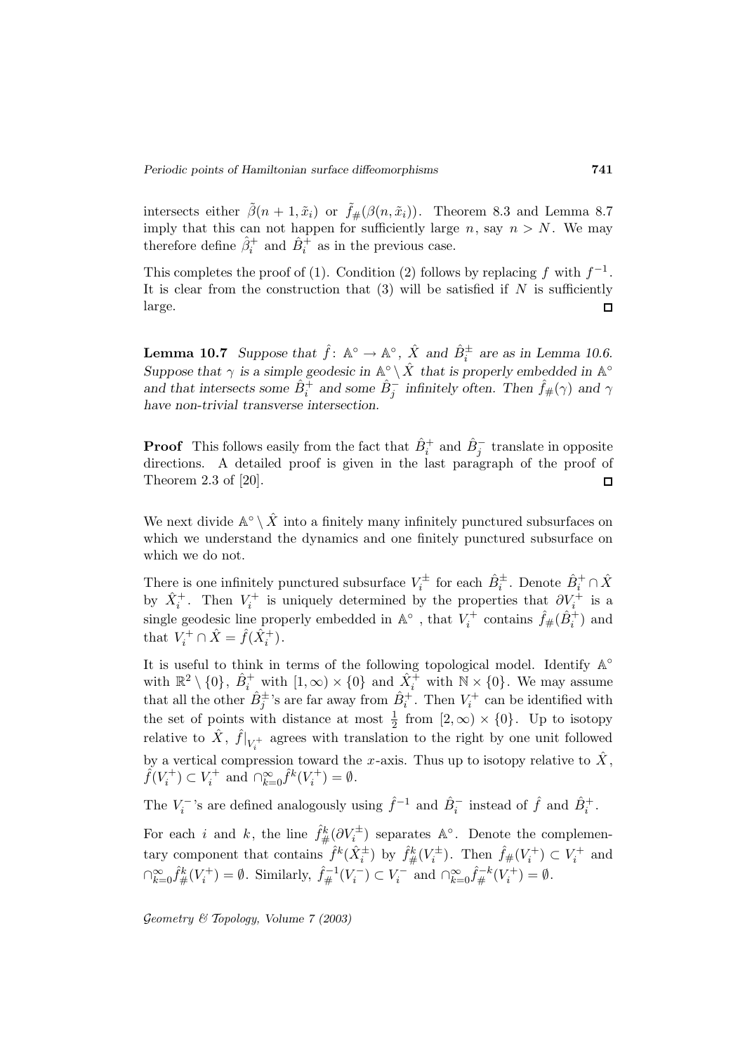intersects either $\tilde{\beta}(n+1, \tilde{x}_i)$ or $\tilde{f}_\#(\beta(n, \tilde{x}_i))$. Theorem 8.3 and Lemma 8.7 imply that this can not happen for sufficiently large $n$, say $n > N$. We may therefore define $\hat{\beta}_i^+$ and $\hat{B}_i^+$ as in the previous case.

This completes the proof of (1). Condition (2) follows by replacing $f$ with $f^{-1}$. It is clear from the construction that (3) will be satisfied if $N$ is sufficiently large. $\square$

**Lemma 10.7** *Suppose that $\hat{f}\colon \mathbb{A}^\circ \to \mathbb{A}^\circ$, $\hat{X}$ and $\hat{B}_i^\pm$ are as in Lemma 10.6. Suppose that $\gamma$ is a simple geodesic in $\mathbb{A}^\circ \setminus \hat{X}$ that is properly embedded in $\mathbb{A}^\circ$ and that intersects some $\hat{B}_i^+$ and some $\hat{B}_j^-$ infinitely often. Then $\hat{f}_\#(\gamma)$ and $\gamma$ have non-trivial transverse intersection.*

**Proof** This follows easily from the fact that $\hat{B}_i^+$ and $\hat{B}_j^-$ translate in opposite directions. A detailed proof is given in the last paragraph of the proof of Theorem 2.3 of [20]. $\square$

We next divide $\mathbb{A}^\circ \setminus \hat{X}$ into a finitely many infinitely punctured subsurfaces on which we understand the dynamics and one finitely punctured subsurface on which we do not.

There is one infinitely punctured subsurface $V_i^\pm$ for each $\hat{B}_i^\pm$. Denote $\hat{B}_i^+ \cap \hat{X}$ by $\hat{X}_i^+$. Then $V_i^+$ is uniquely determined by the properties that $\partial V_i^+$ is a single geodesic line properly embedded in $\mathbb{A}^\circ$ , that $V_i^+$ contains $\hat{f}_\#(\hat{B}_i^+)$ and that $V_i^+ \cap \hat{X} = \hat{f}(\hat{X}_i^+)$.

It is useful to think in terms of the following topological model. Identify $\mathbb{A}^\circ$ with $\mathbb{R}^2 \setminus \{0\}$, $\hat{B}_i^+$ with $[1, \infty) \times \{0\}$ and $\hat{X}_i^+$ with $\mathbb{N} \times \{0\}$. We may assume that all the other $\hat{B}_j^\pm$'s are far away from $\hat{B}_i^+$. Then $V_i^+$ can be identified with the set of points with distance at most $\frac{1}{2}$ from $[2, \infty) \times \{0\}$. Up to isotopy relative to $\hat{X}$, $\hat{f}|_{V_i^+}$ agrees with translation to the right by one unit followed by a vertical compression toward the $x$-axis. Thus up to isotopy relative to $\hat{X}$, $\hat{f}(V_i^+) \subset V_i^+$ and $\cap_{k=0}^\infty \hat{f}^k(V_i^+) = \emptyset$.

The $V_i^-$'s are defined analogously using $\hat{f}^{-1}$ and $\hat{B}_i^-$ instead of $\hat{f}$ and $\hat{B}_i^+$.

For each $i$ and $k$, the line $\hat{f}_\#^k(\partial V_i^\pm)$ separates $\mathbb{A}^\circ$. Denote the complementary component that contains $\hat{f}^k(\hat{X}_i^\pm)$ by $\hat{f}_\#^k(V_i^\pm)$. Then $\hat{f}_\#(V_i^+) \subset V_i^+$ and $\cap_{k=0}^\infty \hat{f}_\#^k(V_i^+) = \emptyset$. Similarly, $\hat{f}_\#^{-1}(V_i^-) \subset V_i^-$ and $\cap_{k=0}^\infty \hat{f}_\#^{-k}(V_i^+) = \emptyset$.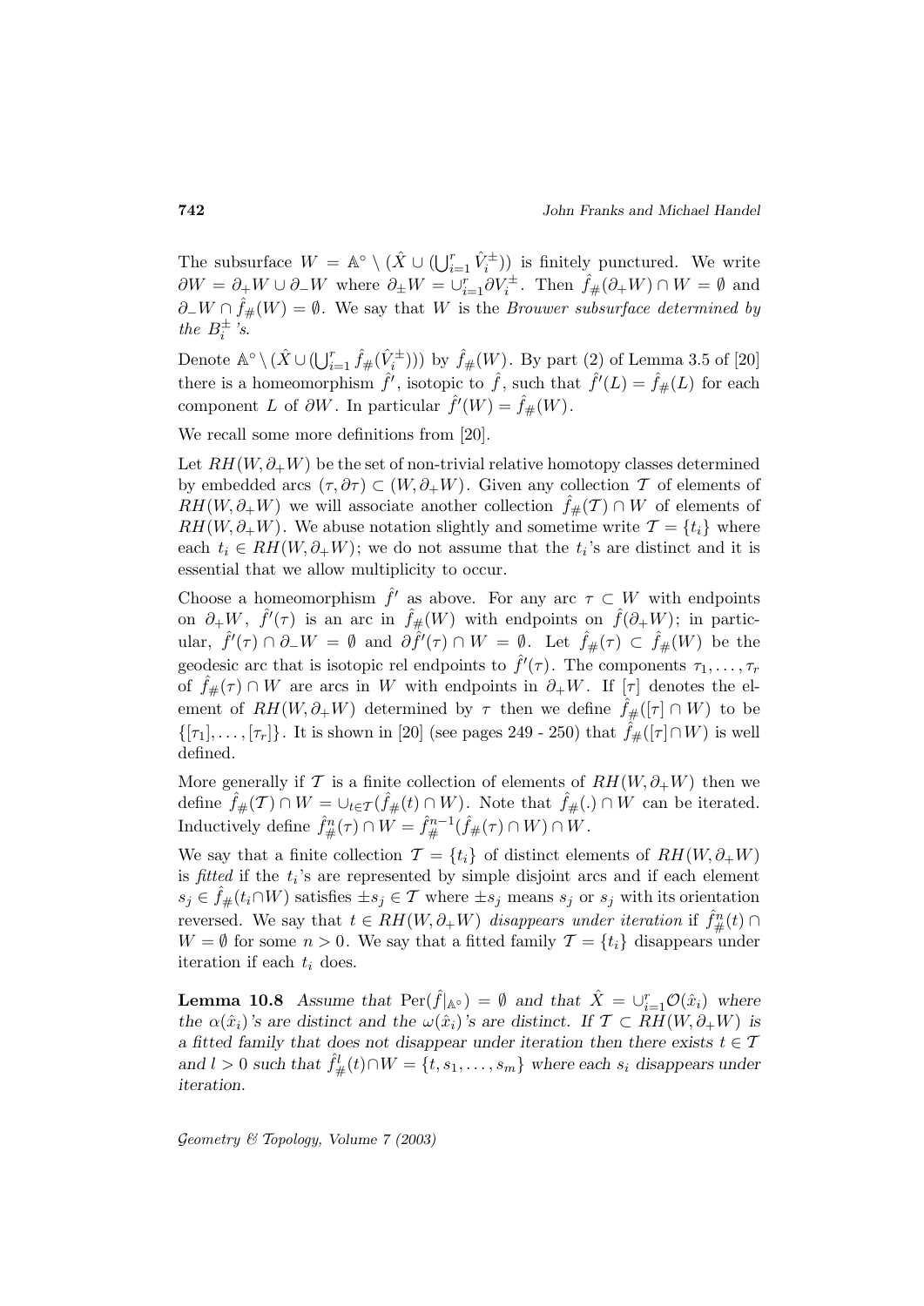The subsurface $W = \mathbb{A}^\circ \setminus (\hat{X} \cup (\bigcup_{i=1}^r \hat{V}_i^\pm))$ is finitely punctured. We write $\partial W = \partial_+ W \cup \partial_- W$ where $\partial_\pm W = \cup_{i=1}^r \partial V_i^\pm$. Then $\hat{f}_\#(\partial_+ W) \cap W = \emptyset$ and $\partial_- W \cap \hat{f}_\#(W) = \emptyset$. We say that $W$ is the *Brouwer subsurface determined by the $B_i^\pm$'s.*

Denote $\mathbb{A}^\circ \setminus (\hat{X} \cup (\bigcup_{i=1}^r \hat{f}_\#(\hat{V}_i^\pm)))$ by $\hat{f}_\#(W)$. By part (2) of Lemma 3.5 of [20] there is a homeomorphism $\hat{f}'$, isotopic to $\hat{f}$, such that $\hat{f}'(L) = \hat{f}_\#(L)$ for each component $L$ of $\partial W$. In particular $\hat{f}'(W) = \hat{f}_\#(W)$.

We recall some more definitions from [20].

Let $RH(W, \partial_+ W)$ be the set of non-trivial relative homotopy classes determined by embedded arcs $(\tau, \partial\tau) \subset (W, \partial_+ W)$. Given any collection $\mathcal{T}$ of elements of $RH(W, \partial_+ W)$ we will associate another collection $\hat{f}_\#(\mathcal{T}) \cap W$ of elements of $RH(W, \partial_+ W)$. We abuse notation slightly and sometime write $\mathcal{T} = \{t_i\}$ where each $t_i \in RH(W, \partial_+ W)$; we do not assume that the $t_i$'s are distinct and it is essential that we allow multiplicity to occur.

Choose a homeomorphism $\hat{f}'$ as above. For any arc $\tau \subset W$ with endpoints on $\partial_+ W$, $\hat{f}'(\tau)$ is an arc in $\hat{f}_\#(W)$ with endpoints on $\hat{f}(\partial_+ W)$; in particular, $\hat{f}'(\tau) \cap \partial_- W = \emptyset$ and $\partial \hat{f}'(\tau) \cap W = \emptyset$. Let $\hat{f}_\#(\tau) \subset \hat{f}_\#(W)$ be the geodesic arc that is isotopic rel endpoints to $\hat{f}'(\tau)$. The components $\tau_1, \ldots, \tau_r$ of $\hat{f}_\#(\tau) \cap W$ are arcs in $W$ with endpoints in $\partial_+ W$. If $[\tau]$ denotes the element of $RH(W, \partial_+ W)$ determined by $\tau$ then we define $\hat{f}_\#([\tau] \cap W)$ to be $\{[\tau_1], \ldots, [\tau_r]\}$. It is shown in [20] (see pages 249 - 250) that $\hat{f}_\#([\tau] \cap W)$ is well defined.

More generally if $\mathcal{T}$ is a finite collection of elements of $RH(W, \partial_+ W)$ then we define $\hat{f}_\#(\mathcal{T}) \cap W = \cup_{t \in \mathcal{T}} (\hat{f}_\#(t) \cap W)$. Note that $\hat{f}_\#(.) \cap W$ can be iterated. Inductively define $\hat{f}_\#^n(\tau) \cap W = \hat{f}_\#^{n-1}(\hat{f}_\#(\tau) \cap W) \cap W$.

We say that a finite collection $\mathcal{T} = \{t_i\}$ of distinct elements of $RH(W, \partial_+ W)$ is *fitted* if the $t_i$'s are represented by simple disjoint arcs and if each element $s_j \in \hat{f}_\#(t_i \cap W)$ satisfies $\pm s_j \in \mathcal{T}$ where $\pm s_j$ means $s_j$ or $s_j$ with its orientation reversed. We say that $t \in RH(W, \partial_+ W)$ *disappears under iteration* if $\hat{f}_\#^n(t) \cap W = \emptyset$ for some $n > 0$. We say that a fitted family $\mathcal{T} = \{t_i\}$ disappears under iteration if each $t_i$ does.

**Lemma 10.8** *Assume that $\mathrm{Per}(\hat{f}|_{\mathbb{A}^\circ}) = \emptyset$ and that $\hat{X} = \cup_{i=1}^r \mathcal{O}(\hat{x}_i)$ where the $\alpha(\hat{x}_i)$'s are distinct and the $\omega(\hat{x}_i)$'s are distinct. If $\mathcal{T} \subset RH(W, \partial_+ W)$ is a fitted family that does not disappear under iteration then there exists $t \in \mathcal{T}$ and $l > 0$ such that $\hat{f}_\#^l(t) \cap W = \{t, s_1, \ldots, s_m\}$ where each $s_i$ disappears under iteration.*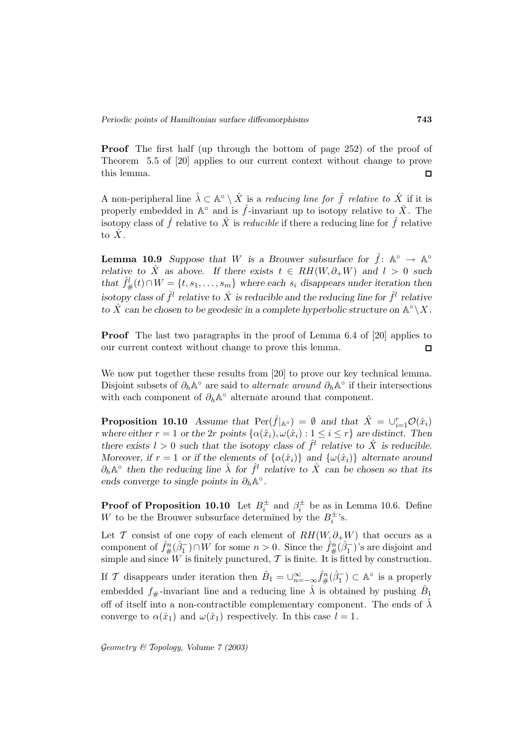**Proof** The first half (up through the bottom of page 252) of the proof of Theorem 5.5 of [20] applies to our current context without change to prove this lemma. $\square$

A non-peripheral line $\hat{\lambda} \subset \mathbb{A}^\circ \setminus \hat{X}$ is a *reducing line for $\hat{f}$ relative to $\hat{X}$* if it is properly embedded in $\mathbb{A}^\circ$ and is $\hat{f}$-invariant up to isotopy relative to $\hat{X}$. The isotopy class of $\hat{f}$ relative to $\hat{X}$ is *reducible* if there a reducing line for $\hat{f}$ relative to $\hat{X}$.

**Lemma 10.9** *Suppose that $W$ is a Brouwer subsurface for $\hat{f}\colon \mathbb{A}^\circ \to \mathbb{A}^\circ$ relative to $\hat{X}$ as above. If there exists $t \in RH(W, \partial_+ W)$ and $l > 0$ such that $\hat{f}^l_\#(t) \cap W = \{t, s_1, \ldots, s_m\}$ where each $s_i$ disappears under iteration then isotopy class of $\hat{f}^l$ relative to $\hat{X}$ is reducible and the reducing line for $\hat{f}^l$ relative to $\hat{X}$ can be chosen to be geodesic in a complete hyperbolic structure on $\mathbb{A}^\circ \setminus X$.*

**Proof** The last two paragraphs in the proof of Lemma 6.4 of [20] applies to our current context without change to prove this lemma. $\square$

We now put together these results from [20] to prove our key technical lemma. Disjoint subsets of $\partial_h \mathbb{A}^\circ$ are said to *alternate around* $\partial_h \mathbb{A}^\circ$ if their intersections with each component of $\partial_h \mathbb{A}^\circ$ alternate around that component.

**Proposition 10.10** *Assume that $\mathrm{Per}(\hat{f}|_{\mathbb{A}^\circ}) = \emptyset$ and that $\hat{X} = \cup_{i=1}^r \mathcal{O}(\hat{x}_i)$ where either $r = 1$ or the $2r$ points $\{\alpha(\hat{x}_i), \omega(\hat{x}_i) : 1 \le i \le r\}$ are distinct. Then there exists $l > 0$ such that the isotopy class of $\hat{f}^l$ relative to $\hat{X}$ is reducible. Moreover, if $r = 1$ or if the elements of $\{\alpha(\hat{x}_i)\}$ and $\{\omega(\hat{x}_i)\}$ alternate around $\partial_h \mathbb{A}^\circ$ then the reducing line $\hat{\lambda}$ for $\hat{f}^l$ relative to $\hat{X}$ can be chosen so that its ends converge to single points in $\partial_h \mathbb{A}^\circ$.*

**Proof of Proposition 10.10** Let $B_i^\pm$ and $\beta_i^\pm$ be as in Lemma 10.6. Define $W$ to be the Brouwer subsurface determined by the $B_i^\pm$'s.

Let $\mathcal{T}$ consist of one copy of each element of $RH(W, \partial_+ W)$ that occurs as a component of $\hat{f}^n_\#(\hat{\beta}_1^-) \cap W$ for some $n > 0$. Since the $\hat{f}^n_\#(\hat{\beta}_1^-)$'s are disjoint and simple and since $W$ is finitely punctured, $\mathcal{T}$ is finite. It is fitted by construction.

If $\mathcal{T}$ disappears under iteration then $\hat{B}_1 = \cup_{n=-\infty}^{\infty} \hat{f}^n_\#(\hat{\beta}_1^-) \subset \mathbb{A}^\circ$ is a properly embedded $f_\#$-invariant line and a reducing line $\hat{\lambda}$ is obtained by pushing $\hat{B}_1$ off of itself into a non-contractible complementary component. The ends of $\hat{\lambda}$ converge to $\alpha(\hat{x}_1)$ and $\omega(\hat{x}_1)$ respectively. In this case $l = 1$.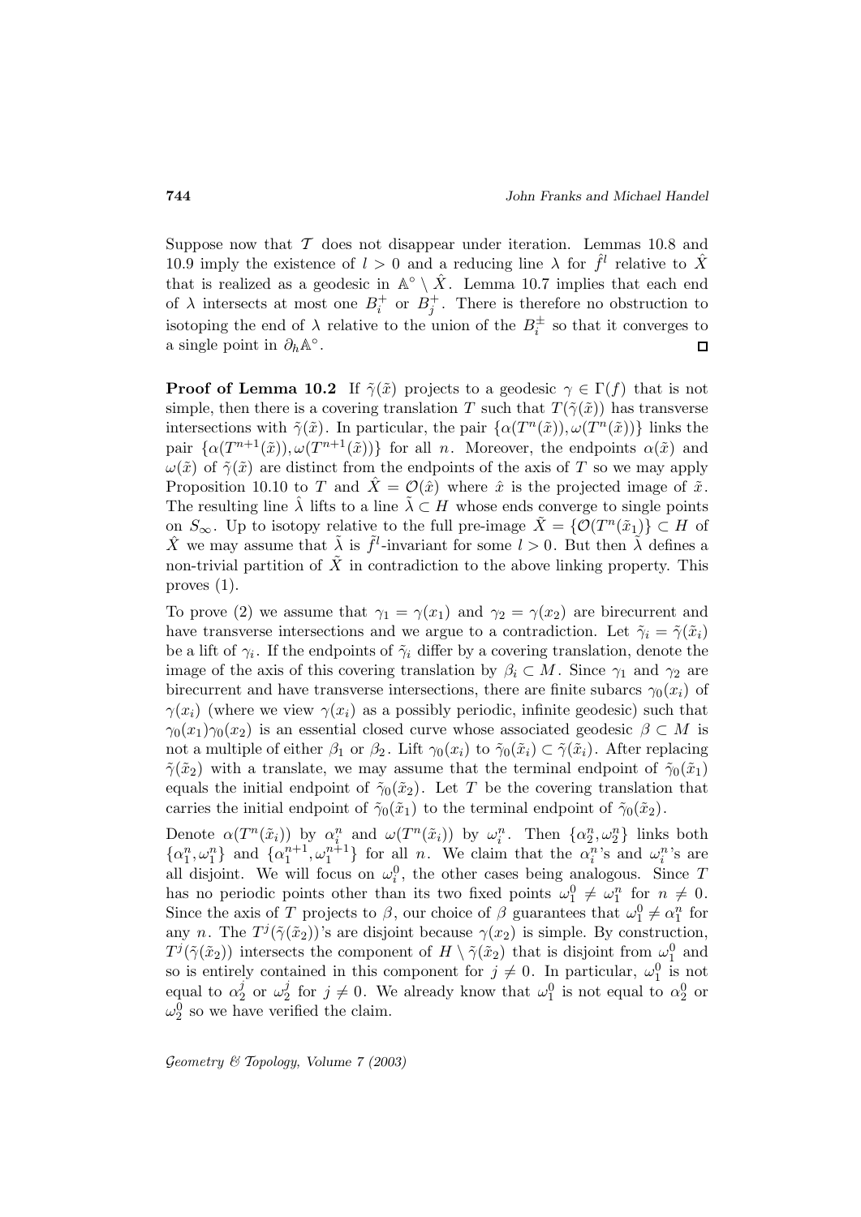Suppose now that $\mathcal{T}$ does not disappear under iteration. Lemmas 10.8 and 10.9 imply the existence of $l > 0$ and a reducing line $\lambda$ for $\hat{f}^l$ relative to $\hat{X}$ that is realized as a geodesic in $\mathbb{A}^\circ \setminus \hat{X}$. Lemma 10.7 implies that each end of $\lambda$ intersects at most one $B_i^+$ or $B_j^+$. There is therefore no obstruction to isotoping the end of $\lambda$ relative to the union of the $B_i^\pm$ so that it converges to a single point in $\partial_h \mathbb{A}^\circ$. $\square$

**Proof of Lemma 10.2** If $\tilde{\gamma}(\tilde{x})$ projects to a geodesic $\gamma \in \Gamma(f)$ that is not simple, then there is a covering translation $T$ such that $T(\tilde{\gamma}(\tilde{x}))$ has transverse intersections with $\tilde{\gamma}(\tilde{x})$. In particular, the pair $\{\alpha(T^n(\tilde{x})), \omega(T^n(\tilde{x}))\}$ links the pair $\{\alpha(T^{n+1}(\tilde{x})), \omega(T^{n+1}(\tilde{x}))\}$ for all $n$. Moreover, the endpoints $\alpha(\tilde{x})$ and $\omega(\tilde{x})$ of $\tilde{\gamma}(\tilde{x})$ are distinct from the endpoints of the axis of $T$ so we may apply Proposition 10.10 to $T$ and $\hat{X} = \mathcal{O}(\hat{x})$ where $\hat{x}$ is the projected image of $\tilde{x}$. The resulting line $\hat{\lambda}$ lifts to a line $\tilde{\lambda} \subset H$ whose ends converge to single points on $S_\infty$. Up to isotopy relative to the full pre-image $\tilde{X} = \{\mathcal{O}(T^n(\tilde{x}_1)\} \subset H$ of $\hat{X}$ we may assume that $\tilde{\lambda}$ is $\tilde{f}^l$-invariant for some $l > 0$. But then $\tilde{\lambda}$ defines a non-trivial partition of $\tilde{X}$ in contradiction to the above linking property. This proves (1).

To prove (2) we assume that $\gamma_1 = \gamma(x_1)$ and $\gamma_2 = \gamma(x_2)$ are birecurrent and have transverse intersections and we argue to a contradiction. Let $\tilde{\gamma}_i = \tilde{\gamma}(\tilde{x}_i)$ be a lift of $\gamma_i$. If the endpoints of $\tilde{\gamma}_i$ differ by a covering translation, denote the image of the axis of this covering translation by $\beta_i \subset M$. Since $\gamma_1$ and $\gamma_2$ are birecurrent and have transverse intersections, there are finite subarcs $\gamma_0(x_i)$ of $\gamma(x_i)$ (where we view $\gamma(x_i)$ as a possibly periodic, infinite geodesic) such that $\gamma_0(x_1)\gamma_0(x_2)$ is an essential closed curve whose associated geodesic $\beta \subset M$ is not a multiple of either $\beta_1$ or $\beta_2$. Lift $\gamma_0(x_i)$ to $\tilde{\gamma}_0(\tilde{x}_i) \subset \tilde{\gamma}(\tilde{x}_i)$. After replacing $\tilde{\gamma}(\tilde{x}_2)$ with a translate, we may assume that the terminal endpoint of $\tilde{\gamma}_0(\tilde{x}_1)$ equals the initial endpoint of $\tilde{\gamma}_0(\tilde{x}_2)$. Let $T$ be the covering translation that carries the initial endpoint of $\tilde{\gamma}_0(\tilde{x}_1)$ to the terminal endpoint of $\tilde{\gamma}_0(\tilde{x}_2)$.

Denote $\alpha(T^n(\tilde{x}_i))$ by $\alpha_i^n$ and $\omega(T^n(\tilde{x}_i))$ by $\omega_i^n$. Then $\{\alpha_2^n, \omega_2^n\}$ links both $\{\alpha_1^n, \omega_1^n\}$ and $\{\alpha_1^{n+1}, \omega_1^{n+1}\}$ for all $n$. We claim that the $\alpha_i^n$'s and $\omega_i^n$'s are all disjoint. We will focus on $\omega_i^0$, the other cases being analogous. Since $T$ has no periodic points other than its two fixed points $\omega_1^0 \neq \omega_1^n$ for $n \neq 0$. Since the axis of $T$ projects to $\beta$, our choice of $\beta$ guarantees that $\omega_1^0 \neq \alpha_1^n$ for any $n$. The $T^j(\tilde{\gamma}(\tilde{x}_2))$'s are disjoint because $\gamma(x_2)$ is simple. By construction, $T^j(\tilde{\gamma}(\tilde{x}_2))$ intersects the component of $H \setminus \tilde{\gamma}(\tilde{x}_2)$ that is disjoint from $\omega_1^0$ and so is entirely contained in this component for $j \neq 0$. In particular, $\omega_1^0$ is not equal to $\alpha_2^j$ or $\omega_2^j$ for $j \neq 0$. We already know that $\omega_1^0$ is not equal to $\alpha_2^0$ or $\omega_2^0$ so we have verified the claim.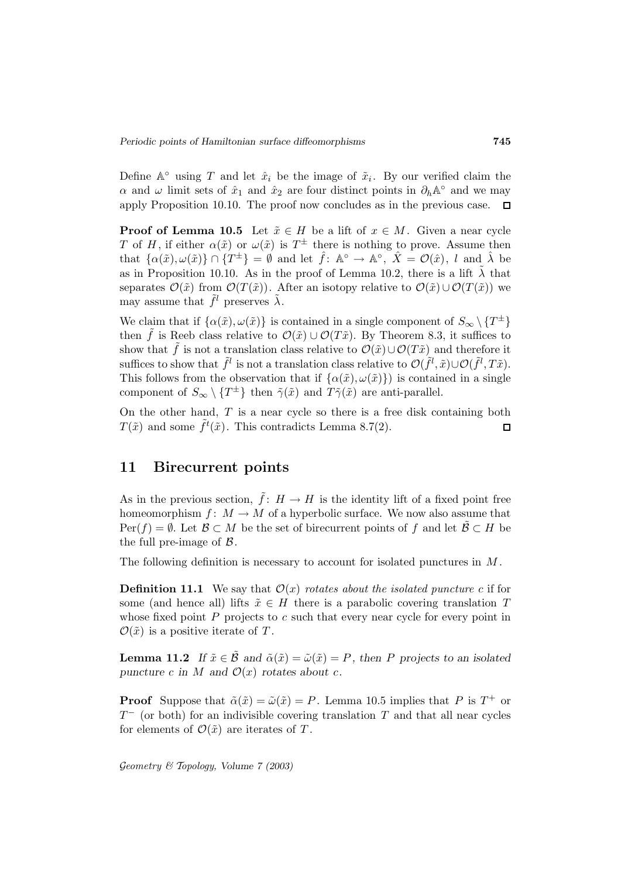Define $\mathbb{A}^\circ$ using $T$ and let $\hat{x}_i$ be the image of $\tilde{x}_i$. By our verified claim the $\alpha$ and $\omega$ limit sets of $\hat{x}_1$ and $\hat{x}_2$ are four distinct points in $\partial_h \mathbb{A}^\circ$ and we may apply Proposition 10.10. The proof now concludes as in the previous case. $\square$

**Proof of Lemma 10.5** Let $\tilde{x} \in H$ be a lift of $x \in M$. Given a near cycle $T$ of $H$, if either $\alpha(\tilde{x})$ or $\omega(\tilde{x})$ is $T^{\pm}$ there is nothing to prove. Assume then that $\{\alpha(\tilde{x}), \omega(\tilde{x})\} \cap \{T^{\pm}\} = \emptyset$ and let $\hat{f}\colon \mathbb{A}^\circ \to \mathbb{A}^\circ$, $\hat{X} = \mathcal{O}(\hat{x})$, $l$ and $\hat{\lambda}$ be as in Proposition 10.10. As in the proof of Lemma 10.2, there is a lift $\tilde{\lambda}$ that separates $\mathcal{O}(\tilde{x})$ from $\mathcal{O}(T(\tilde{x}))$. After an isotopy relative to $\mathcal{O}(\tilde{x}) \cup \mathcal{O}(T(\tilde{x}))$ we may assume that $\tilde{f}^l$ preserves $\tilde{\lambda}$.

We claim that if $\{\alpha(\tilde{x}), \omega(\tilde{x})\}$ is contained in a single component of $S_\infty \setminus \{T^{\pm}\}$ then $\tilde{f}$ is Reeb class relative to $\mathcal{O}(\tilde{x}) \cup \mathcal{O}(T\tilde{x})$. By Theorem 8.3, it suffices to show that $\tilde{f}$ is not a translation class relative to $\mathcal{O}(\tilde{x}) \cup \mathcal{O}(T\tilde{x})$ and therefore it suffices to show that $\tilde{f}^l$ is not a translation class relative to $\mathcal{O}(\tilde{f}^l, \tilde{x}) \cup \mathcal{O}(\tilde{f}^l, T\tilde{x})$. This follows from the observation that if $\{\alpha(\tilde{x}), \omega(\tilde{x})\})$ is contained in a single component of $S_\infty \setminus \{T^{\pm}\}$ then $\tilde{\gamma}(\tilde{x})$ and $T\tilde{\gamma}(\tilde{x})$ are anti-parallel.

On the other hand, $T$ is a near cycle so there is a free disk containing both $T(\tilde{x})$ and some $\tilde{f}^t(\tilde{x})$. This contradicts Lemma 8.7(2). $\square$

## 11 Birecurrent points

As in the previous section, $\tilde{f}\colon H \to H$ is the identity lift of a fixed point free homeomorphism $f\colon M \to M$ of a hyperbolic surface. We now also assume that $\mathrm{Per}(f) = \emptyset$. Let $\mathcal{B} \subset M$ be the set of birecurrent points of $f$ and let $\tilde{\mathcal{B}} \subset H$ be the full pre-image of $\mathcal{B}$.

The following definition is necessary to account for isolated punctures in $M$.

**Definition 11.1** We say that $\mathcal{O}(x)$ *rotates about the isolated puncture* $c$ if for some (and hence all) lifts $\tilde{x} \in H$ there is a parabolic covering translation $T$ whose fixed point $P$ projects to $c$ such that every near cycle for every point in $\mathcal{O}(\tilde{x})$ is a positive iterate of $T$.

**Lemma 11.2** *If $\tilde{x} \in \tilde{\mathcal{B}}$ and $\tilde{\alpha}(\tilde{x}) = \tilde{\omega}(\tilde{x}) = P$, then $P$ projects to an isolated puncture $c$ in $M$ and $\mathcal{O}(x)$ rotates about $c$.*

**Proof** Suppose that $\tilde{\alpha}(\tilde{x}) = \tilde{\omega}(\tilde{x}) = P$. Lemma 10.5 implies that $P$ is $T^+$ or $T^-$ (or both) for an indivisible covering translation $T$ and that all near cycles for elements of $\mathcal{O}(\tilde{x})$ are iterates of $T$.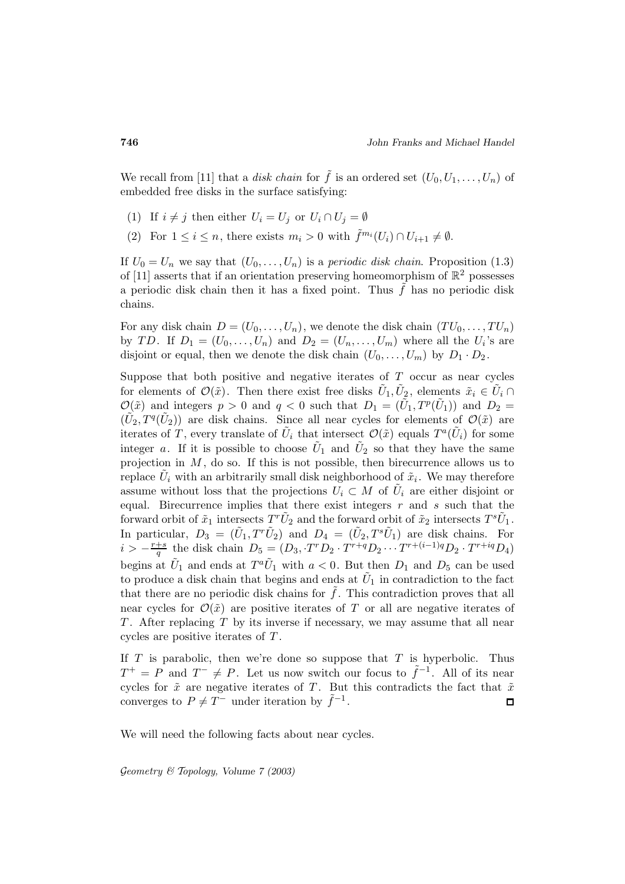We recall from [11] that a *disk chain* for $\tilde{f}$ is an ordered set $(U_0, U_1, \dots, U_n)$ of embedded free disks in the surface satisfying:

(1) If $i \neq j$ then either $U_i = U_j$ or $U_i \cap U_j = \emptyset$

(2) For $1 \leq i \leq n$, there exists $m_i > 0$ with $\tilde{f}^{m_i}(U_i) \cap U_{i+1} \neq \emptyset$.

If $U_0 = U_n$ we say that $(U_0, \dots, U_n)$ is a *periodic disk chain*. Proposition (1.3) of [11] asserts that if an orientation preserving homeomorphism of $\mathbb{R}^2$ possesses a periodic disk chain then it has a fixed point. Thus $\tilde{f}$ has no periodic disk chains.

For any disk chain $D = (U_0, \dots, U_n)$, we denote the disk chain $(TU_0, \dots, TU_n)$ by $TD$. If $D_1 = (U_0, \dots, U_n)$ and $D_2 = (U_n, \dots, U_m)$ where all the $U_i$'s are disjoint or equal, then we denote the disk chain $(U_0, \dots, U_m)$ by $D_1 \cdot D_2$.

Suppose that both positive and negative iterates of $T$ occur as near cycles for elements of $\mathcal{O}(\tilde{x})$. Then there exist free disks $\tilde{U}_1, \tilde{U}_2$, elements $\tilde{x}_i \in \tilde{U}_i \cap \mathcal{O}(\tilde{x})$ and integers $p > 0$ and $q < 0$ such that $D_1 = (\tilde{U}_1, T^p(\tilde{U}_1))$ and $D_2 = (\tilde{U}_2, T^q(\tilde{U}_2))$ are disk chains. Since all near cycles for elements of $\mathcal{O}(\tilde{x})$ are iterates of $T$, every translate of $\tilde{U}_i$ that intersect $\mathcal{O}(\tilde{x})$ equals $T^a(\tilde{U}_i)$ for some integer $a$. If it is possible to choose $\tilde{U}_1$ and $\tilde{U}_2$ so that they have the same projection in $M$, do so. If this is not possible, then birecurrence allows us to replace $\tilde{U}_i$ with an arbitrarily small disk neighborhood of $\tilde{x}_i$. We may therefore assume without loss that the projections $U_i \subset M$ of $\tilde{U}_i$ are either disjoint or equal. Birecurrence implies that there exist integers $r$ and $s$ such that the forward orbit of $\tilde{x}_1$ intersects $T^r\tilde{U}_2$ and the forward orbit of $\tilde{x}_2$ intersects $T^s\tilde{U}_1$. In particular, $D_3 = (\tilde{U}_1, T^r\tilde{U}_2)$ and $D_4 = (\tilde{U}_2, T^s\tilde{U}_1)$ are disk chains. For $i > -\frac{r+s}{q}$ the disk chain $D_5 = (D_3, \cdot T^r D_2 \cdot T^{r+q}D_2 \cdots T^{r+(i-1)q}D_2 \cdot T^{r+iq}D_4)$ begins at $\tilde{U}_1$ and ends at $T^a\tilde{U}_1$ with $a < 0$. But then $D_1$ and $D_5$ can be used to produce a disk chain that begins and ends at $\tilde{U}_1$ in contradiction to the fact that there are no periodic disk chains for $\tilde{f}$. This contradiction proves that all near cycles for $\mathcal{O}(\tilde{x})$ are positive iterates of $T$ or all are negative iterates of $T$. After replacing $T$ by its inverse if necessary, we may assume that all near cycles are positive iterates of $T$.

If $T$ is parabolic, then we're done so suppose that $T$ is hyperbolic. Thus $T^+ = P$ and $T^- \neq P$. Let us now switch our focus to $\tilde{f}^{-1}$. All of its near cycles for $\tilde{x}$ are negative iterates of $T$. But this contradicts the fact that $\tilde{x}$ converges to $P \neq T^-$ under iteration by $\tilde{f}^{-1}$. $\square$

We will need the following facts about near cycles.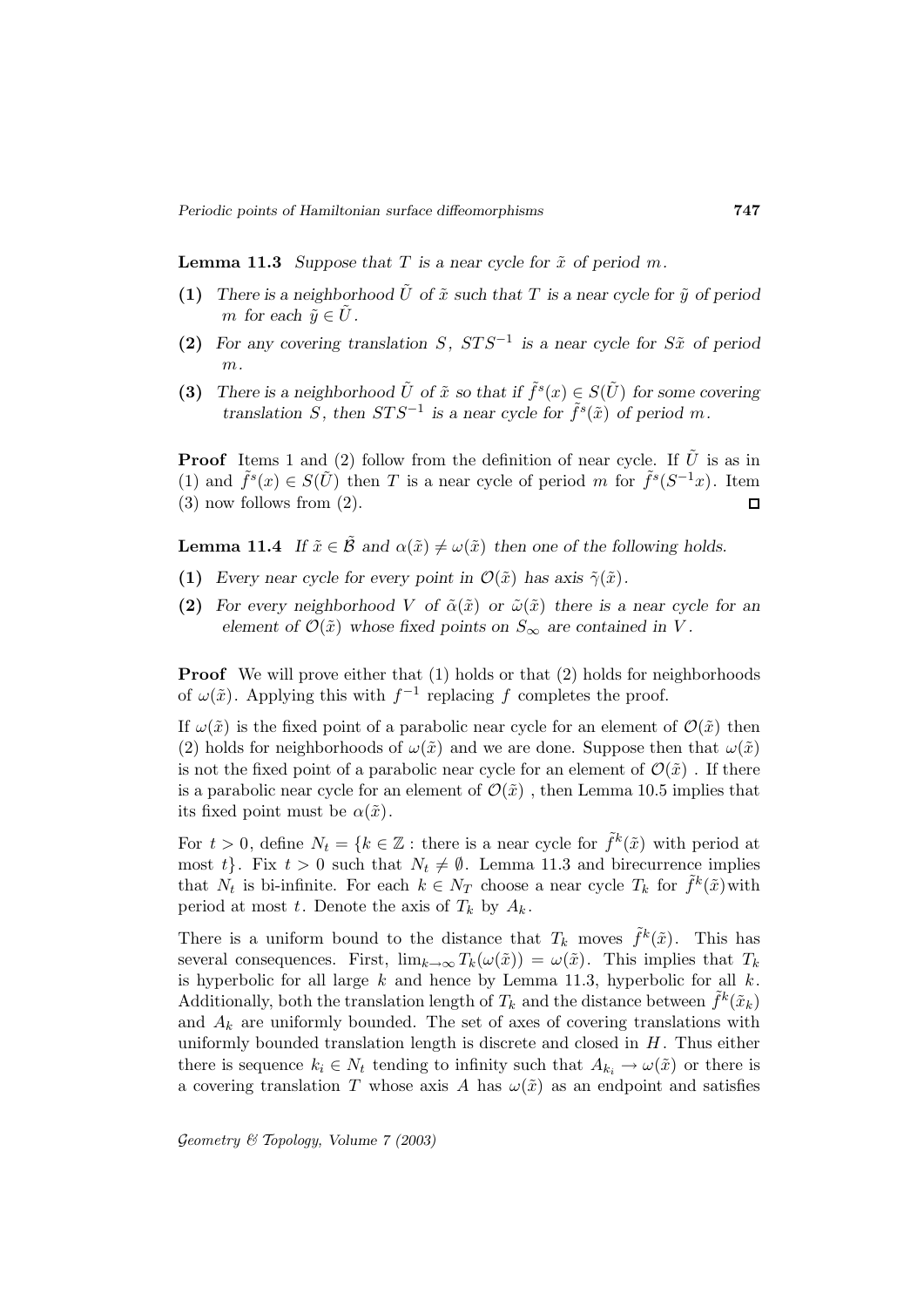**Lemma 11.3** *Suppose that $T$ is a near cycle for $\tilde{x}$ of period $m$.*

**(1)** *There is a neighborhood $\tilde{U}$ of $\tilde{x}$ such that $T$ is a near cycle for $\tilde{y}$ of period $m$ for each $\tilde{y} \in \tilde{U}$.*

**(2)** *For any covering translation $S$, $STS^{-1}$ is a near cycle for $S\tilde{x}$ of period $m$.*

**(3)** *There is a neighborhood $\tilde{U}$ of $\tilde{x}$ so that if $\tilde{f}^s(x) \in S(\tilde{U})$ for some covering translation $S$, then $STS^{-1}$ is a near cycle for $\tilde{f}^s(\tilde{x})$ of period $m$.*

**Proof** Items 1 and (2) follow from the definition of near cycle. If $\tilde{U}$ is as in (1) and $\tilde{f}^s(x) \in S(\tilde{U})$ then $T$ is a near cycle of period $m$ for $\tilde{f}^s(S^{-1}x)$. Item (3) now follows from (2). □

**Lemma 11.4** *If $\tilde{x} \in \tilde{\mathcal{B}}$ and $\alpha(\tilde{x}) \neq \omega(\tilde{x})$ then one of the following holds.*

**(1)** *Every near cycle for every point in $\mathcal{O}(\tilde{x})$ has axis $\tilde{\gamma}(\tilde{x})$.*

**(2)** *For every neighborhood $V$ of $\tilde{\alpha}(\tilde{x})$ or $\tilde{\omega}(\tilde{x})$ there is a near cycle for an element of $\mathcal{O}(\tilde{x})$ whose fixed points on $S_\infty$ are contained in $V$.*

**Proof** We will prove either that (1) holds or that (2) holds for neighborhoods of $\omega(\tilde{x})$. Applying this with $f^{-1}$ replacing $f$ completes the proof.

If $\omega(\tilde{x})$ is the fixed point of a parabolic near cycle for an element of $\mathcal{O}(\tilde{x})$ then (2) holds for neighborhoods of $\omega(\tilde{x})$ and we are done. Suppose then that $\omega(\tilde{x})$ is not the fixed point of a parabolic near cycle for an element of $\mathcal{O}(\tilde{x})$ . If there is a parabolic near cycle for an element of $\mathcal{O}(\tilde{x})$ , then Lemma 10.5 implies that its fixed point must be $\alpha(\tilde{x})$.

For $t > 0$, define $N_t = \{k \in \mathbb{Z} :$ there is a near cycle for $\tilde{f}^k(\tilde{x})$ with period at most $t\}$. Fix $t > 0$ such that $N_t \neq \emptyset$. Lemma 11.3 and birecurrence implies that $N_t$ is bi-infinite. For each $k \in N_T$ choose a near cycle $T_k$ for $\tilde{f}^k(\tilde{x})$with period at most $t$. Denote the axis of $T_k$ by $A_k$.

There is a uniform bound to the distance that $T_k$ moves $\tilde{f}^k(\tilde{x})$. This has several consequences. First, $\lim_{k\to\infty} T_k(\omega(\tilde{x})) = \omega(\tilde{x})$. This implies that $T_k$ is hyperbolic for all large $k$ and hence by Lemma 11.3, hyperbolic for all $k$. Additionally, both the translation length of $T_k$ and the distance between $\tilde{f}^k(\tilde{x}_k)$ and $A_k$ are uniformly bounded. The set of axes of covering translations with uniformly bounded translation length is discrete and closed in $H$. Thus either there is sequence $k_i \in N_t$ tending to infinity such that $A_{k_i} \to \omega(\tilde{x})$ or there is a covering translation $T$ whose axis $A$ has $\omega(\tilde{x})$ as an endpoint and satisfies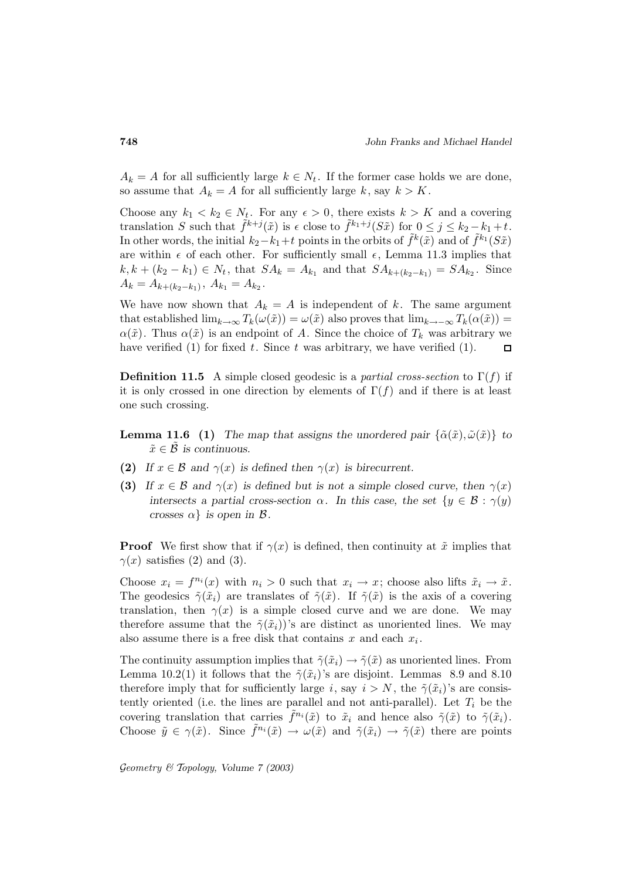$A_k = A$ for all sufficiently large $k \in N_t$. If the former case holds we are done, so assume that $A_k = A$ for all sufficiently large $k$, say $k > K$.

Choose any $k_1 < k_2 \in N_t$. For any $\epsilon > 0$, there exists $k > K$ and a covering translation $S$ such that $\tilde{f}^{k+j}(\tilde{x})$ is $\epsilon$ close to $\tilde{f}^{k_1+j}(S\tilde{x})$ for $0 \leq j \leq k_2 - k_1 + t$. In other words, the initial $k_2 - k_1 + t$ points in the orbits of $\tilde{f}^k(\tilde{x})$ and of $\tilde{f}^{k_1}(S\tilde{x})$ are within $\epsilon$ of each other. For sufficiently small $\epsilon$, Lemma 11.3 implies that $k, k + (k_2 - k_1) \in N_t$, that $SA_k = A_{k_1}$ and that $SA_{k+(k_2-k_1)} = SA_{k_2}$. Since $A_k = A_{k+(k_2-k_1)}$, $A_{k_1} = A_{k_2}$.

We have now shown that $A_k = A$ is independent of $k$. The same argument that established $\lim_{k\to\infty} T_k(\omega(\tilde{x})) = \omega(\tilde{x})$ also proves that $\lim_{k\to-\infty} T_k(\alpha(\tilde{x})) = \alpha(\tilde{x})$. Thus $\alpha(\tilde{x})$ is an endpoint of $A$. Since the choice of $T_k$ was arbitrary we have verified (1) for fixed $t$. Since $t$ was arbitrary, we have verified (1). □

**Definition 11.5** A simple closed geodesic is a *partial cross-section* to $\Gamma(f)$ if it is only crossed in one direction by elements of $\Gamma(f)$ and if there is at least one such crossing.

**Lemma 11.6** **(1)** *The map that assigns the unordered pair $\{\tilde{\alpha}(\tilde{x}), \tilde{\omega}(\tilde{x})\}$ to $\tilde{x} \in \tilde{\mathcal{B}}$ is continuous.*

**(2)** *If $x \in \mathcal{B}$ and $\gamma(x)$ is defined then $\gamma(x)$ is birecurrent.*

**(3)** *If $x \in \mathcal{B}$ and $\gamma(x)$ is defined but is not a simple closed curve, then $\gamma(x)$ intersects a partial cross-section $\alpha$. In this case, the set $\{y \in \mathcal{B} : \gamma(y)$ crosses $\alpha\}$ is open in $\mathcal{B}$.*

**Proof** We first show that if $\gamma(x)$ is defined, then continuity at $\tilde{x}$ implies that $\gamma(x)$ satisfies (2) and (3).

Choose $x_i = f^{n_i}(x)$ with $n_i > 0$ such that $x_i \to x$; choose also lifts $\tilde{x}_i \to \tilde{x}$. The geodesics $\tilde{\gamma}(\tilde{x}_i)$ are translates of $\tilde{\gamma}(\tilde{x})$. If $\tilde{\gamma}(\tilde{x})$ is the axis of a covering translation, then $\gamma(x)$ is a simple closed curve and we are done. We may therefore assume that the $\tilde{\gamma}(\tilde{x}_i))$'s are distinct as unoriented lines. We may also assume there is a free disk that contains $x$ and each $x_i$.

The continuity assumption implies that $\tilde{\gamma}(\tilde{x}_i) \to \tilde{\gamma}(\tilde{x})$ as unoriented lines. From Lemma 10.2(1) it follows that the $\tilde{\gamma}(\tilde{x}_i)$'s are disjoint. Lemmas 8.9 and 8.10 therefore imply that for sufficiently large $i$, say $i > N$, the $\tilde{\gamma}(\tilde{x}_i)$'s are consistently oriented (i.e. the lines are parallel and not anti-parallel). Let $T_i$ be the covering translation that carries $\tilde{f}^{n_i}(\tilde{x})$ to $\tilde{x}_i$ and hence also $\tilde{\gamma}(\tilde{x})$ to $\tilde{\gamma}(\tilde{x}_i)$. Choose $\tilde{y} \in \gamma(\tilde{x})$. Since $\tilde{f}^{n_i}(\tilde{x}) \to \omega(\tilde{x})$ and $\tilde{\gamma}(\tilde{x}_i) \to \tilde{\gamma}(\tilde{x})$ there are points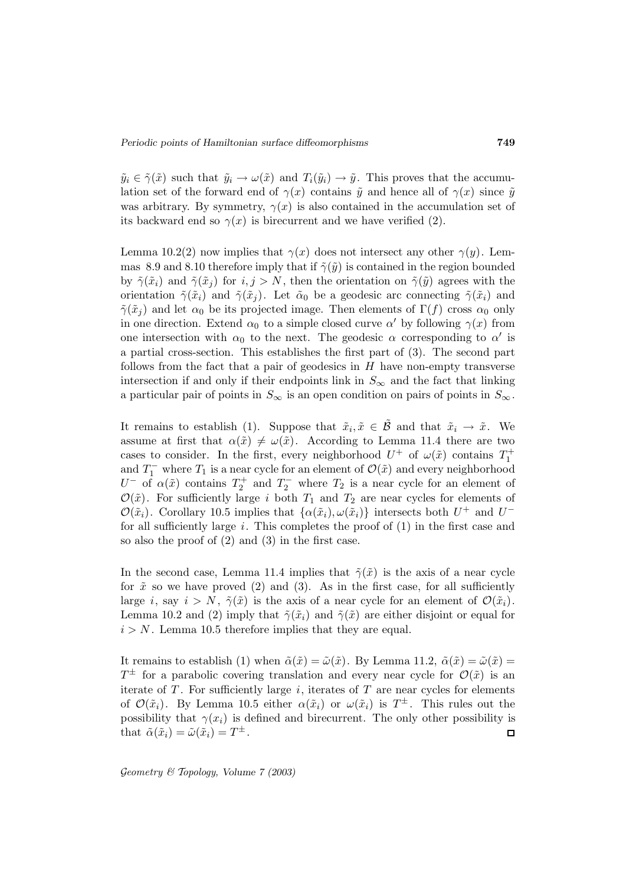$\tilde{y}_i \in \tilde{\gamma}(\tilde{x})$ such that $\tilde{y}_i \to \omega(\tilde{x})$ and $T_i(\tilde{y}_i) \to \tilde{y}$. This proves that the accumulation set of the forward end of $\gamma(x)$ contains $\tilde{y}$ and hence all of $\gamma(x)$ since $\tilde{y}$ was arbitrary. By symmetry, $\gamma(x)$ is also contained in the accumulation set of its backward end so $\gamma(x)$ is birecurrent and we have verified (2).

Lemma 10.2(2) now implies that $\gamma(x)$ does not intersect any other $\gamma(y)$. Lemmas 8.9 and 8.10 therefore imply that if $\tilde{\gamma}(\tilde{y})$ is contained in the region bounded by $\tilde{\gamma}(\tilde{x}_i)$ and $\tilde{\gamma}(\tilde{x}_j)$ for $i, j > N$, then the orientation on $\tilde{\gamma}(\tilde{y})$ agrees with the orientation $\tilde{\gamma}(\tilde{x}_i)$ and $\tilde{\gamma}(\tilde{x}_j)$. Let $\tilde{\alpha}_0$ be a geodesic arc connecting $\tilde{\gamma}(\tilde{x}_i)$ and $\tilde{\gamma}(\tilde{x}_j)$ and let $\alpha_0$ be its projected image. Then elements of $\Gamma(f)$ cross $\alpha_0$ only in one direction. Extend $\alpha_0$ to a simple closed curve $\alpha'$ by following $\gamma(x)$ from one intersection with $\alpha_0$ to the next. The geodesic $\alpha$ corresponding to $\alpha'$ is a partial cross-section. This establishes the first part of (3). The second part follows from the fact that a pair of geodesics in $H$ have non-empty transverse intersection if and only if their endpoints link in $S_\infty$ and the fact that linking a particular pair of points in $S_\infty$ is an open condition on pairs of points in $S_\infty$.

It remains to establish (1). Suppose that $\tilde{x}_i, \tilde{x} \in \tilde{\mathcal{B}}$ and that $\tilde{x}_i \to \tilde{x}$. We assume at first that $\alpha(\tilde{x}) \neq \omega(\tilde{x})$. According to Lemma 11.4 there are two cases to consider. In the first, every neighborhood $U^+$ of $\omega(\tilde{x})$ contains $T_1^+$ and $T_1^-$ where $T_1$ is a near cycle for an element of $\mathcal{O}(\tilde{x})$ and every neighborhood $U^-$ of $\alpha(\tilde{x})$ contains $T_2^+$ and $T_2^-$ where $T_2$ is a near cycle for an element of $\mathcal{O}(\tilde{x})$. For sufficiently large $i$ both $T_1$ and $T_2$ are near cycles for elements of $\mathcal{O}(\tilde{x}_i)$. Corollary 10.5 implies that $\{\alpha(\tilde{x}_i), \omega(\tilde{x}_i)\}$ intersects both $U^+$ and $U^-$ for all sufficiently large $i$. This completes the proof of (1) in the first case and so also the proof of (2) and (3) in the first case.

In the second case, Lemma 11.4 implies that $\tilde{\gamma}(\tilde{x})$ is the axis of a near cycle for $\tilde{x}$ so we have proved (2) and (3). As in the first case, for all sufficiently large $i$, say $i > N$, $\tilde{\gamma}(\tilde{x})$ is the axis of a near cycle for an element of $\mathcal{O}(\tilde{x}_i)$. Lemma 10.2 and (2) imply that $\tilde{\gamma}(\tilde{x}_i)$ and $\tilde{\gamma}(\tilde{x})$ are either disjoint or equal for $i > N$. Lemma 10.5 therefore implies that they are equal.

It remains to establish (1) when $\tilde{\alpha}(\tilde{x}) = \tilde{\omega}(\tilde{x})$. By Lemma 11.2, $\tilde{\alpha}(\tilde{x}) = \tilde{\omega}(\tilde{x}) = T^\pm$ for a parabolic covering translation and every near cycle for $\mathcal{O}(\tilde{x})$ is an iterate of $T$. For sufficiently large $i$, iterates of $T$ are near cycles for elements of $\mathcal{O}(\tilde{x}_i)$. By Lemma 10.5 either $\alpha(\tilde{x}_i)$ or $\omega(\tilde{x}_i)$ is $T^\pm$. This rules out the possibility that $\gamma(x_i)$ is defined and birecurrent. The only other possibility is that $\tilde{\alpha}(\tilde{x}_i) = \tilde{\omega}(\tilde{x}_i) = T^\pm$. □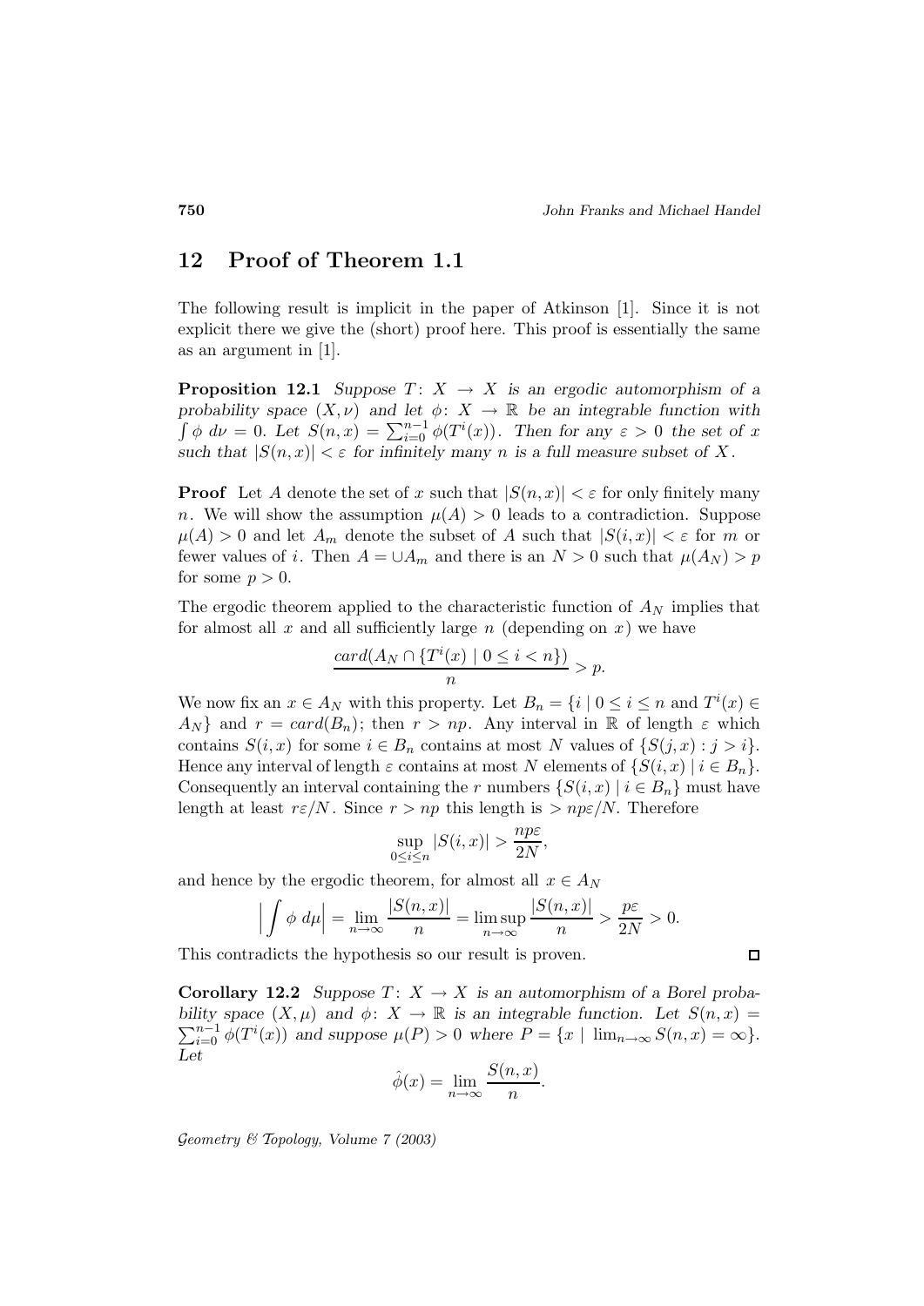## 12 Proof of Theorem 1.1

The following result is implicit in the paper of Atkinson [1]. Since it is not explicit there we give the (short) proof here. This proof is essentially the same as an argument in [1].

**Proposition 12.1** *Suppose $T\colon X \to X$ is an ergodic automorphism of a probability space $(X, \nu)$ and let $\phi\colon X \to \mathbb{R}$ be an integrable function with $\int \phi \; d\nu = 0$. Let $S(n,x) = \sum_{i=0}^{n-1} \phi(T^i(x))$. Then for any $\varepsilon > 0$ the set of $x$ such that $|S(n,x)| < \varepsilon$ for infinitely many $n$ is a full measure subset of $X$.*

**Proof** Let $A$ denote the set of $x$ such that $|S(n,x)| < \varepsilon$ for only finitely many $n$. We will show the assumption $\mu(A) > 0$ leads to a contradiction. Suppose $\mu(A) > 0$ and let $A_m$ denote the subset of $A$ such that $|S(i,x)| < \varepsilon$ for $m$ or fewer values of $i$. Then $A = \cup A_m$ and there is an $N > 0$ such that $\mu(A_N) > p$ for some $p > 0$.

The ergodic theorem applied to the characteristic function of $A_N$ implies that for almost all $x$ and all sufficiently large $n$ (depending on $x$) we have

$$\frac{card(A_N \cap \{T^i(x) \mid 0 \leq i < n\})}{n} > p.$$

We now fix an $x \in A_N$ with this property. Let $B_n = \{i \mid 0 \leq i \leq n \text{ and } T^i(x) \in A_N\}$ and $r = card(B_n)$; then $r > np$. Any interval in $\mathbb{R}$ of length $\varepsilon$ which contains $S(i,x)$ for some $i \in B_n$ contains at most $N$ values of $\{S(j,x) : j > i\}$. Hence any interval of length $\varepsilon$ contains at most $N$ elements of $\{S(i,x) \mid i \in B_n\}$. Consequently an interval containing the $r$ numbers $\{S(i,x) \mid i \in B_n\}$ must have length at least $r\varepsilon/N$. Since $r > np$ this length is $> np\varepsilon/N$. Therefore

$$\sup_{0 \leq i \leq n} |S(i,x)| > \frac{np\varepsilon}{2N},$$

and hence by the ergodic theorem, for almost all $x \in A_N$

$$\Big| \int \phi \; d\mu \Big| = \lim_{n\to\infty} \frac{|S(n,x)|}{n} = \limsup_{n\to\infty} \frac{|S(n,x)|}{n} > \frac{p\varepsilon}{2N} > 0.$$

This contradicts the hypothesis so our result is proven. □

**Corollary 12.2** *Suppose $T\colon X \to X$ is an automorphism of a Borel probability space $(X, \mu)$ and $\phi\colon X \to \mathbb{R}$ is an integrable function. Let $S(n,x) = \sum_{i=0}^{n-1} \phi(T^i(x))$ and suppose $\mu(P) > 0$ where $P = \{x \mid \lim_{n\to\infty} S(n,x) = \infty\}$. Let*

$$\hat{\phi}(x) = \lim_{n\to\infty} \frac{S(n,x)}{n}.$$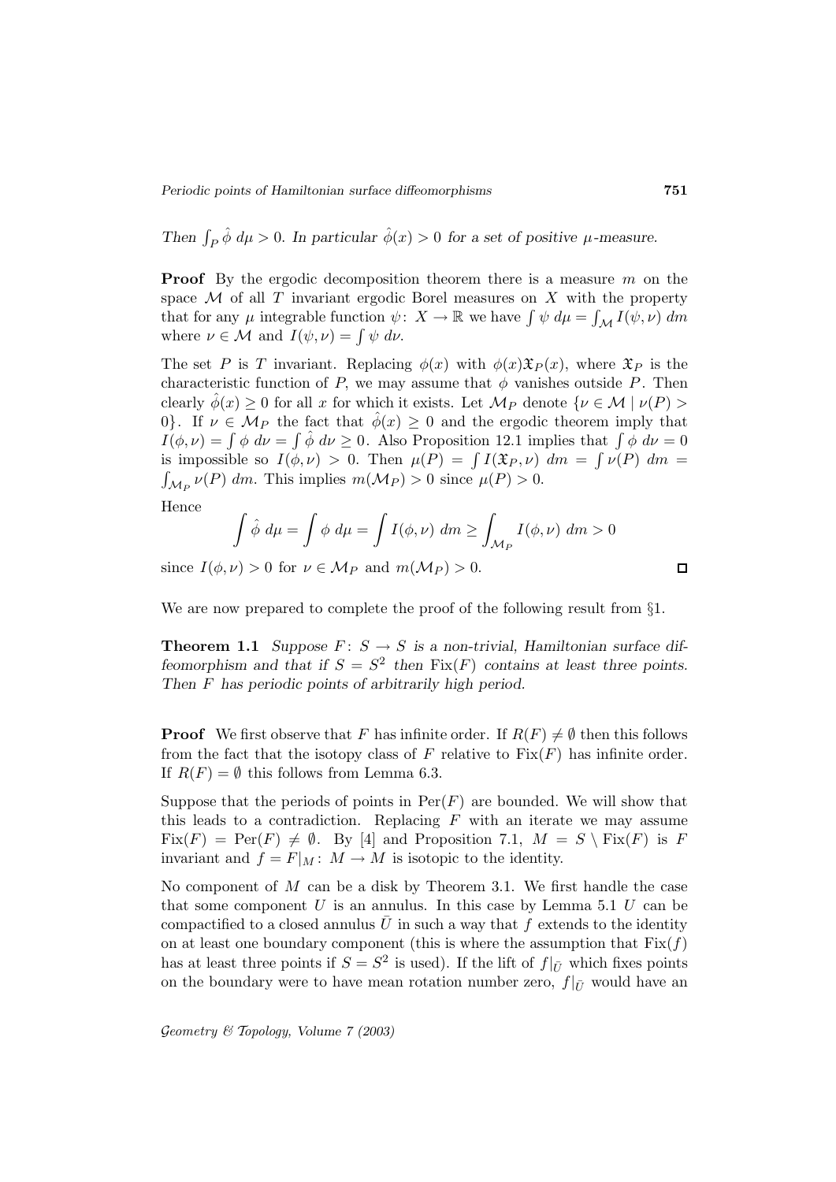*Then* $\int_P \hat{\phi}\, d\mu > 0$*. In particular* $\hat{\phi}(x) > 0$ *for a set of positive* $\mu$*-measure.*

**Proof** By the ergodic decomposition theorem there is a measure $m$ on the space $\mathcal{M}$ of all $T$ invariant ergodic Borel measures on $X$ with the property that for any $\mu$ integrable function $\psi\colon X \to \mathbb{R}$ we have $\int \psi\, d\mu = \int_{\mathcal{M}} I(\psi, \nu)\, dm$ where $\nu \in \mathcal{M}$ and $I(\psi, \nu) = \int \psi\, d\nu$.

The set $P$ is $T$ invariant. Replacing $\phi(x)$ with $\phi(x)\mathfrak{X}_P(x)$, where $\mathfrak{X}_P$ is the characteristic function of $P$, we may assume that $\phi$ vanishes outside $P$. Then clearly $\hat{\phi}(x) \geq 0$ for all $x$ for which it exists. Let $\mathcal{M}_P$ denote $\{\nu \in \mathcal{M} \mid \nu(P) > 0\}$. If $\nu \in \mathcal{M}_P$ the fact that $\hat{\phi}(x) \geq 0$ and the ergodic theorem imply that $I(\phi, \nu) = \int \phi\, d\nu = \int \hat{\phi}\, d\nu \geq 0$. Also Proposition 12.1 implies that $\int \phi\, d\nu = 0$ is impossible so $I(\phi, \nu) > 0$. Then $\mu(P) = \int I(\mathfrak{X}_P, \nu)\, dm = \int \nu(P)\, dm = \int_{\mathcal{M}_P} \nu(P)\, dm$. This implies $m(\mathcal{M}_P) > 0$ since $\mu(P) > 0$.

Hence

$$\int \hat{\phi}\, d\mu = \int \phi\, d\mu = \int I(\phi, \nu)\, dm \geq \int_{\mathcal{M}_P} I(\phi, \nu)\, dm > 0$$

since $I(\phi, \nu) > 0$ for $\nu \in \mathcal{M}_P$ and $m(\mathcal{M}_P) > 0$. □

We are now prepared to complete the proof of the following result from §1.

**Theorem 1.1** *Suppose* $F\colon S \to S$ *is a non-trivial, Hamiltonian surface diffeomorphism and that if* $S = S^2$ *then* $\mathrm{Fix}(F)$ *contains at least three points. Then* $F$ *has periodic points of arbitrarily high period.*

**Proof** We first observe that $F$ has infinite order. If $R(F) \neq \emptyset$ then this follows from the fact that the isotopy class of $F$ relative to $\mathrm{Fix}(F)$ has infinite order. If $R(F) = \emptyset$ this follows from Lemma 6.3.

Suppose that the periods of points in $\mathrm{Per}(F)$ are bounded. We will show that this leads to a contradiction. Replacing $F$ with an iterate we may assume $\mathrm{Fix}(F) = \mathrm{Per}(F) \neq \emptyset$. By [4] and Proposition 7.1, $M = S \setminus \mathrm{Fix}(F)$ is $F$ invariant and $f = F|_M\colon M \to M$ is isotopic to the identity.

No component of $M$ can be a disk by Theorem 3.1. We first handle the case that some component $U$ is an annulus. In this case by Lemma 5.1 $U$ can be compactified to a closed annulus $\bar{U}$ in such a way that $f$ extends to the identity on at least one boundary component (this is where the assumption that $\mathrm{Fix}(f)$ has at least three points if $S = S^2$ is used). If the lift of $f|_{\bar{U}}$ which fixes points on the boundary were to have mean rotation number zero, $f|_{\bar{U}}$ would have an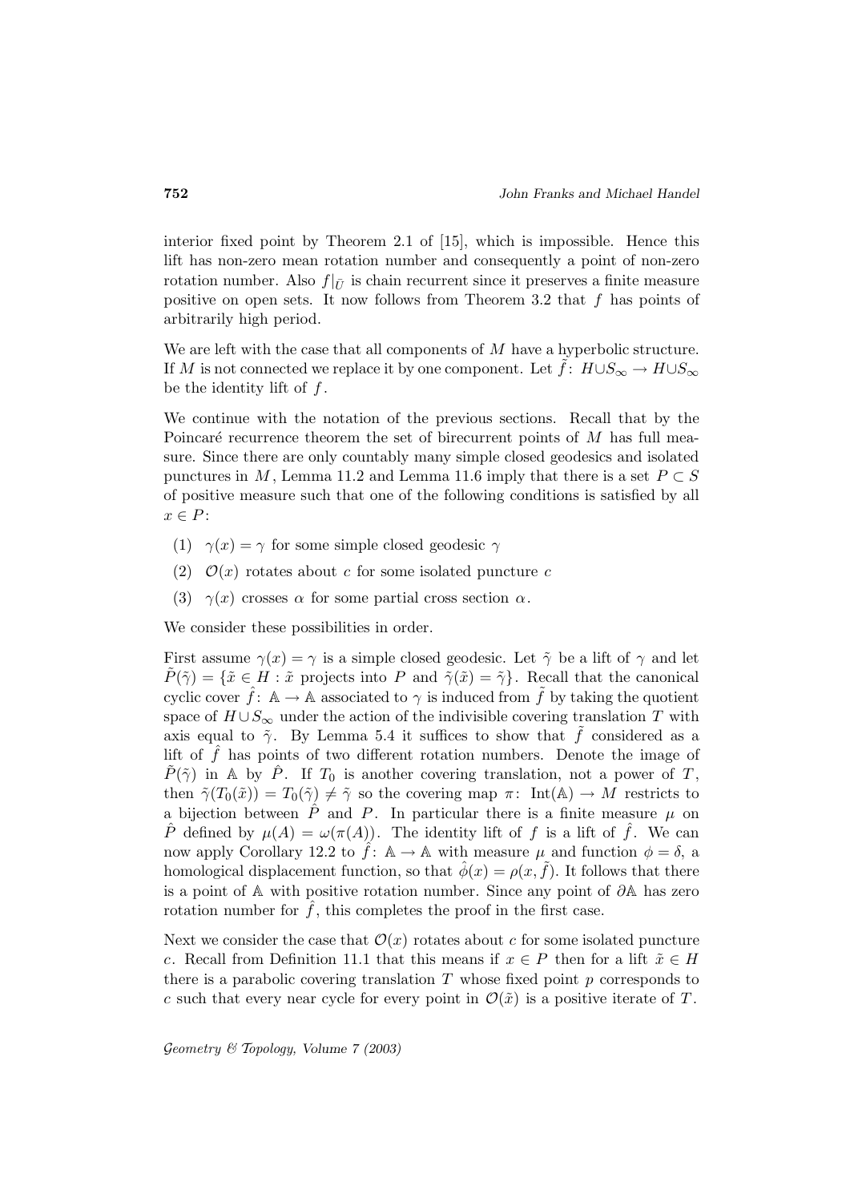interior fixed point by Theorem 2.1 of [15], which is impossible. Hence this lift has non-zero mean rotation number and consequently a point of non-zero rotation number. Also $f|_{\tilde{U}}$ is chain recurrent since it preserves a finite measure positive on open sets. It now follows from Theorem 3.2 that $f$ has points of arbitrarily high period.

We are left with the case that all components of $M$ have a hyperbolic structure. If $M$ is not connected we replace it by one component. Let $\tilde{f}\colon H \cup S_\infty \to H \cup S_\infty$ be the identity lift of $f$.

We continue with the notation of the previous sections. Recall that by the Poincaré recurrence theorem the set of birecurrent points of $M$ has full measure. Since there are only countably many simple closed geodesics and isolated punctures in $M$, Lemma 11.2 and Lemma 11.6 imply that there is a set $P \subset S$ of positive measure such that one of the following conditions is satisfied by all $x \in P$:

1. $\gamma(x) = \gamma$ for some simple closed geodesic $\gamma$
2. $\mathcal{O}(x)$ rotates about $c$ for some isolated puncture $c$
3. $\gamma(x)$ crosses $\alpha$ for some partial cross section $\alpha$.

We consider these possibilities in order.

First assume $\gamma(x) = \gamma$ is a simple closed geodesic. Let $\tilde{\gamma}$ be a lift of $\gamma$ and let $\tilde{P}(\tilde{\gamma}) = \{\tilde{x} \in H : \tilde{x} \text{ projects into } P \text{ and } \tilde{\gamma}(\tilde{x}) = \tilde{\gamma}\}$. Recall that the canonical cyclic cover $\hat{f}\colon \mathbb{A} \to \mathbb{A}$ associated to $\gamma$ is induced from $\tilde{f}$ by taking the quotient space of $H \cup S_\infty$ under the action of the indivisible covering translation $T$ with axis equal to $\tilde{\gamma}$. By Lemma 5.4 it suffices to show that $\tilde{f}$ considered as a lift of $\hat{f}$ has points of two different rotation numbers. Denote the image of $\tilde{P}(\tilde{\gamma})$ in $\mathbb{A}$ by $\hat{P}$. If $T_0$ is another covering translation, not a power of $T$, then $\tilde{\gamma}(T_0(\tilde{x})) = T_0(\tilde{\gamma}) \neq \tilde{\gamma}$ so the covering map $\pi\colon \operatorname{Int}(\mathbb{A}) \to M$ restricts to a bijection between $\hat{P}$ and $P$. In particular there is a finite measure $\mu$ on $\hat{P}$ defined by $\mu(A) = \omega(\pi(A))$. The identity lift of $f$ is a lift of $\hat{f}$. We can now apply Corollary 12.2 to $\hat{f}\colon \mathbb{A} \to \mathbb{A}$ with measure $\mu$ and function $\phi = \delta$, a homological displacement function, so that $\hat{\phi}(x) = \rho(x, \tilde{f})$. It follows that there is a point of $\mathbb{A}$ with positive rotation number. Since any point of $\partial\mathbb{A}$ has zero rotation number for $\hat{f}$, this completes the proof in the first case.

Next we consider the case that $\mathcal{O}(x)$ rotates about $c$ for some isolated puncture $c$. Recall from Definition 11.1 that this means if $x \in P$ then for a lift $\tilde{x} \in H$ there is a parabolic covering translation $T$ whose fixed point $p$ corresponds to $c$ such that every near cycle for every point in $\mathcal{O}(\tilde{x})$ is a positive iterate of $T$.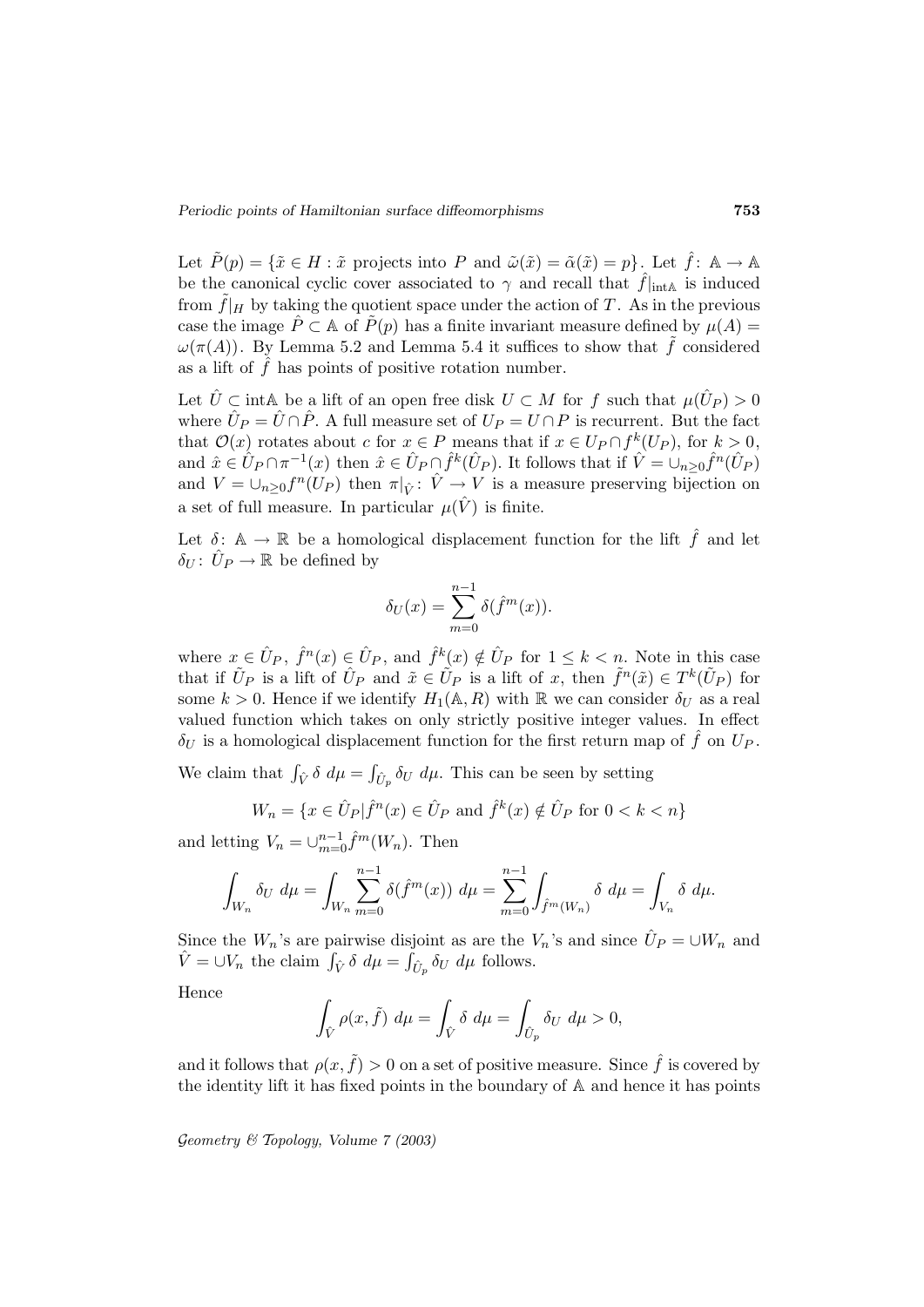Let $\tilde{P}(p) = \{\tilde{x} \in H : \tilde{x}$ projects into $P$ and $\tilde{\omega}(\tilde{x}) = \tilde{\alpha}(\tilde{x}) = p\}$. Let $\hat{f}\colon \mathbb{A} \to \mathbb{A}$ be the canonical cyclic cover associated to $\gamma$ and recall that $\hat{f}|_{\text{int}\mathbb{A}}$ is induced from $\tilde{f}|_H$ by taking the quotient space under the action of $T$. As in the previous case the image $\hat{P} \subset \mathbb{A}$ of $\tilde{P}(p)$ has a finite invariant measure defined by $\mu(A) = \omega(\pi(A))$. By Lemma 5.2 and Lemma 5.4 it suffices to show that $\tilde{f}$ considered as a lift of $\hat{f}$ has points of positive rotation number.

Let $\hat{U} \subset \text{int}\mathbb{A}$ be a lift of an open free disk $U \subset M$ for $f$ such that $\mu(\hat{U}_P) > 0$ where $\hat{U}_P = \hat{U} \cap \hat{P}$. A full measure set of $U_P = U \cap P$ is recurrent. But the fact that $\mathcal{O}(x)$ rotates about $c$ for $x \in P$ means that if $x \in U_P \cap f^k(U_P)$, for $k > 0$, and $\hat{x} \in \hat{U}_P \cap \pi^{-1}(x)$ then $\hat{x} \in \hat{U}_P \cap \hat{f}^k(\hat{U}_P)$. It follows that if $\hat{V} = \cup_{n \geq 0} \hat{f}^n(\hat{U}_P)$ and $V = \cup_{n \geq 0} f^n(U_P)$ then $\pi|_{\hat{V}}\colon \hat{V} \to V$ is a measure preserving bijection on a set of full measure. In particular $\mu(\hat{V})$ is finite.

Let $\delta\colon \mathbb{A} \to \mathbb{R}$ be a homological displacement function for the lift $\hat{f}$ and let $\delta_U\colon \hat{U}_P \to \mathbb{R}$ be defined by

$$\delta_U(x) = \sum_{m=0}^{n-1} \delta(\hat{f}^m(x)).$$

where $x \in \hat{U}_P,\ \hat{f}^n(x) \in \hat{U}_P$, and $\hat{f}^k(x) \notin \hat{U}_P$ for $1 \leq k < n$. Note in this case that if $\tilde{U}_P$ is a lift of $\hat{U}_P$ and $\tilde{x} \in \tilde{U}_P$ is a lift of $x$, then $\tilde{f}^n(\tilde{x}) \in T^k(\tilde{U}_P)$ for some $k > 0$. Hence if we identify $H_1(\mathbb{A}, R)$ with $\mathbb{R}$ we can consider $\delta_U$ as a real valued function which takes on only strictly positive integer values. In effect $\delta_U$ is a homological displacement function for the first return map of $\hat{f}$ on $U_P$.

We claim that $\int_{\hat{V}} \delta \; d\mu = \int_{\hat{U}_p} \delta_U \; d\mu$. This can be seen by setting

$$W_n = \{x \in \hat{U}_P | \hat{f}^n(x) \in \hat{U}_P \text{ and } \hat{f}^k(x) \notin \hat{U}_P \text{ for } 0 < k < n\}$$

and letting $V_n = \cup_{m=0}^{n-1} \hat{f}^m(W_n)$. Then

$$\int_{W_n} \delta_U \; d\mu = \int_{W_n} \sum_{m=0}^{n-1} \delta(\hat{f}^m(x)) \; d\mu = \sum_{m=0}^{n-1} \int_{\hat{f}^m(W_n)} \delta \; d\mu = \int_{V_n} \delta \; d\mu.$$

Since the $W_n$'s are pairwise disjoint as are the $V_n$'s and since $\hat{U}_P = \cup W_n$ and $\hat{V} = \cup V_n$ the claim $\int_{\hat{V}} \delta \; d\mu = \int_{\hat{U}_p} \delta_U \; d\mu$ follows.

Hence

$$\int_{\hat{V}} \rho(x, \tilde{f}) \; d\mu = \int_{\hat{V}} \delta \; d\mu = \int_{\hat{U}_p} \delta_U \; d\mu > 0,$$

and it follows that $\rho(x, \tilde{f}) > 0$ on a set of positive measure. Since $\hat{f}$ is covered by the identity lift it has fixed points in the boundary of $\mathbb{A}$ and hence it has points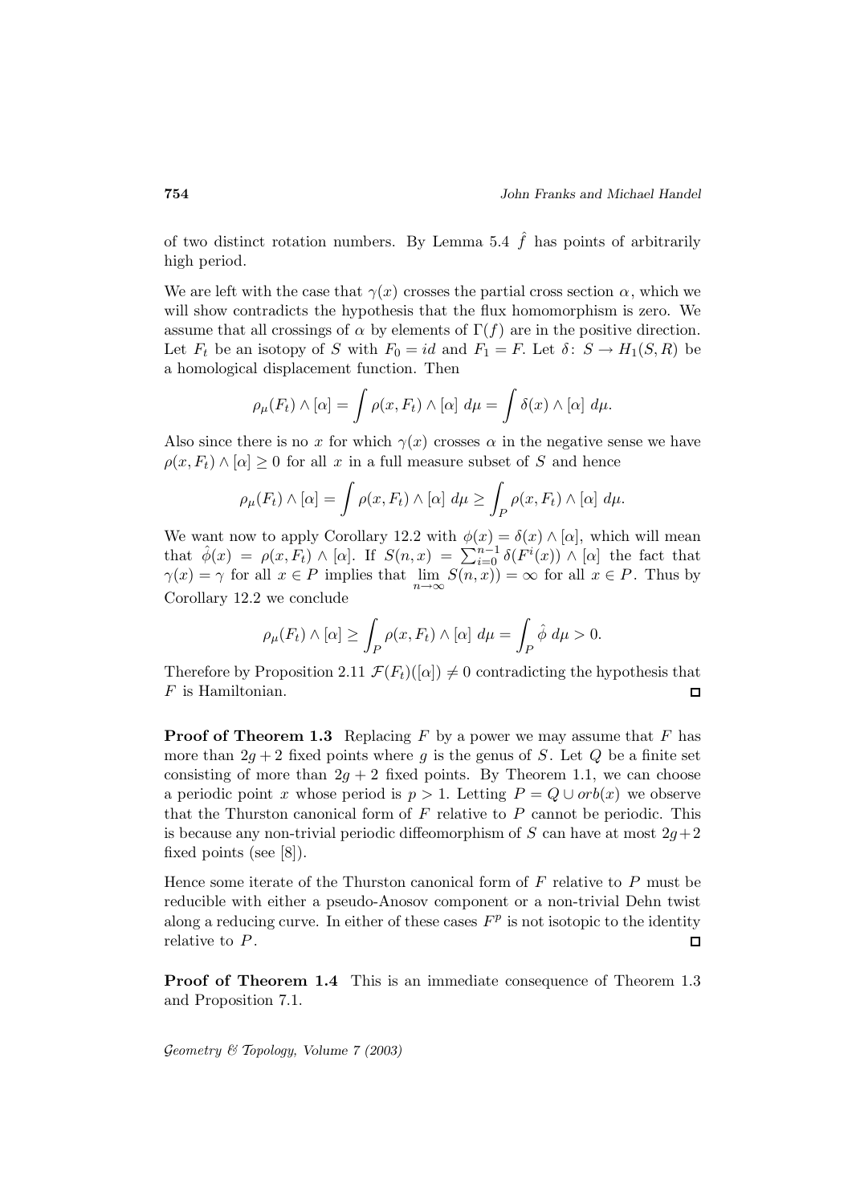of two distinct rotation numbers. By Lemma 5.4 $\hat{f}$ has points of arbitrarily high period.

We are left with the case that $\gamma(x)$ crosses the partial cross section $\alpha$, which we will show contradicts the hypothesis that the flux homomorphism is zero. We assume that all crossings of $\alpha$ by elements of $\Gamma(f)$ are in the positive direction. Let $F_t$ be an isotopy of $S$ with $F_0 = id$ and $F_1 = F$. Let $\delta\colon S \to H_1(S, R)$ be a homological displacement function. Then

$$\rho_\mu(F_t) \wedge [\alpha] = \int \rho(x, F_t) \wedge [\alpha] \; d\mu = \int \delta(x) \wedge [\alpha] \; d\mu.$$

Also since there is no $x$ for which $\gamma(x)$ crosses $\alpha$ in the negative sense we have $\rho(x, F_t) \wedge [\alpha] \geq 0$ for all $x$ in a full measure subset of $S$ and hence

$$\rho_\mu(F_t) \wedge [\alpha] = \int \rho(x, F_t) \wedge [\alpha] \; d\mu \geq \int_P \rho(x, F_t) \wedge [\alpha] \; d\mu.$$

We want now to apply Corollary 12.2 with $\phi(x) = \delta(x) \wedge [\alpha]$, which will mean that $\hat{\phi}(x) = \rho(x, F_t) \wedge [\alpha]$. If $S(n, x) = \sum_{i=0}^{n-1} \delta(F^i(x)) \wedge [\alpha]$ the fact that $\gamma(x) = \gamma$ for all $x \in P$ implies that $\lim_{n\to\infty} S(n, x)) = \infty$ for all $x \in P$. Thus by Corollary 12.2 we conclude

$$\rho_\mu(F_t) \wedge [\alpha] \geq \int_P \rho(x, F_t) \wedge [\alpha] \; d\mu = \int_P \hat{\phi} \; d\mu > 0.$$

Therefore by Proposition 2.11 $\mathcal{F}(F_t)([\alpha]) \neq 0$ contradicting the hypothesis that $F$ is Hamiltonian. □

**Proof of Theorem 1.3** Replacing $F$ by a power we may assume that $F$ has more than $2g + 2$ fixed points where $g$ is the genus of $S$. Let $Q$ be a finite set consisting of more than $2g + 2$ fixed points. By Theorem 1.1, we can choose a periodic point $x$ whose period is $p > 1$. Letting $P = Q \cup orb(x)$ we observe that the Thurston canonical form of $F$ relative to $P$ cannot be periodic. This is because any non-trivial periodic diffeomorphism of $S$ can have at most $2g+2$ fixed points (see [8]).

Hence some iterate of the Thurston canonical form of $F$ relative to $P$ must be reducible with either a pseudo-Anosov component or a non-trivial Dehn twist along a reducing curve. In either of these cases $F^p$ is not isotopic to the identity relative to $P$. □

**Proof of Theorem 1.4** This is an immediate consequence of Theorem 1.3 and Proposition 7.1.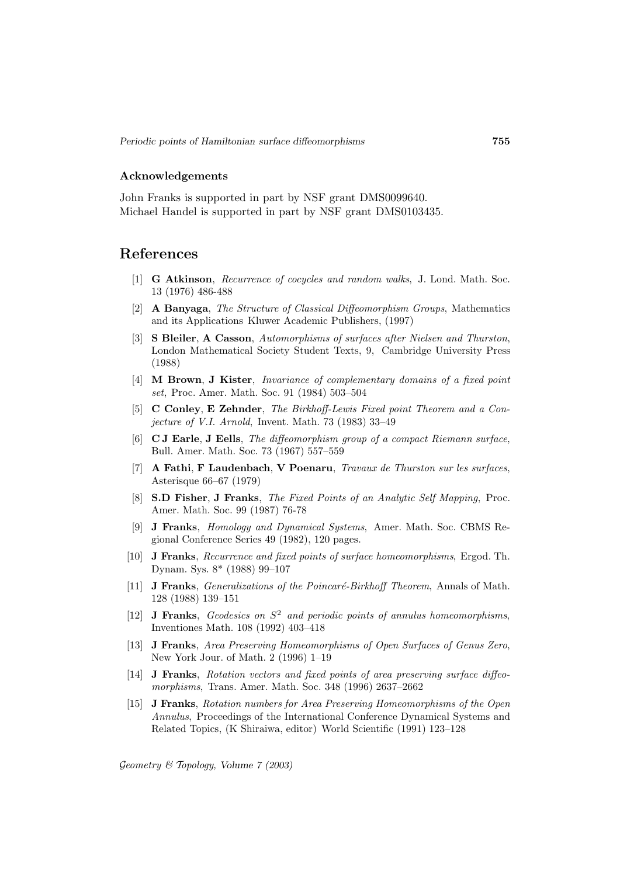### Acknowledgements

John Franks is supported in part by NSF grant DMS0099640.
Michael Handel is supported in part by NSF grant DMS0103435.

## References

[1] **G Atkinson**, *Recurrence of cocycles and random walks*, J. Lond. Math. Soc. 13 (1976) 486-488

[2] **A Banyaga**, *The Structure of Classical Diffeomorphism Groups*, Mathematics and its Applications Kluwer Academic Publishers, (1997)

[3] **S Bleiler**, **A Casson**, *Automorphisms of surfaces after Nielsen and Thurston*, London Mathematical Society Student Texts, 9, Cambridge University Press (1988)

[4] **M Brown**, **J Kister**, *Invariance of complementary domains of a fixed point set*, Proc. Amer. Math. Soc. 91 (1984) 503–504

[5] **C Conley**, **E Zehnder**, *The Birkhoff-Lewis Fixed point Theorem and a Conjecture of V.I. Arnold*, Invent. Math. 73 (1983) 33–49

[6] **C J Earle**, **J Eells**, *The diffeomorphism group of a compact Riemann surface*, Bull. Amer. Math. Soc. 73 (1967) 557–559

[7] **A Fathi**, **F Laudenbach**, **V Poenaru**, *Travaux de Thurston sur les surfaces*, Asterisque 66–67 (1979)

[8] **S.D Fisher**, **J Franks**, *The Fixed Points of an Analytic Self Mapping*, Proc. Amer. Math. Soc. 99 (1987) 76-78

[9] **J Franks**, *Homology and Dynamical Systems*, Amer. Math. Soc. CBMS Regional Conference Series 49 (1982), 120 pages.

[10] **J Franks**, *Recurrence and fixed points of surface homeomorphisms*, Ergod. Th. Dynam. Sys. 8* (1988) 99–107

[11] **J Franks**, *Generalizations of the Poincaré-Birkhoff Theorem*, Annals of Math. 128 (1988) 139–151

[12] **J Franks**, *Geodesics on $S^2$ and periodic points of annulus homeomorphisms*, Inventiones Math. 108 (1992) 403–418

[13] **J Franks**, *Area Preserving Homeomorphisms of Open Surfaces of Genus Zero*, New York Jour. of Math. 2 (1996) 1–19

[14] **J Franks**, *Rotation vectors and fixed points of area preserving surface diffeomorphisms*, Trans. Amer. Math. Soc. 348 (1996) 2637–2662

[15] **J Franks**, *Rotation numbers for Area Preserving Homeomorphisms of the Open Annulus*, Proceedings of the International Conference Dynamical Systems and Related Topics, (K Shiraiwa, editor) World Scientific (1991) 123–128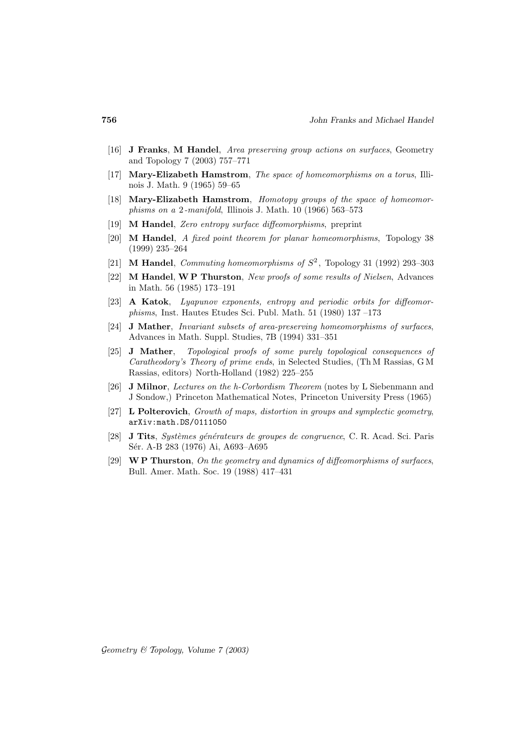- [16] **J Franks**, **M Handel**, *Area preserving group actions on surfaces*, Geometry and Topology 7 (2003) 757–771
- [17] **Mary-Elizabeth Hamstrom**, *The space of homeomorphisms on a torus*, Illinois J. Math. 9 (1965) 59–65
- [18] **Mary-Elizabeth Hamstrom**, *Homotopy groups of the space of homeomorphisms on a 2-manifold*, Illinois J. Math. 10 (1966) 563–573
- [19] **M Handel**, *Zero entropy surface diffeomorphisms*, preprint
- [20] **M Handel**, *A fixed point theorem for planar homeomorphisms*, Topology 38 (1999) 235–264
- [21] **M Handel**, *Commuting homeomorphisms of $S^2$*, Topology 31 (1992) 293–303
- [22] **M Handel**, **W P Thurston**, *New proofs of some results of Nielsen*, Advances in Math. 56 (1985) 173–191
- [23] **A Katok**, *Lyapunov exponents, entropy and periodic orbits for diffeomorphisms*, Inst. Hautes Etudes Sci. Publ. Math. 51 (1980) 137 –173
- [24] **J Mather**, *Invariant subsets of area-preserving homeomorphisms of surfaces*, Advances in Math. Suppl. Studies, 7B (1994) 331–351
- [25] **J Mather**, *Topological proofs of some purely topological consequences of Caratheodory's Theory of prime ends*, in Selected Studies, (Th M Rassias, G M Rassias, editors) North-Holland (1982) 225–255
- [26] **J Milnor**, *Lectures on the h-Corbordism Theorem* (notes by L Siebenmann and J Sondow,) Princeton Mathematical Notes, Princeton University Press (1965)
- [27] **L Polterovich**, *Growth of maps, distortion in groups and symplectic geometry*, arXiv:math.DS/0111050
- [28] **J Tits**, *Systèmes générateurs de groupes de congruence*, C. R. Acad. Sci. Paris Sér. A-B 283 (1976) Ai, A693–A695
- [29] **W P Thurston**, *On the geometry and dynamics of diffeomorphisms of surfaces*, Bull. Amer. Math. Soc. 19 (1988) 417–431